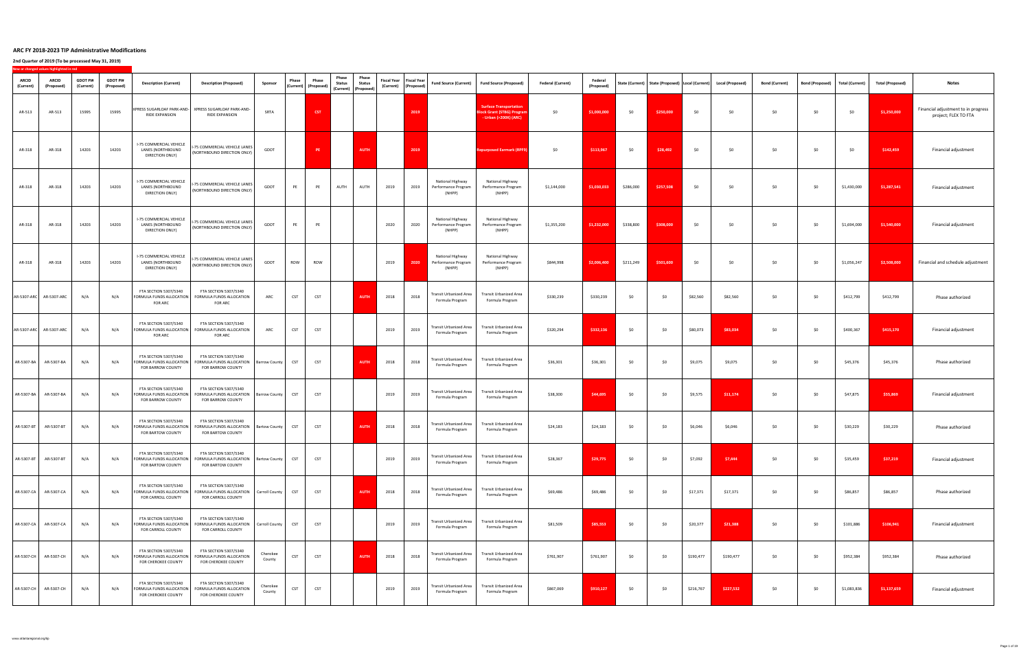# ARC FY 2018-2023 TIP Administrative Modifications

## 2nd Quarter of 2019 (To be processed May 31, 2019)

New or changed values highlighted in red

| ARCID (Current) | ARCID (Proposed) | GDOT PI# (Current) | GDOT PI# (Proposed) | Description (Current) | Description (Proposed) | Sponsor | Phase (Current) | Phase (Proposed) | Phase Status (Current) | Phase Status (Proposed) | Fiscal Year (Current) | Fiscal Year (Proposed) | Fund Source (Current) | Fund Source (Proposed) | Federal (Current) | Federal (Proposed) | State (Current) | State (Proposed) | Local (Current) | Local (Proposed) | Bond (Current) | Bond (Proposed) | Total (Current) | Total (Proposed) | Notes |
|---|---|---|---|---|---|---|---|---|---|---|---|---|---|---|---|---|---|---|---|---|---|---|---|---|---|
| AR-513 | AR-513 | 15995 | 15995 | XPRESS SUGARLOAF PARK-AND-RIDE EXPANSION | XPRESS SUGARLOAF PARK-AND-RIDE EXPANSION | SRTA | | CST | | | | 2019 | | Surface Transportation Block Grant (STBG) Program - Urban (>200K) (ARC) | $0 | $1,000,000 | $0 | $250,000 | $0 | $0 | $0 | $0 | $0 | $1,250,000 | Financial adjustment to in progress project; FLEX TO FTA |
| AR-318 | AR-318 | 14203 | 14203 | I-75 COMMERCIAL VEHICLE LANES (NORTHBOUND DIRECTION ONLY) | I-75 COMMERCIAL VEHICLE LANES (NORTHBOUND DIRECTION ONLY) | GDOT | | PE | | AUTH | | 2019 | | Repurposed Earmark (RPF9) | $0 | $113,967 | $0 | $28,492 | $0 | $0 | $0 | $0 | $0 | $142,459 | Financial adjustment |
| AR-318 | AR-318 | 14203 | 14203 | I-75 COMMERCIAL VEHICLE LANES (NORTHBOUND DIRECTION ONLY) | I-75 COMMERCIAL VEHICLE LANES (NORTHBOUND DIRECTION ONLY) | GDOT | PE | PE | AUTH | AUTH | 2019 | 2019 | National Highway Performance Program (NHPP) | National Highway Performance Program (NHPP) | $1,144,000 | $1,030,033 | $286,000 | $257,508 | $0 | $0 | $0 | $0 | $1,430,000 | $1,287,541 | Financial adjustment |
| AR-318 | AR-318 | 14203 | 14203 | I-75 COMMERCIAL VEHICLE LANES (NORTHBOUND DIRECTION ONLY) | I-75 COMMERCIAL VEHICLE LANES (NORTHBOUND DIRECTION ONLY) | GDOT | PE | PE | | | 2020 | 2020 | National Highway Performance Program (NHPP) | National Highway Performance Program (NHPP) | $1,355,200 | $1,232,000 | $338,800 | $308,000 | $0 | $0 | $0 | $0 | $1,694,000 | $1,540,000 | Financial adjustment |
| AR-318 | AR-318 | 14203 | 14203 | I-75 COMMERCIAL VEHICLE LANES (NORTHBOUND DIRECTION ONLY) | I-75 COMMERCIAL VEHICLE LANES (NORTHBOUND DIRECTION ONLY) | GDOT | ROW | ROW | | | 2019 | 2020 | National Highway Performance Program (NHPP) | National Highway Performance Program (NHPP) | $844,998 | $2,006,400 | $211,249 | $501,600 | $0 | $0 | $0 | $0 | $1,056,247 | $2,508,000 | Financial and schedule adjustment |
| AR-5307-ARC | AR-5307-ARC | N/A | N/A | FTA SECTION 5307/5340 FORMULA FUNDS ALLOCATION FOR ARC | FTA SECTION 5307/5340 FORMULA FUNDS ALLOCATION FOR ARC | ARC | CST | CST | | AUTH | 2018 | 2018 | Transit Urbanized Area Formula Program | Transit Urbanized Area Formula Program | $330,239 | $330,239 | $0 | $0 | $82,560 | $82,560 | $0 | $0 | $412,799 | $412,799 | Phase authorized |
| AR-5307-ARC | AR-5307-ARC | N/A | N/A | FTA SECTION 5307/5340 FORMULA FUNDS ALLOCATION FOR ARC | FTA SECTION 5307/5340 FORMULA FUNDS ALLOCATION FOR ARC | ARC | CST | CST | | | 2019 | 2019 | Transit Urbanized Area Formula Program | Transit Urbanized Area Formula Program | $320,294 | $332,136 | $0 | $0 | $80,073 | $83,034 | $0 | $0 | $400,367 | $415,170 | Financial adjustment |
| AR-5307-BA | AR-5307-BA | N/A | N/A | FTA SECTION 5307/5340 FORMULA FUNDS ALLOCATION FOR BARROW COUNTY | FTA SECTION 5307/5340 FORMULA FUNDS ALLOCATION FOR BARROW COUNTY | Barrow County | CST | CST | | AUTH | 2018 | 2018 | Transit Urbanized Area Formula Program | Transit Urbanized Area Formula Program | $36,301 | $36,301 | $0 | $0 | $9,075 | $9,075 | $0 | $0 | $45,376 | $45,376 | Phase authorized |
| AR-5307-BA | AR-5307-BA | N/A | N/A | FTA SECTION 5307/5340 FORMULA FUNDS ALLOCATION FOR BARROW COUNTY | FTA SECTION 5307/5340 FORMULA FUNDS ALLOCATION FOR BARROW COUNTY | Barrow County | CST | CST | | | 2019 | 2019 | Transit Urbanized Area Formula Program | Transit Urbanized Area Formula Program | $38,300 | $44,695 | $0 | $0 | $9,575 | $11,174 | $0 | $0 | $47,875 | $55,869 | Financial adjustment |
| AR-5307-BT | AR-5307-BT | N/A | N/A | FTA SECTION 5307/5340 FORMULA FUNDS ALLOCATION FOR BARTOW COUNTY | FTA SECTION 5307/5340 FORMULA FUNDS ALLOCATION FOR BARTOW COUNTY | Bartow County | CST | CST | | AUTH | 2018 | 2018 | Transit Urbanized Area Formula Program | Transit Urbanized Area Formula Program | $24,183 | $24,183 | $0 | $0 | $6,046 | $6,046 | $0 | $0 | $30,229 | $30,229 | Phase authorized |
| AR-5307-BT | AR-5307-BT | N/A | N/A | FTA SECTION 5307/5340 FORMULA FUNDS ALLOCATION FOR BARTOW COUNTY | FTA SECTION 5307/5340 FORMULA FUNDS ALLOCATION FOR BARTOW COUNTY | Bartow County | CST | CST | | | 2019 | 2019 | Transit Urbanized Area Formula Program | Transit Urbanized Area Formula Program | $28,367 | $29,775 | $0 | $0 | $7,092 | $7,444 | $0 | $0 | $35,459 | $37,219 | Financial adjustment |
| AR-5307-CA | AR-5307-CA | N/A | N/A | FTA SECTION 5307/5340 FORMULA FUNDS ALLOCATION FOR CARROLL COUNTY | FTA SECTION 5307/5340 FORMULA FUNDS ALLOCATION FOR CARROLL COUNTY | Carroll County | CST | CST | | AUTH | 2018 | 2018 | Transit Urbanized Area Formula Program | Transit Urbanized Area Formula Program | $69,486 | $69,486 | $0 | $0 | $17,371 | $17,371 | $0 | $0 | $86,857 | $86,857 | Phase authorized |
| AR-5307-CA | AR-5307-CA | N/A | N/A | FTA SECTION 5307/5340 FORMULA FUNDS ALLOCATION FOR CARROLL COUNTY | FTA SECTION 5307/5340 FORMULA FUNDS ALLOCATION FOR CARROLL COUNTY | Carroll County | CST | CST | | | 2019 | 2019 | Transit Urbanized Area Formula Program | Transit Urbanized Area Formula Program | $81,509 | $85,553 | $0 | $0 | $20,377 | $21,388 | $0 | $0 | $101,886 | $106,941 | Financial adjustment |
| AR-5307-CH | AR-5307-CH | N/A | N/A | FTA SECTION 5307/5340 FORMULA FUNDS ALLOCATION FOR CHEROKEE COUNTY | FTA SECTION 5307/5340 FORMULA FUNDS ALLOCATION FOR CHEROKEE COUNTY | Cherokee County | CST | CST | | AUTH | 2018 | 2018 | Transit Urbanized Area Formula Program | Transit Urbanized Area Formula Program | $761,907 | $761,907 | $0 | $0 | $190,477 | $190,477 | $0 | $0 | $952,384 | $952,384 | Phase authorized |
| AR-5307-CH | AR-5307-CH | N/A | N/A | FTA SECTION 5307/5340 FORMULA FUNDS ALLOCATION FOR CHEROKEE COUNTY | FTA SECTION 5307/5340 FORMULA FUNDS ALLOCATION FOR CHEROKEE COUNTY | Cherokee County | CST | CST | | | 2019 | 2019 | Transit Urbanized Area Formula Program | Transit Urbanized Area Formula Program | $867,069 | $910,127 | $0 | $0 | $216,767 | $227,532 | $0 | $0 | $1,083,836 | $1,137,659 | Financial adjustment |

www.atlantaregional.org/tip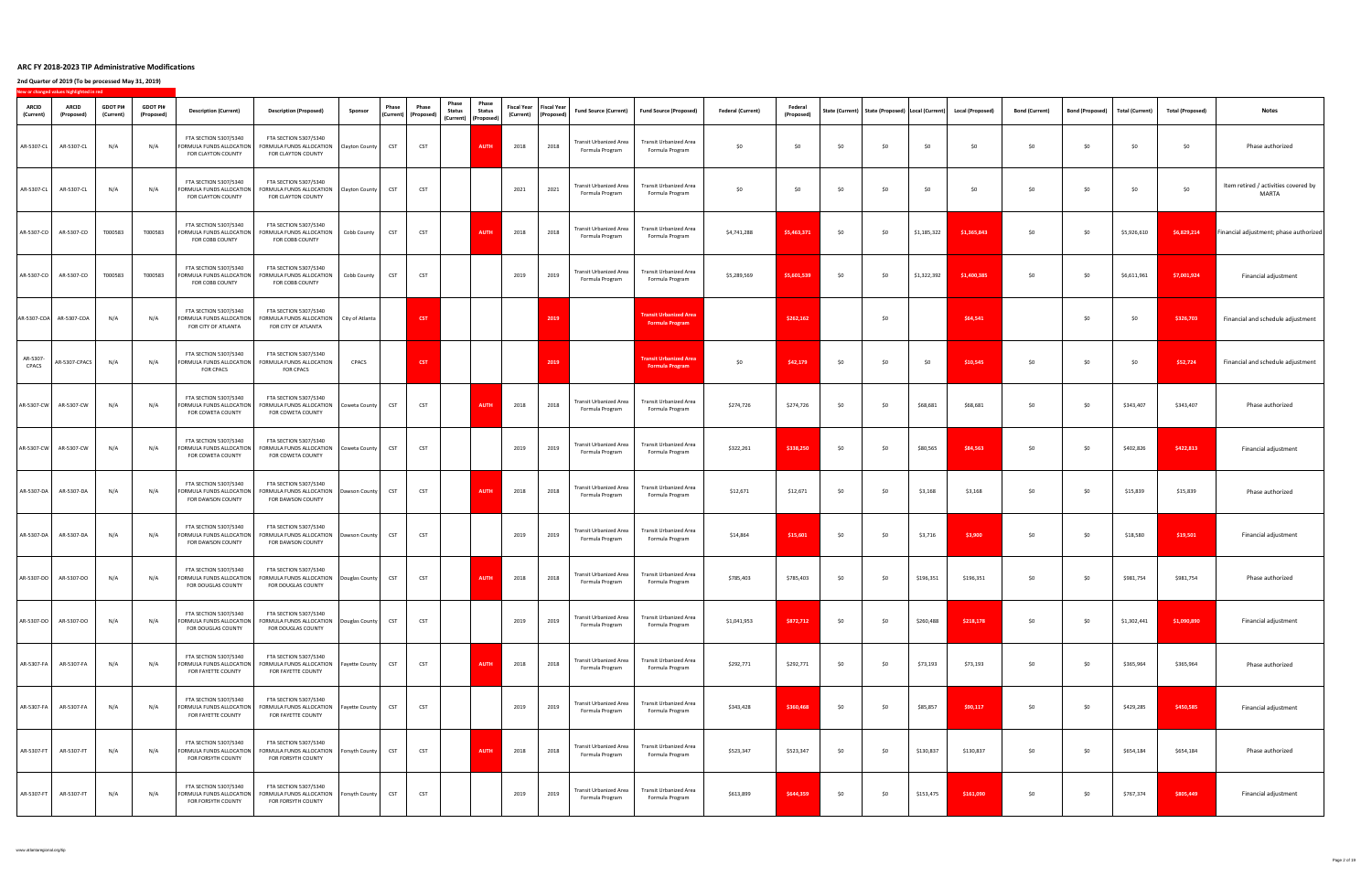## ARC FY 2018-2023 TIP Administrative Modifications

**2nd Quarter of 2019 (To be processed May 31, 2019)**

New or changed values highlighted in red

| ARCID (Current) | ARCID (Proposed) | GDOT PI# (Current) | GDOT PI# (Proposed) | Description (Current) | Description (Proposed) | Sponsor | Phase (Current) | Phase (Proposed) | Phase Status (Current) | Phase Status (Proposed) | Fiscal Year (Current) | Fiscal Year (Proposed) | Fund Source (Current) | Fund Source (Proposed) | Federal (Current) | Federal (Proposed) | State (Current) | State (Proposed) | Local (Current) | Local (Proposed) | Bond (Current) | Bond (Proposed) | Total (Current) | Total (Proposed) | Notes |
|---|---|---|---|---|---|---|---|---|---|---|---|---|---|---|---|---|---|---|---|---|---|---|---|---|---|
| AR-5307-CL | AR-5307-CL | N/A | N/A | FTA SECTION 5307/5340 FORMULA FUNDS ALLOCATION FOR CLAYTON COUNTY | FTA SECTION 5307/5340 FORMULA FUNDS ALLOCATION FOR CLAYTON COUNTY | Clayton County | CST | CST | | AUTH | 2018 | 2018 | Transit Urbanized Area Formula Program | Transit Urbanized Area Formula Program | $0 | $0 | $0 | $0 | $0 | $0 | $0 | $0 | $0 | $0 | Phase authorized |
| AR-5307-CL | AR-5307-CL | N/A | N/A | FTA SECTION 5307/5340 FORMULA FUNDS ALLOCATION FOR CLAYTON COUNTY | FTA SECTION 5307/5340 FORMULA FUNDS ALLOCATION FOR CLAYTON COUNTY | Clayton County | CST | CST | | | 2021 | 2021 | Transit Urbanized Area Formula Program | Transit Urbanized Area Formula Program | $0 | $0 | $0 | $0 | $0 | $0 | $0 | $0 | $0 | $0 | Item retired / activities covered by MARTA |
| AR-5307-CO | AR-5307-CO | T000583 | T000583 | FTA SECTION 5307/5340 FORMULA FUNDS ALLOCATION FOR COBB COUNTY | FTA SECTION 5307/5340 FORMULA FUNDS ALLOCATION FOR COBB COUNTY | Cobb County | CST | CST | | AUTH | 2018 | 2018 | Transit Urbanized Area Formula Program | Transit Urbanized Area Formula Program | $4,741,288 | $5,463,371 | $0 | $0 | $1,185,322 | $1,365,843 | $0 | $0 | $5,926,610 | $6,829,214 | Financial adjustment; phase authorized |
| AR-5307-CO | AR-5307-CO | T000583 | T000583 | FTA SECTION 5307/5340 FORMULA FUNDS ALLOCATION FOR COBB COUNTY | FTA SECTION 5307/5340 FORMULA FUNDS ALLOCATION FOR COBB COUNTY | Cobb County | CST | CST | | | 2019 | 2019 | Transit Urbanized Area Formula Program | Transit Urbanized Area Formula Program | $5,289,569 | $5,601,539 | $0 | $0 | $1,322,392 | $1,400,385 | $0 | $0 | $6,611,961 | $7,001,924 | Financial adjustment |
| AR-5307-COA | AR-5307-COA | N/A | N/A | FTA SECTION 5307/5340 FORMULA FUNDS ALLOCATION FOR CITY OF ATLANTA | FTA SECTION 5307/5340 FORMULA FUNDS ALLOCATION FOR CITY OF ATLANTA | City of Atlanta | | CST | | | | 2019 | | Transit Urbanized Area Formula Program | | $262,162 | | $0 | | $64,541 | | $0 | $0 | $326,703 | Financial and schedule adjustment |
| AR-5307-CPACS | AR-5307-CPACS | N/A | N/A | FTA SECTION 5307/5340 FORMULA FUNDS ALLOCATION FOR CPACS | FTA SECTION 5307/5340 FORMULA FUNDS ALLOCATION FOR CPACS | CPACS | | CST | | | | 2019 | | Transit Urbanized Area Formula Program | $0 | $42,179 | $0 | $0 | $0 | $10,545 | $0 | $0 | $0 | $52,724 | Financial and schedule adjustment |
| AR-5307-CW | AR-5307-CW | N/A | N/A | FTA SECTION 5307/5340 FORMULA FUNDS ALLOCATION FOR COWETA COUNTY | FTA SECTION 5307/5340 FORMULA FUNDS ALLOCATION FOR COWETA COUNTY | Coweta County | CST | CST | | AUTH | 2018 | 2018 | Transit Urbanized Area Formula Program | Transit Urbanized Area Formula Program | $274,726 | $274,726 | $0 | $0 | $68,681 | $68,681 | $0 | $0 | $343,407 | $343,407 | Phase authorized |
| AR-5307-CW | AR-5307-CW | N/A | N/A | FTA SECTION 5307/5340 FORMULA FUNDS ALLOCATION FOR COWETA COUNTY | FTA SECTION 5307/5340 FORMULA FUNDS ALLOCATION FOR COWETA COUNTY | Coweta County | CST | CST | | | 2019 | 2019 | Transit Urbanized Area Formula Program | Transit Urbanized Area Formula Program | $322,261 | $338,250 | $0 | $0 | $80,565 | $84,563 | $0 | $0 | $402,826 | $422,813 | Financial adjustment |
| AR-5307-DA | AR-5307-DA | N/A | N/A | FTA SECTION 5307/5340 FORMULA FUNDS ALLOCATION FOR DAWSON COUNTY | FTA SECTION 5307/5340 FORMULA FUNDS ALLOCATION FOR DAWSON COUNTY | Dawson County | CST | CST | | AUTH | 2018 | 2018 | Transit Urbanized Area Formula Program | Transit Urbanized Area Formula Program | $12,671 | $12,671 | $0 | $0 | $3,168 | $3,168 | $0 | $0 | $15,839 | $15,839 | Phase authorized |
| AR-5307-DA | AR-5307-DA | N/A | N/A | FTA SECTION 5307/5340 FORMULA FUNDS ALLOCATION FOR DAWSON COUNTY | FTA SECTION 5307/5340 FORMULA FUNDS ALLOCATION FOR DAWSON COUNTY | Dawson County | CST | CST | | | 2019 | 2019 | Transit Urbanized Area Formula Program | Transit Urbanized Area Formula Program | $14,864 | $15,601 | $0 | $0 | $3,716 | $3,900 | $0 | $0 | $18,580 | $19,501 | Financial adjustment |
| AR-5307-DO | AR-5307-DO | N/A | N/A | FTA SECTION 5307/5340 FORMULA FUNDS ALLOCATION FOR DOUGLAS COUNTY | FTA SECTION 5307/5340 FORMULA FUNDS ALLOCATION FOR DOUGLAS COUNTY | Douglas County | CST | CST | | AUTH | 2018 | 2018 | Transit Urbanized Area Formula Program | Transit Urbanized Area Formula Program | $785,403 | $785,403 | $0 | $0 | $196,351 | $196,351 | $0 | $0 | $981,754 | $981,754 | Phase authorized |
| AR-5307-DO | AR-5307-DO | N/A | N/A | FTA SECTION 5307/5340 FORMULA FUNDS ALLOCATION FOR DOUGLAS COUNTY | FTA SECTION 5307/5340 FORMULA FUNDS ALLOCATION FOR DOUGLAS COUNTY | Douglas County | CST | CST | | | 2019 | 2019 | Transit Urbanized Area Formula Program | Transit Urbanized Area Formula Program | $1,041,953 | $872,712 | $0 | $0 | $260,488 | $218,178 | $0 | $0 | $1,302,441 | $1,090,890 | Financial adjustment |
| AR-5307-FA | AR-5307-FA | N/A | N/A | FTA SECTION 5307/5340 FORMULA FUNDS ALLOCATION FOR FAYETTE COUNTY | FTA SECTION 5307/5340 FORMULA FUNDS ALLOCATION FOR FAYETTE COUNTY | Fayette County | CST | CST | | AUTH | 2018 | 2018 | Transit Urbanized Area Formula Program | Transit Urbanized Area Formula Program | $292,771 | $292,771 | $0 | $0 | $73,193 | $73,193 | $0 | $0 | $365,964 | $365,964 | Phase authorized |
| AR-5307-FA | AR-5307-FA | N/A | N/A | FTA SECTION 5307/5340 FORMULA FUNDS ALLOCATION FOR FAYETTE COUNTY | FTA SECTION 5307/5340 FORMULA FUNDS ALLOCATION FOR FAYETTE COUNTY | Fayette County | CST | CST | | | 2019 | 2019 | Transit Urbanized Area Formula Program | Transit Urbanized Area Formula Program | $343,428 | $360,468 | $0 | $0 | $85,857 | $90,117 | $0 | $0 | $429,285 | $450,585 | Financial adjustment |
| AR-5307-FT | AR-5307-FT | N/A | N/A | FTA SECTION 5307/5340 FORMULA FUNDS ALLOCATION FOR FORSYTH COUNTY | FTA SECTION 5307/5340 FORMULA FUNDS ALLOCATION FOR FORSYTH COUNTY | Forsyth County | CST | CST | | AUTH | 2018 | 2018 | Transit Urbanized Area Formula Program | Transit Urbanized Area Formula Program | $523,347 | $523,347 | $0 | $0 | $130,837 | $130,837 | $0 | $0 | $654,184 | $654,184 | Phase authorized |
| AR-5307-FT | AR-5307-FT | N/A | N/A | FTA SECTION 5307/5340 FORMULA FUNDS ALLOCATION FOR FORSYTH COUNTY | FTA SECTION 5307/5340 FORMULA FUNDS ALLOCATION FOR FORSYTH COUNTY | Forsyth County | CST | CST | | | 2019 | 2019 | Transit Urbanized Area Formula Program | Transit Urbanized Area Formula Program | $613,899 | $644,359 | $0 | $0 | $153,475 | $161,090 | $0 | $0 | $767,374 | $805,449 | Financial adjustment |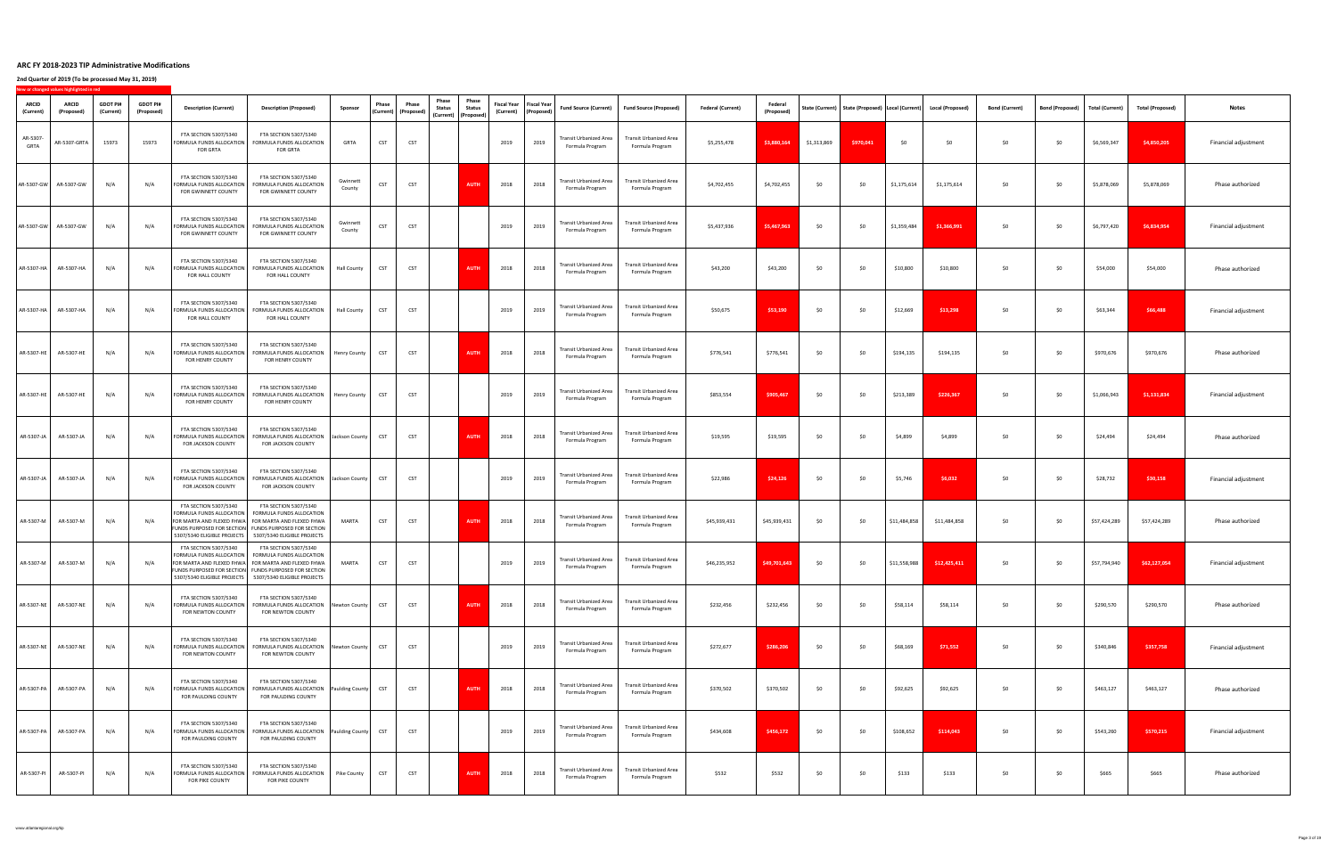## ARC FY 2018-2023 TIP Administrative Modifications

**2nd Quarter of 2019 (To be processed May 31, 2019)**

New or changed values highlighted in red

| ARCID (Current) | ARCID (Proposed) | GDOT PI# (Current) | GDOT PI# (Proposed) | Description (Current) | Description (Proposed) | Sponsor | Phase (Current) | Phase (Proposed) | Phase Status (Current) | Phase Status (Proposed) | Fiscal Year (Current) | Fiscal Year (Proposed) | Fund Source (Current) | Fund Source (Proposed) | Federal (Current) | Federal (Proposed) | State (Current) | State (Proposed) | Local (Current) | Local (Proposed) | Bond (Current) | Bond (Proposed) | Total (Current) | Total (Proposed) | Notes |
|---|---|---|---|---|---|---|---|---|---|---|---|---|---|---|---|---|---|---|---|---|---|---|---|---|---|
| AR-5307-GRTA | AR-5307-GRTA | 15973 | 15973 | FTA SECTION 5307/5340 FORMULA FUNDS ALLOCATION FOR GRTA | FTA SECTION 5307/5340 FORMULA FUNDS ALLOCATION FOR GRTA | GRTA | CST | CST | | | 2019 | 2019 | Transit Urbanized Area Formula Program | Transit Urbanized Area Formula Program | $5,255,478 | $3,880,164 | $1,313,869 | $970,041 | $0 | $0 | $0 | $0 | $6,569,347 | $4,850,205 | Financial adjustment |
| AR-5307-GW | AR-5307-GW | N/A | N/A | FTA SECTION 5307/5340 FORMULA FUNDS ALLOCATION FOR GWINNETT COUNTY | FTA SECTION 5307/5340 FORMULA FUNDS ALLOCATION FOR GWINNETT COUNTY | Gwinnett County | CST | CST | | AUTH | 2018 | 2018 | Transit Urbanized Area Formula Program | Transit Urbanized Area Formula Program | $4,702,455 | $4,702,455 | $0 | $0 | $1,175,614 | $1,175,614 | $0 | $0 | $5,878,069 | $5,878,069 | Phase authorized |
| AR-5307-GW | AR-5307-GW | N/A | N/A | FTA SECTION 5307/5340 FORMULA FUNDS ALLOCATION FOR GWINNETT COUNTY | FTA SECTION 5307/5340 FORMULA FUNDS ALLOCATION FOR GWINNETT COUNTY | Gwinnett County | CST | CST | | | 2019 | 2019 | Transit Urbanized Area Formula Program | Transit Urbanized Area Formula Program | $5,437,936 | $5,467,963 | $0 | $0 | $1,359,484 | $1,366,991 | $0 | $0 | $6,797,420 | $6,834,954 | Financial adjustment |
| AR-5307-HA | AR-5307-HA | N/A | N/A | FTA SECTION 5307/5340 FORMULA FUNDS ALLOCATION FOR HALL COUNTY | FTA SECTION 5307/5340 FORMULA FUNDS ALLOCATION FOR HALL COUNTY | Hall County | CST | CST | | AUTH | 2018 | 2018 | Transit Urbanized Area Formula Program | Transit Urbanized Area Formula Program | $43,200 | $43,200 | $0 | $0 | $10,800 | $10,800 | $0 | $0 | $54,000 | $54,000 | Phase authorized |
| AR-5307-HA | AR-5307-HA | N/A | N/A | FTA SECTION 5307/5340 FORMULA FUNDS ALLOCATION FOR HALL COUNTY | FTA SECTION 5307/5340 FORMULA FUNDS ALLOCATION FOR HALL COUNTY | Hall County | CST | CST | | | 2019 | 2019 | Transit Urbanized Area Formula Program | Transit Urbanized Area Formula Program | $50,675 | $53,190 | $0 | $0 | $12,669 | $13,298 | $0 | $0 | $63,344 | $66,488 | Financial adjustment |
| AR-5307-HE | AR-5307-HE | N/A | N/A | FTA SECTION 5307/5340 FORMULA FUNDS ALLOCATION FOR HENRY COUNTY | FTA SECTION 5307/5340 FORMULA FUNDS ALLOCATION FOR HENRY COUNTY | Henry County | CST | CST | | AUTH | 2018 | 2018 | Transit Urbanized Area Formula Program | Transit Urbanized Area Formula Program | $776,541 | $776,541 | $0 | $0 | $194,135 | $194,135 | $0 | $0 | $970,676 | $970,676 | Phase authorized |
| AR-5307-HE | AR-5307-HE | N/A | N/A | FTA SECTION 5307/5340 FORMULA FUNDS ALLOCATION FOR HENRY COUNTY | FTA SECTION 5307/5340 FORMULA FUNDS ALLOCATION FOR HENRY COUNTY | Henry County | CST | CST | | | 2019 | 2019 | Transit Urbanized Area Formula Program | Transit Urbanized Area Formula Program | $853,554 | $905,467 | $0 | $0 | $213,389 | $226,367 | $0 | $0 | $1,066,943 | $1,131,834 | Financial adjustment |
| AR-5307-JA | AR-5307-JA | N/A | N/A | FTA SECTION 5307/5340 FORMULA FUNDS ALLOCATION FOR JACKSON COUNTY | FTA SECTION 5307/5340 FORMULA FUNDS ALLOCATION FOR JACKSON COUNTY | Jackson County | CST | CST | | AUTH | 2018 | 2018 | Transit Urbanized Area Formula Program | Transit Urbanized Area Formula Program | $19,595 | $19,595 | $0 | $0 | $4,899 | $4,899 | $0 | $0 | $24,494 | $24,494 | Phase authorized |
| AR-5307-JA | AR-5307-JA | N/A | N/A | FTA SECTION 5307/5340 FORMULA FUNDS ALLOCATION FOR JACKSON COUNTY | FTA SECTION 5307/5340 FORMULA FUNDS ALLOCATION FOR JACKSON COUNTY | Jackson County | CST | CST | | | 2019 | 2019 | Transit Urbanized Area Formula Program | Transit Urbanized Area Formula Program | $22,986 | $24,126 | $0 | $0 | $5,746 | $6,032 | $0 | $0 | $28,732 | $30,158 | Financial adjustment |
| AR-5307-M | AR-5307-M | N/A | N/A | FTA SECTION 5307/5340 FORMULA FUNDS ALLOCATION FOR MARTA AND FLEXED FHWA FUNDS PURPOSED FOR SECTION 5307/5340 ELIGIBLE PROJECTS | FTA SECTION 5307/5340 FORMULA FUNDS ALLOCATION FOR MARTA AND FLEXED FHWA FUNDS PURPOSED FOR SECTION 5307/5340 ELIGIBLE PROJECTS | MARTA | CST | CST | | AUTH | 2018 | 2018 | Transit Urbanized Area Formula Program | Transit Urbanized Area Formula Program | $45,939,431 | $45,939,431 | $0 | $0 | $11,484,858 | $11,484,858 | $0 | $0 | $57,424,289 | $57,424,289 | Phase authorized |
| AR-5307-M | AR-5307-M | N/A | N/A | FTA SECTION 5307/5340 FORMULA FUNDS ALLOCATION FOR MARTA AND FLEXED FHWA FUNDS PURPOSED FOR SECTION 5307/5340 ELIGIBLE PROJECTS | FTA SECTION 5307/5340 FORMULA FUNDS ALLOCATION FOR MARTA AND FLEXED FHWA FUNDS PURPOSED FOR SECTION 5307/5340 ELIGIBLE PROJECTS | MARTA | CST | CST | | | 2019 | 2019 | Transit Urbanized Area Formula Program | Transit Urbanized Area Formula Program | $46,235,952 | $49,701,643 | $0 | $0 | $11,558,988 | $12,425,411 | $0 | $0 | $57,794,940 | $62,127,054 | Financial adjustment |
| AR-5307-NE | AR-5307-NE | N/A | N/A | FTA SECTION 5307/5340 FORMULA FUNDS ALLOCATION FOR NEWTON COUNTY | FTA SECTION 5307/5340 FORMULA FUNDS ALLOCATION FOR NEWTON COUNTY | Newton County | CST | CST | | AUTH | 2018 | 2018 | Transit Urbanized Area Formula Program | Transit Urbanized Area Formula Program | $232,456 | $232,456 | $0 | $0 | $58,114 | $58,114 | $0 | $0 | $290,570 | $290,570 | Phase authorized |
| AR-5307-NE | AR-5307-NE | N/A | N/A | FTA SECTION 5307/5340 FORMULA FUNDS ALLOCATION FOR NEWTON COUNTY | FTA SECTION 5307/5340 FORMULA FUNDS ALLOCATION FOR NEWTON COUNTY | Newton County | CST | CST | | | 2019 | 2019 | Transit Urbanized Area Formula Program | Transit Urbanized Area Formula Program | $272,677 | $286,206 | $0 | $0 | $68,169 | $71,552 | $0 | $0 | $340,846 | $357,758 | Financial adjustment |
| AR-5307-PA | AR-5307-PA | N/A | N/A | FTA SECTION 5307/5340 FORMULA FUNDS ALLOCATION FOR PAULDING COUNTY | FTA SECTION 5307/5340 FORMULA FUNDS ALLOCATION FOR PAULDING COUNTY | Paulding County | CST | CST | | AUTH | 2018 | 2018 | Transit Urbanized Area Formula Program | Transit Urbanized Area Formula Program | $370,502 | $370,502 | $0 | $0 | $92,625 | $92,625 | $0 | $0 | $463,127 | $463,127 | Phase authorized |
| AR-5307-PA | AR-5307-PA | N/A | N/A | FTA SECTION 5307/5340 FORMULA FUNDS ALLOCATION FOR PAULDING COUNTY | FTA SECTION 5307/5340 FORMULA FUNDS ALLOCATION FOR PAULDING COUNTY | Paulding County | CST | CST | | | 2019 | 2019 | Transit Urbanized Area Formula Program | Transit Urbanized Area Formula Program | $434,608 | $456,172 | $0 | $0 | $108,652 | $114,043 | $0 | $0 | $543,260 | $570,215 | Financial adjustment |
| AR-5307-PI | AR-5307-PI | N/A | N/A | FTA SECTION 5307/5340 FORMULA FUNDS ALLOCATION FOR PIKE COUNTY | FTA SECTION 5307/5340 FORMULA FUNDS ALLOCATION FOR PIKE COUNTY | Pike County | CST | CST | | AUTH | 2018 | 2018 | Transit Urbanized Area Formula Program | Transit Urbanized Area Formula Program | $532 | $532 | $0 | $0 | $133 | $133 | $0 | $0 | $665 | $665 | Phase authorized |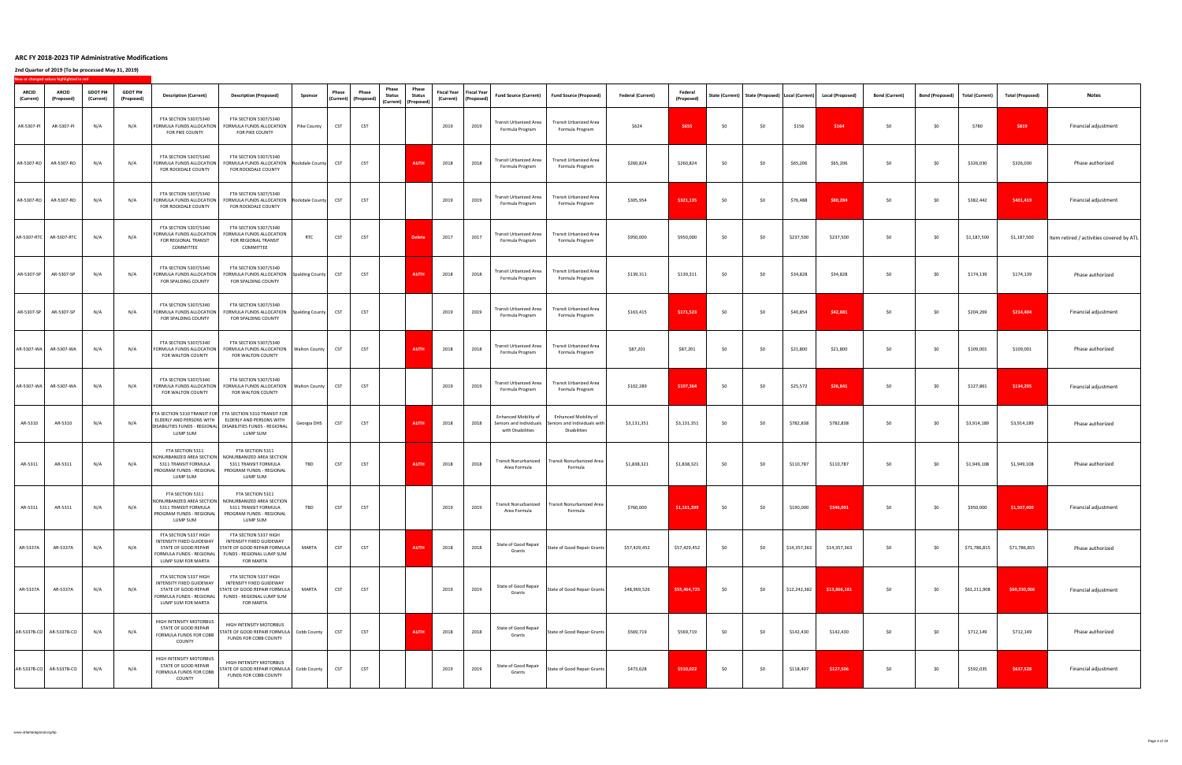## ARC FY 2018-2023 TIP Administrative Modifications

### 2nd Quarter of 2019 (To be processed May 31, 2019)

New or changed values highlighted in red

| ARCID (Current) | ARCID (Proposed) | GDOT PI# (Current) | GDOT PI# (Proposed) | Description (Current) | Description (Proposed) | Sponsor | Phase (Current) | Phase (Proposed) | Phase Status (Current) | Phase Status (Proposed) | Fiscal Year (Current) | Fiscal Year (Proposed) | Fund Source (Current) | Fund Source (Proposed) | Federal (Current) | Federal (Proposed) | State (Current) | State (Proposed) | Local (Current) | Local (Proposed) | Bond (Current) | Bond (Proposed) | Total (Current) | Total (Proposed) | Notes |
|---|---|---|---|---|---|---|---|---|---|---|---|---|---|---|---|---|---|---|---|---|---|---|---|---|---|
| AR-5307-PI | AR-5307-PI | N/A | N/A | FTA SECTION 5307/5340 FORMULA FUNDS ALLOCATION FOR PIKE COUNTY | FTA SECTION 5307/5340 FORMULA FUNDS ALLOCATION FOR PIKE COUNTY | Pike County | CST | CST | | | 2019 | 2019 | Transit Urbanized Area Formula Program | Transit Urbanized Area Formula Program | $624 | $655 | $0 | $0 | $156 | $164 | $0 | $0 | $780 | $819 | Financial adjustment |
| AR-5307-RO | AR-5307-RO | N/A | N/A | FTA SECTION 5307/5340 FORMULA FUNDS ALLOCATION FOR ROCKDALE COUNTY | FTA SECTION 5307/5340 FORMULA FUNDS ALLOCATION FOR ROCKDALE COUNTY | Rockdale County | CST | CST | | AUTH | 2018 | 2018 | Transit Urbanized Area Formula Program | Transit Urbanized Area Formula Program | $260,824 | $260,824 | $0 | $0 | $65,206 | $65,206 | $0 | $0 | $326,030 | $326,030 | Phase authorized |
| AR-5307-RO | AR-5307-RO | N/A | N/A | FTA SECTION 5307/5340 FORMULA FUNDS ALLOCATION FOR ROCKDALE COUNTY | FTA SECTION 5307/5340 FORMULA FUNDS ALLOCATION FOR ROCKDALE COUNTY | Rockdale County | CST | CST | | | 2019 | 2019 | Transit Urbanized Area Formula Program | Transit Urbanized Area Formula Program | $305,954 | $321,135 | $0 | $0 | $76,488 | $80,284 | $0 | $0 | $382,442 | $401,419 | Financial adjustment |
| AR-5307-RTC | AR-5307-RTC | N/A | N/A | FTA SECTION 5307/5340 FORMULA FUNDS ALLOCATION FOR REGIONAL TRANSIT COMMITTEE | FTA SECTION 5307/5340 FORMULA FUNDS ALLOCATION FOR REGIONAL TRANSIT COMMITTEE | RTC | CST | CST | | Delete | 2017 | 2017 | Transit Urbanized Area Formula Program | Transit Urbanized Area Formula Program | $950,000 | $950,000 | $0 | $0 | $237,500 | $237,500 | $0 | $0 | $1,187,500 | $1,187,500 | Item retired / activities covered by ATL |
| AR-5307-SP | AR-5307-SP | N/A | N/A | FTA SECTION 5307/5340 FORMULA FUNDS ALLOCATION FOR SPALDING COUNTY | FTA SECTION 5307/5340 FORMULA FUNDS ALLOCATION FOR SPALDING COUNTY | Spalding County | CST | CST | | AUTH | 2018 | 2018 | Transit Urbanized Area Formula Program | Transit Urbanized Area Formula Program | $139,311 | $139,311 | $0 | $0 | $34,828 | $34,828 | $0 | $0 | $174,139 | $174,139 | Phase authorized |
| AR-5307-SP | AR-5307-SP | N/A | N/A | FTA SECTION 5307/5340 FORMULA FUNDS ALLOCATION FOR SPALDING COUNTY | FTA SECTION 5307/5340 FORMULA FUNDS ALLOCATION FOR SPALDING COUNTY | Spalding County | CST | CST | | | 2019 | 2019 | Transit Urbanized Area Formula Program | Transit Urbanized Area Formula Program | $163,415 | $171,523 | $0 | $0 | $40,854 | $42,881 | $0 | $0 | $204,269 | $214,404 | Financial adjustment |
| AR-5307-WA | AR-5307-WA | N/A | N/A | FTA SECTION 5307/5340 FORMULA FUNDS ALLOCATION FOR WALTON COUNTY | FTA SECTION 5307/5340 FORMULA FUNDS ALLOCATION FOR WALTON COUNTY | Walton County | CST | CST | | AUTH | 2018 | 2018 | Transit Urbanized Area Formula Program | Transit Urbanized Area Formula Program | $87,201 | $87,201 | $0 | $0 | $21,800 | $21,800 | $0 | $0 | $109,001 | $109,001 | Phase authorized |
| AR-5307-WA | AR-5307-WA | N/A | N/A | FTA SECTION 5307/5340 FORMULA FUNDS ALLOCATION FOR WALTON COUNTY | FTA SECTION 5307/5340 FORMULA FUNDS ALLOCATION FOR WALTON COUNTY | Walton County | CST | CST | | | 2019 | 2019 | Transit Urbanized Area Formula Program | Transit Urbanized Area Formula Program | $102,289 | $107,364 | $0 | $0 | $25,572 | $26,841 | $0 | $0 | $127,861 | $134,205 | Financial adjustment |
| AR-5310 | AR-5310 | N/A | N/A | FTA SECTION 5310 TRANSIT FOR ELDERLY AND PERSONS WITH DISABILITIES FUNDS - REGIONAL LUMP SUM | FTA SECTION 5310 TRANSIT FOR ELDERLY AND PERSONS WITH DISABILITIES FUNDS - REGIONAL LUMP SUM | Georgia DHS | CST | CST | | AUTH | 2018 | 2018 | Enhanced Mobility of Seniors and Individuals with Disabilities | Enhanced Mobility of Seniors and Individuals with Disabilities | $3,131,351 | $3,131,351 | $0 | $0 | $782,838 | $782,838 | $0 | $0 | $3,914,189 | $3,914,189 | Phase authorized |
| AR-5311 | AR-5311 | N/A | N/A | FTA SECTION 5311 NONURBANIZED AREA SECTION 5311 TRANSIT FORMULA PROGRAM FUNDS - REGIONAL LUMP SUM | FTA SECTION 5311 NONURBANIZED AREA SECTION 5311 TRANSIT FORMULA PROGRAM FUNDS - REGIONAL LUMP SUM | TBD | CST | CST | | AUTH | 2018 | 2018 | Transit Nonurbanized Area Formula | Transit Nonurbanized Area Formula | $1,838,321 | $1,838,321 | $0 | $0 | $110,787 | $110,787 | $0 | $0 | $1,949,108 | $1,949,108 | Phase authorized |
| AR-5311 | AR-5311 | N/A | N/A | FTA SECTION 5311 NONURBANIZED AREA SECTION 5311 TRANSIT FORMULA PROGRAM FUNDS - REGIONAL LUMP SUM | FTA SECTION 5311 NONURBANIZED AREA SECTION 5311 TRANSIT FORMULA PROGRAM FUNDS - REGIONAL LUMP SUM | TBD | CST | CST | | | 2019 | 2019 | Transit Nonurbanized Area Formula | Transit Nonurbanized Area Formula | $760,000 | $1,161,399 | $0 | $0 | $190,000 | $346,001 | $0 | $0 | $950,000 | $1,507,400 | Financial adjustment |
| AR-5337A | AR-5337A | N/A | N/A | FTA SECTION 5337 HIGH INTENSITY FIXED GUIDEWAY STATE OF GOOD REPAIR FORMULA FUNDS - REGIONAL LUMP SUM FOR MARTA | FTA SECTION 5337 HIGH INTENSITY FIXED GUIDEWAY STATE OF GOOD REPAIR FORMULA FUNDS - REGIONAL LUMP SUM FOR MARTA | MARTA | CST | CST | | AUTH | 2018 | 2018 | State of Good Repair Grants | State of Good Repair Grants | $57,429,452 | $57,429,452 | $0 | $0 | $14,357,363 | $14,357,363 | $0 | $0 | $71,786,815 | $71,786,815 | Phase authorized |
| AR-5337A | AR-5337A | N/A | N/A | FTA SECTION 5337 HIGH INTENSITY FIXED GUIDEWAY STATE OF GOOD REPAIR FORMULA FUNDS - REGIONAL LUMP SUM FOR MARTA | FTA SECTION 5337 HIGH INTENSITY FIXED GUIDEWAY STATE OF GOOD REPAIR FORMULA FUNDS - REGIONAL LUMP SUM FOR MARTA | MARTA | CST | CST | | | 2019 | 2019 | State of Good Repair Grants | State of Good Repair Grants | $48,969,526 | $55,464,725 | $0 | $0 | $12,242,382 | $13,866,181 | $0 | $0 | $61,211,908 | $69,330,906 | Financial adjustment |
| AR-5337B-CO | AR-5337B-CO | N/A | N/A | HIGH INTENSITY MOTORBUS STATE OF GOOD REPAIR FORMULA FUNDS FOR COBB COUNTY | HIGH INTENSITY MOTORBUS STATE OF GOOD REPAIR FORMULA FUNDS FOR COBB COUNTY | Cobb County | CST | CST | | AUTH | 2018 | 2018 | State of Good Repair Grants | State of Good Repair Grants | $569,719 | $569,719 | $0 | $0 | $142,430 | $142,430 | $0 | $0 | $712,149 | $712,149 | Phase authorized |
| AR-5337B-CO | AR-5337B-CO | N/A | N/A | HIGH INTENSITY MOTORBUS STATE OF GOOD REPAIR FORMULA FUNDS FOR COBB COUNTY | HIGH INTENSITY MOTORBUS STATE OF GOOD REPAIR FORMULA FUNDS FOR COBB COUNTY | Cobb County | CST | CST | | | 2019 | 2019 | State of Good Repair Grants | State of Good Repair Grants | $473,628 | $510,022 | $0 | $0 | $118,407 | $127,506 | $0 | $0 | $592,035 | $637,528 | Financial adjustment |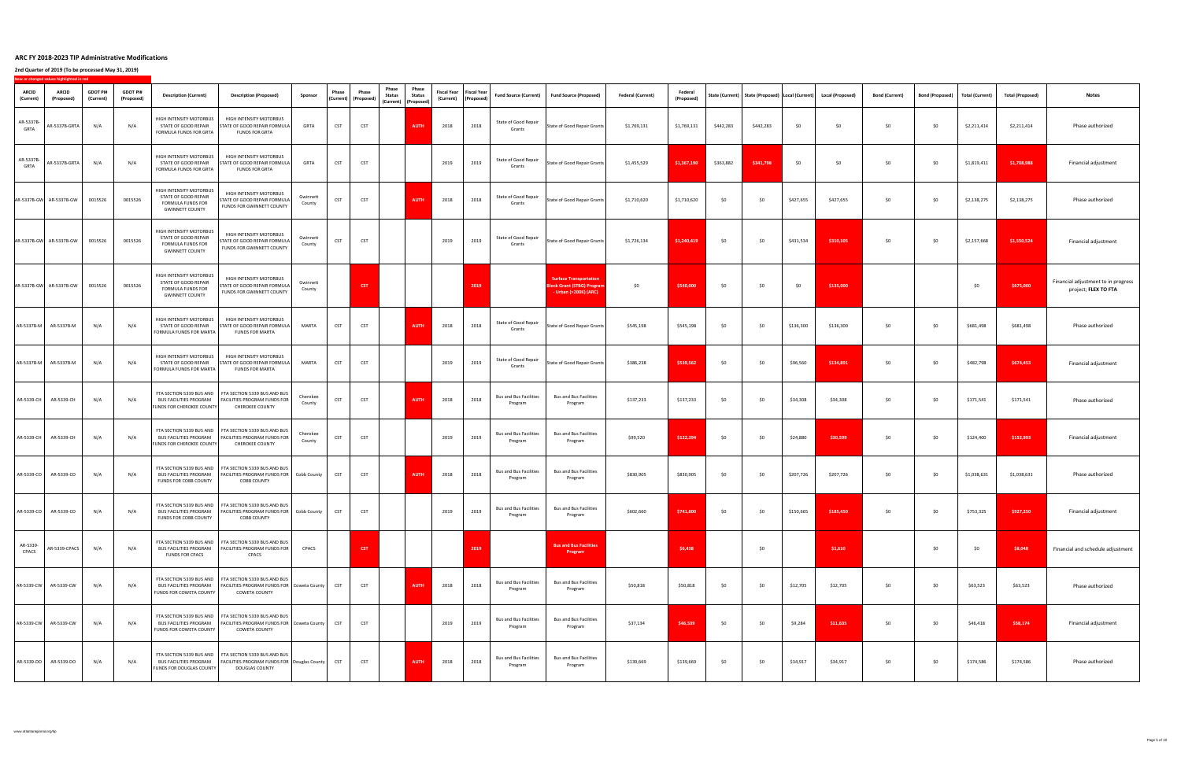# ARC FY 2018-2023 TIP Administrative Modifications

**2nd Quarter of 2019 (To be processed May 31, 2019)**

New or changed values highlighted in red

| ARCID (Current) | ARCID (Proposed) | GDOT PI# (Current) | GDOT PI# (Proposed) | Description (Current) | Description (Proposed) | Sponsor | Phase (Current) | Phase (Proposed) | Phase Status (Current) | Phase Status (Proposed) | Fiscal Year (Current) | Fiscal Year (Proposed) | Fund Source (Current) | Fund Source (Proposed) | Federal (Current) | Federal (Proposed) | State (Current) | State (Proposed) | Local (Current) | Local (Proposed) | Bond (Current) | Bond (Proposed) | Total (Current) | Total (Proposed) | Notes |
|---|---|---|---|---|---|---|---|---|---|---|---|---|---|---|---|---|---|---|---|---|---|---|---|---|---|
| AR-5337B-GRTA | AR-5337B-GRTA | N/A | N/A | HIGH INTENSITY MOTORBUS STATE OF GOOD REPAIR FORMULA FUNDS FOR GRTA | HIGH INTENSITY MOTORBUS STATE OF GOOD REPAIR FORMULA FUNDS FOR GRTA | GRTA | CST | CST | | AUTH | 2018 | 2018 | State of Good Repair Grants | State of Good Repair Grants | $1,769,131 | $1,769,131 | $442,283 | $442,283 | $0 | $0 | $0 | $0 | $2,211,414 | $2,211,414 | Phase authorized |
| AR-5337B-GRTA | AR-5337B-GRTA | N/A | N/A | HIGH INTENSITY MOTORBUS STATE OF GOOD REPAIR FORMULA FUNDS FOR GRTA | HIGH INTENSITY MOTORBUS STATE OF GOOD REPAIR FORMULA FUNDS FOR GRTA | GRTA | CST | CST | | | 2019 | 2019 | State of Good Repair Grants | State of Good Repair Grants | $1,455,529 | $1,367,190 | $363,882 | $341,798 | $0 | $0 | $0 | $0 | $1,819,411 | $1,708,988 | Financial adjustment |
| AR-5337B-GW | AR-5337B-GW | 0015526 | 0015526 | HIGH INTENSITY MOTORBUS STATE OF GOOD REPAIR FORMULA FUNDS FOR GWINNETT COUNTY | HIGH INTENSITY MOTORBUS STATE OF GOOD REPAIR FORMULA FUNDS FOR GWINNETT COUNTY | Gwinnett County | CST | CST | | AUTH | 2018 | 2018 | State of Good Repair Grants | State of Good Repair Grants | $1,710,620 | $1,710,620 | $0 | $0 | $427,655 | $427,655 | $0 | $0 | $2,138,275 | $2,138,275 | Phase authorized |
| AR-5337B-GW | AR-5337B-GW | 0015526 | 0015526 | HIGH INTENSITY MOTORBUS STATE OF GOOD REPAIR FORMULA FUNDS FOR GWINNETT COUNTY | HIGH INTENSITY MOTORBUS STATE OF GOOD REPAIR FORMULA FUNDS FOR GWINNETT COUNTY | Gwinnett County | CST | CST | | | 2019 | 2019 | State of Good Repair Grants | State of Good Repair Grants | $1,726,134 | $1,240,419 | $0 | $0 | $431,534 | $310,105 | $0 | $0 | $2,157,668 | $1,550,524 | Financial adjustment |
| AR-5337B-GW | AR-5337B-GW | 0015526 | 0015526 | HIGH INTENSITY MOTORBUS STATE OF GOOD REPAIR FORMULA FUNDS FOR GWINNETT COUNTY | HIGH INTENSITY MOTORBUS STATE OF GOOD REPAIR FORMULA FUNDS FOR GWINNETT COUNTY | Gwinnett County | | CST | | | | 2019 | | Surface Transportation Block Grant (STBG) Program - Urban (>200K) (ARC) | $0 | $540,000 | $0 | $0 | $0 | $135,000 | | | $0 | $675,000 | Financial adjustment to in progress project; **FLEX TO FTA** |
| AR-5337B-M | AR-5337B-M | N/A | N/A | HIGH INTENSITY MOTORBUS STATE OF GOOD REPAIR FORMULA FUNDS FOR MARTA | HIGH INTENSITY MOTORBUS STATE OF GOOD REPAIR FORMULA FUNDS FOR MARTA | MARTA | CST | CST | | AUTH | 2018 | 2018 | State of Good Repair Grants | State of Good Repair Grants | $545,198 | $545,198 | $0 | $0 | $136,300 | $136,300 | $0 | $0 | $681,498 | $681,498 | Phase authorized |
| AR-5337B-M | AR-5337B-M | N/A | N/A | HIGH INTENSITY MOTORBUS STATE OF GOOD REPAIR FORMULA FUNDS FOR MARTA | HIGH INTENSITY MOTORBUS STATE OF GOOD REPAIR FORMULA FUNDS FOR MARTA | MARTA | CST | CST | | | 2019 | 2019 | State of Good Repair Grants | State of Good Repair Grants | $386,238 | $539,562 | $0 | $0 | $96,560 | $134,891 | $0 | $0 | $482,798 | $674,453 | Financial adjustment |
| AR-5339-CH | AR-5339-CH | N/A | N/A | FTA SECTION 5339 BUS AND BUS FACILITIES PROGRAM FUNDS FOR CHEROKEE COUNTY | FTA SECTION 5339 BUS AND BUS FACILITIES PROGRAM FUNDS FOR CHEROKEE COUNTY | Cherokee County | CST | CST | | AUTH | 2018 | 2018 | Bus and Bus Facilities Program | Bus and Bus Facilities Program | $137,233 | $137,233 | $0 | $0 | $34,308 | $34,308 | $0 | $0 | $171,541 | $171,541 | Phase authorized |
| AR-5339-CH | AR-5339-CH | N/A | N/A | FTA SECTION 5339 BUS AND BUS FACILITIES PROGRAM FUNDS FOR CHEROKEE COUNTY | FTA SECTION 5339 BUS AND BUS FACILITIES PROGRAM FUNDS FOR CHEROKEE COUNTY | Cherokee County | CST | CST | | | 2019 | 2019 | Bus and Bus Facilities Program | Bus and Bus Facilities Program | $99,520 | $122,394 | $0 | $0 | $24,880 | $30,599 | $0 | $0 | $124,400 | $152,993 | Financial adjustment |
| AR-5339-CO | AR-5339-CO | N/A | N/A | FTA SECTION 5339 BUS AND BUS FACILITIES PROGRAM FUNDS FOR COBB COUNTY | FTA SECTION 5339 BUS AND BUS FACILITIES PROGRAM FUNDS FOR COBB COUNTY | Cobb County | CST | CST | | AUTH | 2018 | 2018 | Bus and Bus Facilities Program | Bus and Bus Facilities Program | $830,905 | $830,905 | $0 | $0 | $207,726 | $207,726 | $0 | $0 | $1,038,631 | $1,038,631 | Phase authorized |
| AR-5339-CO | AR-5339-CO | N/A | N/A | FTA SECTION 5339 BUS AND BUS FACILITIES PROGRAM FUNDS FOR COBB COUNTY | FTA SECTION 5339 BUS AND BUS FACILITIES PROGRAM FUNDS FOR COBB COUNTY | Cobb County | CST | CST | | | 2019 | 2019 | Bus and Bus Facilities Program | Bus and Bus Facilities Program | $602,660 | $741,800 | $0 | $0 | $150,665 | $185,450 | $0 | $0 | $753,325 | $927,250 | Financial adjustment |
| AR-5339-CPACS | AR-5339-CPACS | N/A | N/A | FTA SECTION 5339 BUS AND BUS FACILITIES PROGRAM FUNDS FOR CPACS | FTA SECTION 5339 BUS AND BUS FACILITIES PROGRAM FUNDS FOR CPACS | CPACS | | CST | | | | 2019 | | Bus and Bus Facilities Program | | $6,438 | | $0 | | $1,610 | | $0 | $0 | $8,048 | Financial and schedule adjustment |
| AR-5339-CW | AR-5339-CW | N/A | N/A | FTA SECTION 5339 BUS AND BUS FACILITIES PROGRAM FUNDS FOR COWETA COUNTY | FTA SECTION 5339 BUS AND BUS FACILITIES PROGRAM FUNDS FOR COWETA COUNTY | Coweta County | CST | CST | | AUTH | 2018 | 2018 | Bus and Bus Facilities Program | Bus and Bus Facilities Program | $50,818 | $50,818 | $0 | $0 | $12,705 | $12,705 | $0 | $0 | $63,523 | $63,523 | Phase authorized |
| AR-5339-CW | AR-5339-CW | N/A | N/A | FTA SECTION 5339 BUS AND BUS FACILITIES PROGRAM FUNDS FOR COWETA COUNTY | FTA SECTION 5339 BUS AND BUS FACILITIES PROGRAM FUNDS FOR COWETA COUNTY | Coweta County | CST | CST | | | 2019 | 2019 | Bus and Bus Facilities Program | Bus and Bus Facilities Program | $37,134 | $46,539 | $0 | $0 | $9,284 | $11,635 | $0 | $0 | $46,418 | $58,174 | Financial adjustment |
| AR-5339-DO | AR-5339-DO | N/A | N/A | FTA SECTION 5339 BUS AND BUS FACILITIES PROGRAM FUNDS FOR DOUGLAS COUNTY | FTA SECTION 5339 BUS AND BUS FACILITIES PROGRAM FUNDS FOR DOUGLAS COUNTY | Douglas County | CST | CST | | AUTH | 2018 | 2018 | Bus and Bus Facilities Program | Bus and Bus Facilities Program | $139,669 | $139,669 | $0 | $0 | $34,917 | $34,917 | $0 | $0 | $174,586 | $174,586 | Phase authorized |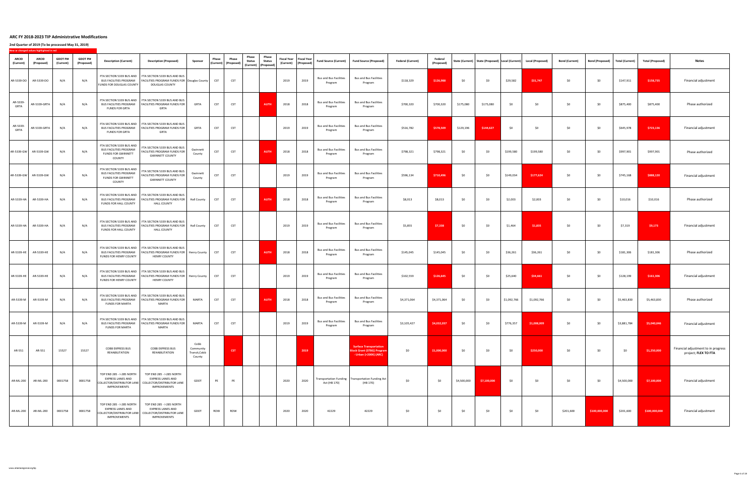# ARC FY 2018-2023 TIP Administrative Modifications

## 2nd Quarter of 2019 (To be processed May 31, 2019)

New or changed values highlighted in red

| ARCID (Current) | ARCID (Proposed) | GDOT PI# (Current) | GDOT PI# (Proposed) | Description (Current) | Description (Proposed) | Sponsor | Phase (Current) | Phase (Proposed) | Phase Status (Current) | Phase Status (Proposed) | Fiscal Year (Current) | Fiscal Year (Proposed) | Fund Source (Current) | Fund Source (Proposed) | Federal (Current) | Federal (Proposed) | State (Current) | State (Proposed) | Local (Current) | Local (Proposed) | Bond (Current) | Bond (Proposed) | Total (Current) | Total (Proposed) | Notes |
|---|---|---|---|---|---|---|---|---|---|---|---|---|---|---|---|---|---|---|---|---|---|---|---|---|---|
| AR-5339-DO | AR-5339-DO | N/A | N/A | FTA SECTION 5339 BUS AND BUS FACILITIES PROGRAM FUNDS FOR DOUGLAS COUNTY | FTA SECTION 5339 BUS AND BUS FACILITIES PROGRAM FUNDS FOR DOUGLAS COUNTY | Douglas County | CST | CST | | | 2019 | 2019 | Bus and Bus Facilities Program | Bus and Bus Facilities Program | $118,329 | $126,988 | $0 | $0 | $29,582 | $31,747 | $0 | $0 | $147,911 | $158,735 | Financial adjustment |
| AR-5339-GRTA | AR-5339-GRTA | N/A | N/A | FTA SECTION 5339 BUS AND BUS FACILITIES PROGRAM FUNDS FOR GRTA | FTA SECTION 5339 BUS AND BUS FACILITIES PROGRAM FUNDS FOR GRTA | GRTA | CST | CST | | AUTH | 2018 | 2018 | Bus and Bus Facilities Program | Bus and Bus Facilities Program | $700,320 | $700,320 | $175,080 | $175,080 | $0 | $0 | $0 | $0 | $875,400 | $875,400 | Phase authorized |
| AR-5339-GRTA | AR-5339-GRTA | N/A | N/A | FTA SECTION 5339 BUS AND BUS FACILITIES PROGRAM FUNDS FOR GRTA | FTA SECTION 5339 BUS AND BUS FACILITIES PROGRAM FUNDS FOR GRTA | GRTA | CST | CST | | | 2019 | 2019 | Bus and Bus Facilities Program | Bus and Bus Facilities Program | $516,782 | $578,509 | $129,196 | $144,627 | $0 | $0 | $0 | $0 | $645,978 | $723,136 | Financial adjustment |
| AR-5339-GW | AR-5339-GW | N/A | N/A | FTA SECTION 5339 BUS AND BUS FACILITIES PROGRAM FUNDS FOR GWINNETT COUNTY | FTA SECTION 5339 BUS AND BUS FACILITIES PROGRAM FUNDS FOR GWINNETT COUNTY | Gwinnett County | CST | CST | | AUTH | 2018 | 2018 | Bus and Bus Facilities Program | Bus and Bus Facilities Program | $798,321 | $798,321 | $0 | $0 | $199,580 | $199,580 | $0 | $0 | $997,901 | $997,901 | Phase authorized |
| AR-5339-GW | AR-5339-GW | N/A | N/A | FTA SECTION 5339 BUS AND BUS FACILITIES PROGRAM FUNDS FOR GWINNETT COUNTY | FTA SECTION 5339 BUS AND BUS FACILITIES PROGRAM FUNDS FOR GWINNETT COUNTY | Gwinnett County | CST | CST | | | 2019 | 2019 | Bus and Bus Facilities Program | Bus and Bus Facilities Program | $596,134 | $710,496 | $0 | $0 | $149,034 | $177,624 | $0 | $0 | $745,168 | $888,120 | Financial adjustment |
| AR-5339-HA | AR-5339-HA | N/A | N/A | FTA SECTION 5339 BUS AND BUS FACILITIES PROGRAM FUNDS FOR HALL COUNTY | FTA SECTION 5339 BUS AND BUS FACILITIES PROGRAM FUNDS FOR HALL COUNTY | Hall County | CST | CST | | AUTH | 2018 | 2018 | Bus and Bus Facilities Program | Bus and Bus Facilities Program | $8,013 | $8,013 | $0 | $0 | $2,003 | $2,003 | $0 | $0 | $10,016 | $10,016 | Phase authorized |
| AR-5339-HA | AR-5339-HA | N/A | N/A | FTA SECTION 5339 BUS AND BUS FACILITIES PROGRAM FUNDS FOR HALL COUNTY | FTA SECTION 5339 BUS AND BUS FACILITIES PROGRAM FUNDS FOR HALL COUNTY | Hall County | CST | CST | | | 2019 | 2019 | Bus and Bus Facilities Program | Bus and Bus Facilities Program | $5,855 | $7,338 | $0 | $0 | $1,464 | $1,835 | $0 | $0 | $7,319 | $9,173 | Financial adjustment |
| AR-5339-HE | AR-5339-HE | N/A | N/A | FTA SECTION 5339 BUS AND BUS FACILITIES PROGRAM FUNDS FOR HENRY COUNTY | FTA SECTION 5339 BUS AND BUS FACILITIES PROGRAM FUNDS FOR HENRY COUNTY | Henry County | CST | CST | | AUTH | 2018 | 2018 | Bus and Bus Facilities Program | Bus and Bus Facilities Program | $145,045 | $145,045 | $0 | $0 | $36,261 | $36,261 | $0 | $0 | $181,306 | $181,306 | Phase authorized |
| AR-5339-HE | AR-5339-HE | N/A | N/A | FTA SECTION 5339 BUS AND BUS FACILITIES PROGRAM FUNDS FOR HENRY COUNTY | FTA SECTION 5339 BUS AND BUS FACILITIES PROGRAM FUNDS FOR HENRY COUNTY | Henry County | CST | CST | | | 2019 | 2019 | Bus and Bus Facilities Program | Bus and Bus Facilities Program | $102,559 | $126,645 | $0 | $0 | $25,640 | $34,661 | $0 | $0 | $128,199 | $161,306 | Financial adjustment |
| AR-5339-M | AR-5339-M | N/A | N/A | FTA SECTION 5339 BUS AND BUS FACILITIES PROGRAM FUNDS FOR MARTA | FTA SECTION 5339 BUS AND BUS FACILITIES PROGRAM FUNDS FOR MARTA | MARTA | CST | CST | | AUTH | 2018 | 2018 | Bus and Bus Facilities Program | Bus and Bus Facilities Program | $4,371,064 | $4,371,064 | $0 | $0 | $1,092,766 | $1,092,766 | $0 | $0 | $5,463,830 | $5,463,830 | Phase authorized |
| AR-5339-M | AR-5339-M | N/A | N/A | FTA SECTION 5339 BUS AND BUS FACILITIES PROGRAM FUNDS FOR MARTA | FTA SECTION 5339 BUS AND BUS FACILITIES PROGRAM FUNDS FOR MARTA | MARTA | CST | CST | | | 2019 | 2019 | Bus and Bus Facilities Program | Bus and Bus Facilities Program | $3,105,427 | $4,032,037 | $0 | $0 | $776,357 | $1,008,009 | $0 | $0 | $3,881,784 | $5,040,046 | Financial adjustment |
| AR-551 | AR-551 | 15527 | 15527 | COBB EXPRESS BUS REHABILITATION | COBB EXPRESS BUS REHABILITATION | Cobb Community Transit,Cobb County | | CST | | | | 2019 | | Surface Transportation Block Grant (STBG) Program - Urban (>200K) (ARC) | $0 | $1,000,000 | $0 | $0 | $0 | $250,000 | $0 | $0 | $0 | $1,250,000 | Financial adjustment to in progress project; FLEX TO FTA |
| AR-ML-200 | AR-ML-200 | 0001758 | 0001758 | TOP END 285 - I-285 NORTH EXPRESS LANES AND COLLECTOR/DISTRIBUTOR LANE IMPROVEMENTS | TOP END 285 - I-285 NORTH EXPRESS LANES AND COLLECTOR/DISTRIBUTOR LANE IMPROVEMENTS | GDOT | PE | PE | | | 2020 | 2020 | Transportation Funding Act (HB 170) | Transportation Funding Act (HB 170) | $0 | $0 | $4,500,000 | $7,100,000 | $0 | $0 | $0 | $0 | $4,500,000 | $7,100,000 | Financial adjustment |
| AR-ML-200 | AR-ML-200 | 0001758 | 0001758 | TOP END 285 - I-285 NORTH EXPRESS LANES AND COLLECTOR/DISTRIBUTOR LANE IMPROVEMENTS | TOP END 285 - I-285 NORTH EXPRESS LANES AND COLLECTOR/DISTRIBUTOR LANE IMPROVEMENTS | GDOT | ROW | ROW | | | 2020 | 2020 | 42229 | 42229 | $0 | $0 | $0 | $0 | $0 | $0 | $201,600 | $100,000,000 | $201,600 | $100,000,000 | Financial adjustment |

www.atlantaregional.org/tip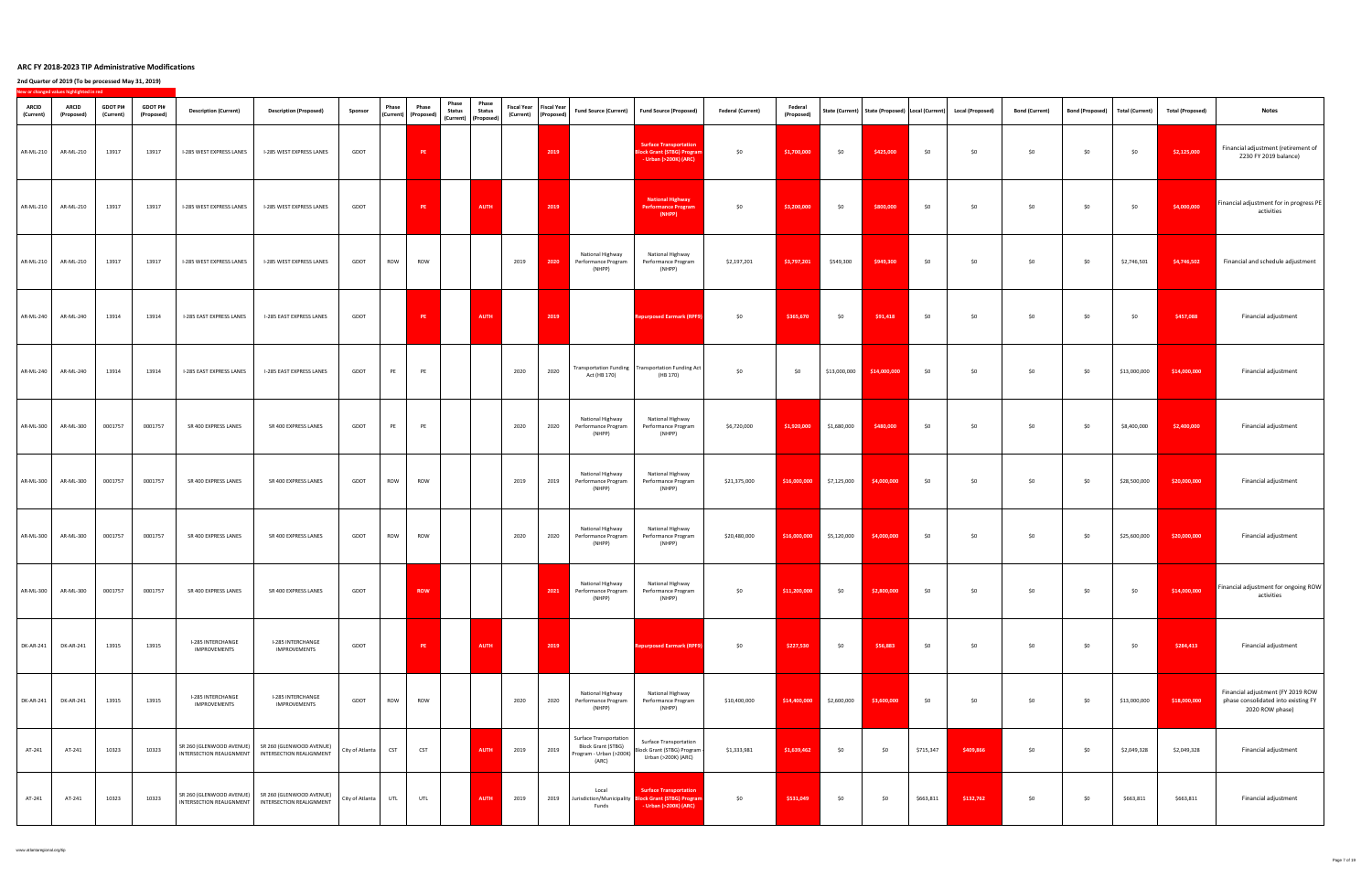# ARC FY 2018-2023 TIP Administrative Modifications

## 2nd Quarter of 2019 (To be processed May 31, 2019)

New or changed values highlighted in red

| ARCID (Current) | ARCID (Proposed) | GDOT PI# (Current) | GDOT PI# (Proposed) | Description (Current) | Description (Proposed) | Sponsor | Phase (Current) | Phase (Proposed) | Phase Status (Current) | Phase Status (Proposed) | Fiscal Year (Current) | Fiscal Year (Proposed) | Fund Source (Current) | Fund Source (Proposed) | Federal (Current) | Federal (Proposed) | State (Current) | State (Proposed) | Local (Current) | Local (Proposed) | Bond (Current) | Bond (Proposed) | Total (Current) | Total (Proposed) | Notes |
|---|---|---|---|---|---|---|---|---|---|---|---|---|---|---|---|---|---|---|---|---|---|---|---|---|---|
| AR-ML-210 | AR-ML-210 | 13917 | 13917 | I-285 WEST EXPRESS LANES | I-285 WEST EXPRESS LANES | GDOT | | PE | | | | 2019 | | Surface Transportation Block Grant (STBG) Program - Urban (>200K) (ARC) | $0 | $1,700,000 | $0 | $425,000 | $0 | $0 | $0 | $0 | $0 | $2,125,000 | Financial adjustment (retirement of Z230 FY 2019 balance) |
| AR-ML-210 | AR-ML-210 | 13917 | 13917 | I-285 WEST EXPRESS LANES | I-285 WEST EXPRESS LANES | GDOT | | PE | | AUTH | | 2019 | | National Highway Performance Program (NHPP) | $0 | $3,200,000 | $0 | $800,000 | $0 | $0 | $0 | $0 | $0 | $4,000,000 | Financial adjustment for in progress PE activities |
| AR-ML-210 | AR-ML-210 | 13917 | 13917 | I-285 WEST EXPRESS LANES | I-285 WEST EXPRESS LANES | GDOT | ROW | ROW | | | 2019 | 2020 | National Highway Performance Program (NHPP) | National Highway Performance Program (NHPP) | $2,197,201 | $3,797,201 | $549,300 | $949,300 | $0 | $0 | $0 | $0 | $2,746,501 | $4,746,502 | Financial and schedule adjustment |
| AR-ML-240 | AR-ML-240 | 13914 | 13914 | I-285 EAST EXPRESS LANES | I-285 EAST EXPRESS LANES | GDOT | | PE | | AUTH | | 2019 | | Repurposed Earmark (RPF9) | $0 | $365,670 | $0 | $91,418 | $0 | $0 | $0 | $0 | $0 | $457,088 | Financial adjustment |
| AR-ML-240 | AR-ML-240 | 13914 | 13914 | I-285 EAST EXPRESS LANES | I-285 EAST EXPRESS LANES | GDOT | PE | PE | | | 2020 | 2020 | Transportation Funding Act (HB 170) | Transportation Funding Act (HB 170) | $0 | $0 | $13,000,000 | $14,000,000 | $0 | $0 | $0 | $0 | $13,000,000 | $14,000,000 | Financial adjustment |
| AR-ML-300 | AR-ML-300 | 0001757 | 0001757 | SR 400 EXPRESS LANES | SR 400 EXPRESS LANES | GDOT | PE | PE | | | 2020 | 2020 | National Highway Performance Program (NHPP) | National Highway Performance Program (NHPP) | $6,720,000 | $1,920,000 | $1,680,000 | $480,000 | $0 | $0 | $0 | $0 | $8,400,000 | $2,400,000 | Financial adjustment |
| AR-ML-300 | AR-ML-300 | 0001757 | 0001757 | SR 400 EXPRESS LANES | SR 400 EXPRESS LANES | GDOT | ROW | ROW | | | 2019 | 2019 | National Highway Performance Program (NHPP) | National Highway Performance Program (NHPP) | $21,375,000 | $16,000,000 | $7,125,000 | $4,000,000 | $0 | $0 | $0 | $0 | $28,500,000 | $20,000,000 | Financial adjustment |
| AR-ML-300 | AR-ML-300 | 0001757 | 0001757 | SR 400 EXPRESS LANES | SR 400 EXPRESS LANES | GDOT | ROW | ROW | | | 2020 | 2020 | National Highway Performance Program (NHPP) | National Highway Performance Program (NHPP) | $20,480,000 | $16,000,000 | $5,120,000 | $4,000,000 | $0 | $0 | $0 | $0 | $25,600,000 | $20,000,000 | Financial adjustment |
| AR-ML-300 | AR-ML-300 | 0001757 | 0001757 | SR 400 EXPRESS LANES | SR 400 EXPRESS LANES | GDOT | | ROW | | | | 2021 | National Highway Performance Program (NHPP) | National Highway Performance Program (NHPP) | $0 | $11,200,000 | $0 | $2,800,000 | $0 | $0 | $0 | $0 | $0 | $14,000,000 | Financial adjustment for ongoing ROW activities |
| DK-AR-241 | DK-AR-241 | 13915 | 13915 | I-285 INTERCHANGE IMPROVEMENTS | I-285 INTERCHANGE IMPROVEMENTS | GDOT | | PE | | AUTH | | 2019 | | Repurposed Earmark (RPF9) | $0 | $227,530 | $0 | $56,883 | $0 | $0 | $0 | $0 | $0 | $284,413 | Financial adjustment |
| DK-AR-241 | DK-AR-241 | 13915 | 13915 | I-285 INTERCHANGE IMPROVEMENTS | I-285 INTERCHANGE IMPROVEMENTS | GDOT | ROW | ROW | | | 2020 | 2020 | National Highway Performance Program (NHPP) | National Highway Performance Program (NHPP) | $10,400,000 | $14,400,000 | $2,600,000 | $3,600,000 | $0 | $0 | $0 | $0 | $13,000,000 | $18,000,000 | Financial adjustment (FY 2019 ROW phase consolidated into existing FY 2020 ROW phase) |
| AT-241 | AT-241 | 10323 | 10323 | SR 260 (GLENWOOD AVENUE) INTERSECTION REALIGNMENT | SR 260 (GLENWOOD AVENUE) INTERSECTION REALIGNMENT | City of Atlanta | CST | CST | | AUTH | 2019 | 2019 | Surface Transportation Block Grant (STBG) Program - Urban (>200K) (ARC) | Surface Transportation Block Grant (STBG) Program - Urban (>200K) (ARC) | $1,333,981 | $1,639,462 | $0 | $0 | $715,347 | $409,866 | $0 | $0 | $2,049,328 | $2,049,328 | Financial adjustment |
| AT-241 | AT-241 | 10323 | 10323 | SR 260 (GLENWOOD AVENUE) INTERSECTION REALIGNMENT | SR 260 (GLENWOOD AVENUE) INTERSECTION REALIGNMENT | City of Atlanta | UTL | UTL | | AUTH | 2019 | 2019 | Local Jurisdiction/Municipality Funds | Surface Transportation Block Grant (STBG) Program - Urban (>200K) (ARC) | $0 | $531,049 | $0 | $0 | $663,811 | $132,762 | $0 | $0 | $663,811 | $663,811 | Financial adjustment |

www.atlantaregional.org/tip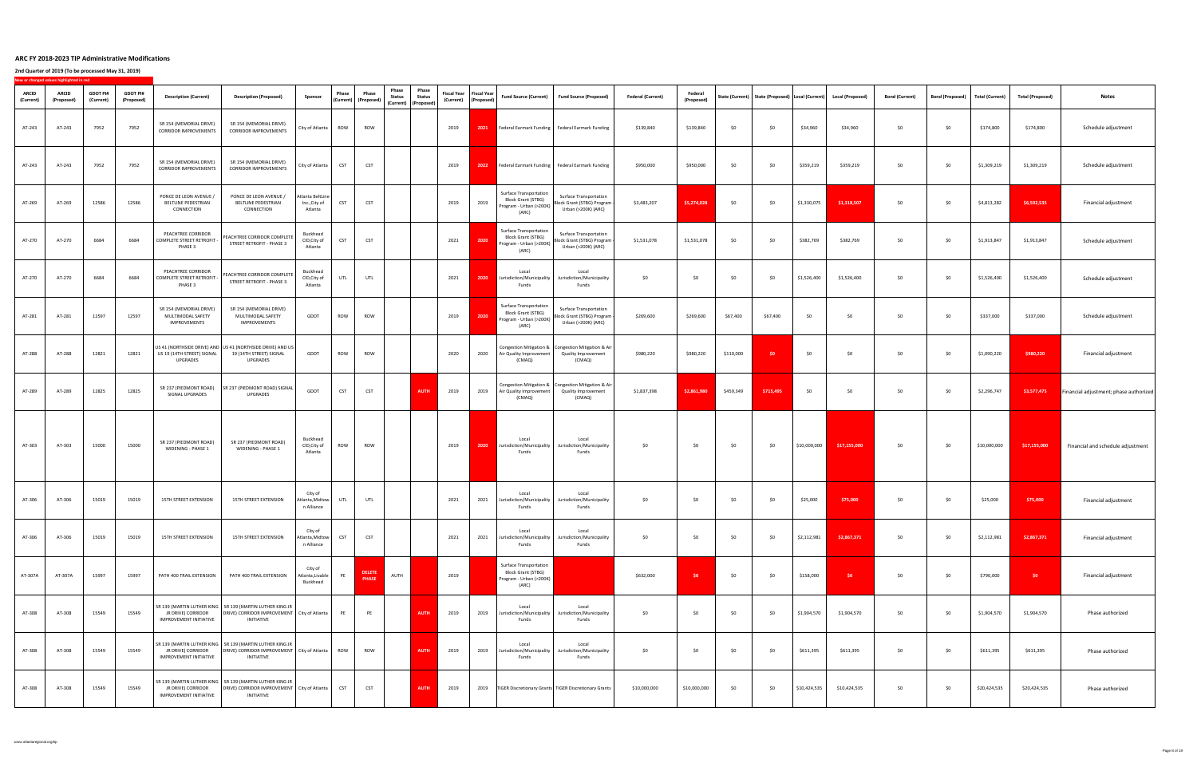## ARC FY 2018-2023 TIP Administrative Modifications

### 2nd Quarter of 2019 (To be processed May 31, 2019)

New or changed values highlighted in red

| ARCID (Current) | ARCID (Proposed) | GDOT PI# (Current) | GDOT PI# (Proposed) | Description (Current) | Description (Proposed) | Sponsor | Phase (Current) | Phase (Proposed) | Phase Status (Current) | Phase Status (Proposed) | Fiscal Year (Current) | Fiscal Year (Proposed) | Fund Source (Current) | Fund Source (Proposed) | Federal (Current) | Federal (Proposed) | State (Current) | State (Proposed) | Local (Current) | Local (Proposed) | Bond (Current) | Bond (Proposed) | Total (Current) | Total (Proposed) | Notes |
|---|---|---|---|---|---|---|---|---|---|---|---|---|---|---|---|---|---|---|---|---|---|---|---|---|---|
| AT-243 | AT-243 | 7952 | 7952 | SR 154 (MEMORIAL DRIVE) CORRIDOR IMPROVEMENTS | SR 154 (MEMORIAL DRIVE) CORRIDOR IMPROVEMENTS | City of Atlanta | ROW | ROW | | | 2019 | 2021 | Federal Earmark Funding | Federal Earmark Funding | $139,840 | $139,840 | $0 | $0 | $34,960 | $34,960 | $0 | $0 | $174,800 | $174,800 | Schedule adjustment |
| AT-243 | AT-243 | 7952 | 7952 | SR 154 (MEMORIAL DRIVE) CORRIDOR IMPROVEMENTS | SR 154 (MEMORIAL DRIVE) CORRIDOR IMPROVEMENTS | City of Atlanta | CST | CST | | | 2019 | 2022 | Federal Earmark Funding | Federal Earmark Funding | $950,000 | $950,000 | $0 | $0 | $359,219 | $359,219 | $0 | $0 | $1,309,219 | $1,309,219 | Schedule adjustment |
| AT-269 | AT-269 | 12586 | 12586 | PONCE DE LEON AVENUE / BELTLINE PEDESTRIAN CONNECTION | PONCE DE LEON AVENUE / BELTLINE PEDESTRIAN CONNECTION | Atlanta BeltLine Inc., City of Atlanta | CST | CST | | | 2019 | 2019 | Surface Transportation Block Grant (STBG) Program - Urban (>200K) (ARC) | Surface Transportation Block Grant (STBG) Program - Urban (>200K) (ARC) | $3,483,207 | $5,274,028 | $0 | $0 | $1,330,075 | $1,318,507 | $0 | $0 | $4,813,282 | $6,592,535 | Financial adjustment |
| AT-270 | AT-270 | 6684 | 6684 | PEACHTREE CORRIDOR COMPLETE STREET RETROFIT - PHASE 3 | PEACHTREE CORRIDOR COMPLETE STREET RETROFIT - PHASE 3 | Buckhead CID,City of Atlanta | CST | CST | | | 2021 | 2020 | Surface Transportation Block Grant (STBG) Program - Urban (>200K) (ARC) | Surface Transportation Block Grant (STBG) Program - Urban (>200K) (ARC) | $1,531,078 | $1,531,078 | $0 | $0 | $382,769 | $382,769 | $0 | $0 | $1,913,847 | $1,913,847 | Schedule adjustment |
| AT-270 | AT-270 | 6684 | 6684 | PEACHTREE CORRIDOR COMPLETE STREET RETROFIT - PHASE 3 | PEACHTREE CORRIDOR COMPLETE STREET RETROFIT - PHASE 3 | Buckhead CID,City of Atlanta | UTL | UTL | | | 2021 | 2020 | Local Jurisdiction/Municipality Funds | Local Jurisdiction/Municipality Funds | $0 | $0 | $0 | $0 | $1,526,400 | $1,526,400 | $0 | $0 | $1,526,400 | $1,526,400 | Schedule adjustment |
| AT-281 | AT-281 | 12597 | 12597 | SR 154 (MEMORIAL DRIVE) MULTIMODAL SAFETY IMPROVEMENTS | SR 154 (MEMORIAL DRIVE) MULTIMODAL SAFETY IMPROVEMENTS | GDOT | ROW | ROW | | | 2019 | 2020 | Surface Transportation Block Grant (STBG) Program - Urban (>200K) (ARC) | Surface Transportation Block Grant (STBG) Program - Urban (>200K) (ARC) | $269,600 | $269,600 | $67,400 | $67,400 | $0 | $0 | $0 | $0 | $337,000 | $337,000 | Schedule adjustment |
| AT-288 | AT-288 | 12821 | 12821 | US 41 (NORTHSIDE DRIVE) AND US 19 (14TH STREET) SIGNAL UPGRADES | US 41 (NORTHSIDE DRIVE) AND US 19 (14TH STREET) SIGNAL UPGRADES | GDOT | ROW | ROW | | | 2020 | 2020 | Congestion Mitigation & Air Quality Improvement (CMAQ) | Congestion Mitigation & Air Quality Improvement (CMAQ) | $980,220 | $980,220 | $110,000 | $0 | $0 | $0 | $0 | $0 | $1,090,220 | $980,220 | Financial adjustment |
| AT-289 | AT-289 | 12825 | 12825 | SR 237 (PIEDMONT ROAD) SIGNAL UPGRADES | SR 237 (PIEDMONT ROAD) SIGNAL UPGRADES | GDOT | CST | CST | | AUTH | 2019 | 2019 | Congestion Mitigation & Air Quality Improvement (CMAQ) | Congestion Mitigation & Air Quality Improvement (CMAQ) | $1,837,398 | $2,861,980 | $459,349 | $715,495 | $0 | $0 | $0 | $0 | $2,296,747 | $3,577,475 | Financial adjustment; phase authorized |
| AT-303 | AT-303 | 15000 | 15000 | SR 237 (PIEDMONT ROAD) WIDENING - PHASE 1 | SR 237 (PIEDMONT ROAD) WIDENING - PHASE 1 | Buckhead CID,City of Atlanta | ROW | ROW | | | 2019 | 2020 | Local Jurisdiction/Municipality Funds | Local Jurisdiction/Municipality Funds | $0 | $0 | $0 | $0 | $10,000,000 | $17,155,000 | $0 | $0 | $10,000,000 | $17,155,000 | Financial and schedule adjustment |
| AT-306 | AT-306 | 15019 | 15019 | 15TH STREET EXTENSION | 15TH STREET EXTENSION | City of Atlanta,Midtown Alliance | UTL | UTL | | | 2021 | 2021 | Local Jurisdiction/Municipality Funds | Local Jurisdiction/Municipality Funds | $0 | $0 | $0 | $0 | $25,000 | $75,000 | $0 | $0 | $25,000 | $75,000 | Financial adjustment |
| AT-306 | AT-306 | 15019 | 15019 | 15TH STREET EXTENSION | 15TH STREET EXTENSION | City of Atlanta,Midtown Alliance | CST | CST | | | 2021 | 2021 | Local Jurisdiction/Municipality Funds | Local Jurisdiction/Municipality Funds | $0 | $0 | $0 | $0 | $2,112,981 | $2,867,371 | $0 | $0 | $2,112,981 | $2,867,371 | Financial adjustment |
| AT-307A | AT-307A | 15997 | 15997 | PATH 400 TRAIL EXTENSION | PATH 400 TRAIL EXTENSION | City of Atlanta,Livable Buckhead | PE | DELETE PHASE | AUTH | | 2019 | | Surface Transportation Block Grant (STBG) Program - Urban (>200K) (ARC) | | $632,000 | $0 | $0 | $0 | $158,000 | $0 | $0 | $0 | $790,000 | $0 | Financial adjustment |
| AT-308 | AT-308 | 15549 | 15549 | SR 139 (MARTIN LUTHER KING JR DRIVE) CORRIDOR IMPROVEMENT INITIATIVE | SR 139 (MARTIN LUTHER KING JR DRIVE) CORRIDOR IMPROVEMENT INITIATIVE | City of Atlanta | PE | PE | | AUTH | 2019 | 2019 | Local Jurisdiction/Municipality Funds | Local Jurisdiction/Municipality Funds | $0 | $0 | $0 | $0 | $1,904,570 | $1,904,570 | $0 | $0 | $1,904,570 | $1,904,570 | Phase authorized |
| AT-308 | AT-308 | 15549 | 15549 | SR 139 (MARTIN LUTHER KING JR DRIVE) CORRIDOR IMPROVEMENT INITIATIVE | SR 139 (MARTIN LUTHER KING JR DRIVE) CORRIDOR IMPROVEMENT INITIATIVE | City of Atlanta | ROW | ROW | | AUTH | 2019 | 2019 | Local Jurisdiction/Municipality Funds | Local Jurisdiction/Municipality Funds | $0 | $0 | $0 | $0 | $611,395 | $611,395 | $0 | $0 | $611,395 | $611,395 | Phase authorized |
| AT-308 | AT-308 | 15549 | 15549 | SR 139 (MARTIN LUTHER KING JR DRIVE) CORRIDOR IMPROVEMENT INITIATIVE | SR 139 (MARTIN LUTHER KING JR DRIVE) CORRIDOR IMPROVEMENT INITIATIVE | City of Atlanta | CST | CST | | AUTH | 2019 | 2019 | TIGER Discretionary Grants | TIGER Discretionary Grants | $10,000,000 | $10,000,000 | $0 | $0 | $10,424,535 | $10,424,535 | $0 | $0 | $20,424,535 | $20,424,535 | Phase authorized |

www.atlantaregional.org/tip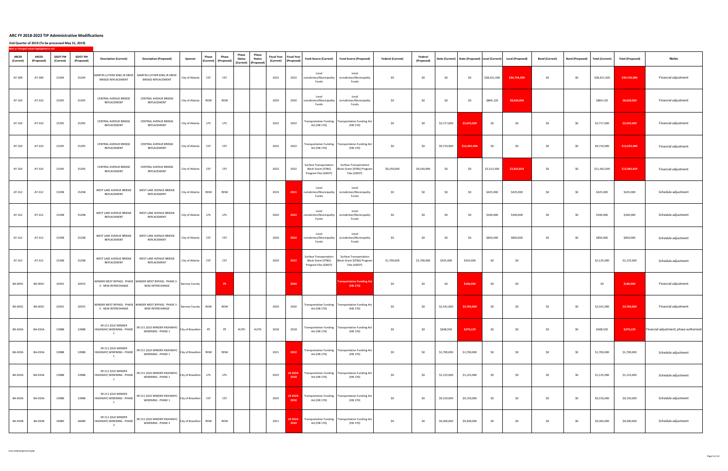# ARC FY 2018-2023 TIP Administrative Modifications

## 2nd Quarter of 2019 (To be processed May 31, 2019)

New or changed values highlighted in red

| ARCID (Current) | ARCID (Proposed) | GDOT PI# (Current) | GDOT PI# (Proposed) | Description (Current) | Description (Proposed) | Sponsor | Phase (Current) | Phase (Proposed) | Phase Status (Current) | Phase Status (Proposed) | Fiscal Year (Current) | Fiscal Year (Proposed) | Fund Source (Current) | Fund Source (Proposed) | Federal (Current) | Federal (Proposed) | State (Current) | State (Proposed) | Local (Current) | Local (Proposed) | Bond (Current) | Bond (Proposed) | Total (Current) | Total (Proposed) | Notes |
|---|---|---|---|---|---|---|---|---|---|---|---|---|---|---|---|---|---|---|---|---|---|---|---|---|---|
| AT-309 | AT-309 | 15294 | 15294 | MARTIN LUTHER KING JR DRIVE BRIDGE REPLACEMENT | MARTIN LUTHER KING JR DRIVE BRIDGE REPLACEMENT | City of Atlanta | CST | CST | | | 2022 | 2022 | Local Jurisdiction/Municipality Funds | Local Jurisdiction/Municipality Funds | $0 | $0 | $0 | $0 | $28,421,500 | $30,734,000 | $0 | $0 | $28,421,500 | $30,734,000 | Financial adjustment |
| AT-310 | AT-310 | 15295 | 15295 | CENTRAL AVENUE BRIDGE REPLACEMENT | CENTRAL AVENUE BRIDGE REPLACEMENT | City of Atlanta | ROW | ROW | | | 2020 | 2020 | Local Jurisdiction/Municipality Funds | Local Jurisdiction/Municipality Funds | $0 | $0 | $0 | $0 | $864,120 | $8,620,000 | | | $864,120 | $8,620,000 | Financial adjustment |
| AT-310 | AT-310 | 15295 | 15295 | CENTRAL AVENUE BRIDGE REPLACEMENT | CENTRAL AVENUE BRIDGE REPLACEMENT | City of Atlanta | UTL | UTL | | | 2022 | 2022 | Transportation Funding Act (HB 170) | Transportation Funding Act (HB 170) | $0 | $0 | $2,717,600 | $2,625,000 | $0 | $0 | $0 | $0 | $2,717,600 | $2,625,000 | Financial adjustment |
| AT-310 | AT-310 | 15295 | 15295 | CENTRAL AVENUE BRIDGE REPLACEMENT | CENTRAL AVENUE BRIDGE REPLACEMENT | City of Atlanta | CST | CST | | | 2022 | 2022 | Transportation Funding Act (HB 170) | Transportation Funding Act (HB 170) | $0 | $0 | $9,719,900 | $12,032,400 | $0 | $0 | $0 | $0 | $9,719,900 | $12,032,400 | Financial adjustment |
| AT-310 | AT-310 | 15295 | 15295 | CENTRAL AVENUE BRIDGE REPLACEMENT | CENTRAL AVENUE BRIDGE REPLACEMENT | City of Atlanta | CST | CST | | | 2022 | 2022 | Surface Transportation Block Grant (STBG) Program Flex (GDOT) | Surface Transportation Block Grant (STBG) Program Flex (GDOT) | $9,250,000 | $9,250,000 | $0 | $0 | $2,312,500 | $2,832,819 | $0 | $0 | $11,562,500 | $12,082,819 | Financial adjustment |
| AT-312 | AT-312 | 15298 | 15298 | WEST LAKE AVENUE BRIDGE REPLACEMENT | WEST LAKE AVENUE BRIDGE REPLACEMENT | City of Atlanta | ROW | ROW | | | 2019 | 2021 | Local Jurisdiction/Municipality Funds | Local Jurisdiction/Municipality Funds | $0 | $0 | $0 | $0 | $425,000 | $425,000 | $0 | $0 | $425,000 | $425,000 | Schedule adjustment |
| AT-312 | AT-312 | 15298 | 15298 | WEST LAKE AVENUE BRIDGE REPLACEMENT | WEST LAKE AVENUE BRIDGE REPLACEMENT | City of Atlanta | UTL | UTL | | | 2020 | 2022 | Local Jurisdiction/Municipality Funds | Local Jurisdiction/Municipality Funds | $0 | $0 | $0 | $0 | $340,000 | $340,000 | $0 | $0 | $340,000 | $340,000 | Schedule adjustment |
| AT-312 | AT-312 | 15298 | 15298 | WEST LAKE AVENUE BRIDGE REPLACEMENT | WEST LAKE AVENUE BRIDGE REPLACEMENT | City of Atlanta | CST | CST | | | 2020 | 2022 | Local Jurisdiction/Municipality Funds | Local Jurisdiction/Municipality Funds | $0 | $0 | $0 | $0 | $850,000 | $850,000 | $0 | $0 | $850,000 | $850,000 | Schedule adjustment |
| AT-312 | AT-312 | 15298 | 15298 | WEST LAKE AVENUE BRIDGE REPLACEMENT | WEST LAKE AVENUE BRIDGE REPLACEMENT | City of Atlanta | CST | CST | | | 2020 | 2022 | Surface Transportation Block Grant (STBG) Program Flex (GDOT) | Surface Transportation Block Grant (STBG) Program Flex (GDOT) | $1,700,000 | $1,700,000 | $425,000 | $425,000 | $0 | $0 | | | $2,125,000 | $2,125,000 | Schedule adjustment |
| BA-005C | BA-005C | 10555 | 10555 | WINDER WEST BYPASS: PHASE 3 - NEW INTERCHANGE | WINDER WEST BYPASS: PHASE 3 - NEW INTERCHANGE | Barrow County | | PE | | | | 2020 | | Transportation Funding Act (HB 170) | $0 | $0 | $0 | $180,000 | $0 | $0 | | | $0 | $180,000 | Financial adjustment |
| BA-005C | BA-005C | 10555 | 10555 | WINDER WEST BYPASS: PHASE 3 - NEW INTERCHANGE | WINDER WEST BYPASS: PHASE 3 - NEW INTERCHANGE | Barrow County | ROW | ROW | | | 2020 | 2020 | Transportation Funding Act (HB 170) | Transportation Funding Act (HB 170) | $0 | $0 | $2,541,000 | $3,783,000 | $0 | $0 | $0 | $0 | $2,541,000 | $3,783,000 | Financial adjustment |
| BA-033A | BA-033A | 13988 | 13988 | SR 211 (OLD WINDER HIGHWAY) WIDENING - PHASE 1 | SR 211 (OLD WINDER HIGHWAY) WIDENING - PHASE 1 | City of Braselton | PE | PE | AUTH | AUTH | 2018 | 2018 | Transportation Funding Act (HB 170) | Transportation Funding Act (HB 170) | $0 | $0 | $608,550 | $379,129 | $0 | $0 | $0 | $0 | $608,550 | $379,129 | Financial adjustment; phase authorized |
| BA-033A | BA-033A | 13988 | 13988 | SR 211 (OLD WINDER HIGHWAY) WIDENING - PHASE 1 | SR 211 (OLD WINDER HIGHWAY) WIDENING - PHASE 1 | City of Braselton | ROW | ROW | | | 2021 | 2022 | Transportation Funding Act (HB 170) | Transportation Funding Act (HB 170) | $0 | $0 | $1,700,000 | $1,700,000 | $0 | $0 | $0 | $0 | $1,700,000 | $1,700,000 | Schedule adjustment |
| BA-033A | BA-033A | 13988 | 13988 | SR 211 (OLD WINDER HIGHWAY) WIDENING - PHASE 1 | SR 211 (OLD WINDER HIGHWAY) WIDENING - PHASE 1 | City of Braselton | UTL | UTL | | | 2023 | LR 2024-2030 | Transportation Funding Act (HB 170) | Transportation Funding Act (HB 170) | $0 | $0 | $1,125,000 | $1,125,000 | $0 | $0 | $0 | $0 | $1,125,000 | $1,125,000 | Schedule adjustment |
| BA-033A | BA-033A | 13988 | 13988 | SR 211 (OLD WINDER HIGHWAY) WIDENING - PHASE 1 | SR 211 (OLD WINDER HIGHWAY) WIDENING - PHASE 1 | City of Braselton | CST | CST | | | 2023 | LR 2024-2030 | Transportation Funding Act (HB 170) | Transportation Funding Act (HB 170) | $0 | $0 | $9,150,000 | $9,150,000 | $0 | $0 | $0 | $0 | $9,150,000 | $9,150,000 | Schedule adjustment |
| BA-033B | BA-033B | 16089 | 16089 | SR 211 (OLD WINDER HIGHWAY) WIDENING - PHASE 2 | SR 211 (OLD WINDER HIGHWAY) WIDENING - PHASE 2 | City of Braselton | ROW | ROW | | | 2021 | LR 2024-2030 | Transportation Funding Act (HB 170) | Transportation Funding Act (HB 170) | $0 | $0 | $9,300,000 | $9,300,000 | $0 | $0 | $0 | $0 | $9,300,000 | $9,300,000 | Schedule adjustment |

www.atlantaregional.org/tip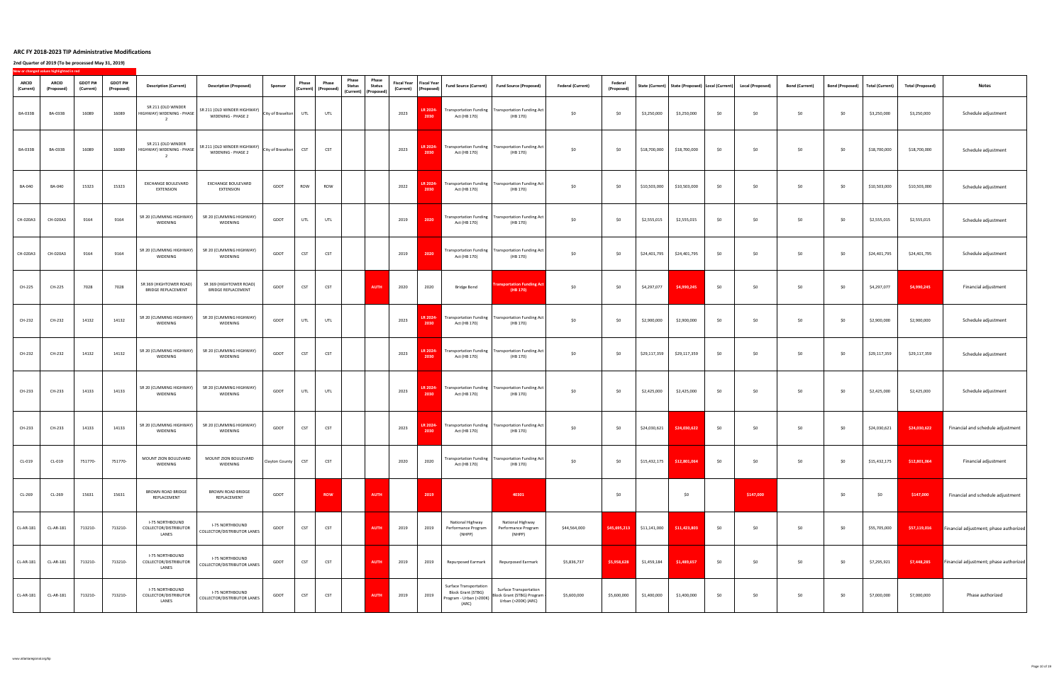# ARC FY 2018-2023 TIP Administrative Modifications

## 2nd Quarter of 2019 (To be processed May 31, 2019)

New or changed values highlighted in red

| ARCID (Current) | ARCID (Proposed) | GDOT PI# (Current) | GDOT PI# (Proposed) | Description (Current) | Description (Proposed) | Sponsor | Phase (Current) | Phase (Proposed) | Phase Status (Current) | Phase Status (Proposed) | Fiscal Year (Current) | Fiscal Year (Proposed) | Fund Source (Current) | Fund Source (Proposed) | Federal (Current) | Federal (Proposed) | State (Current) | State (Proposed) | Local (Current) | Local (Proposed) | Bond (Current) | Bond (Proposed) | Total (Current) | Total (Proposed) | Notes |
|---|---|---|---|---|---|---|---|---|---|---|---|---|---|---|---|---|---|---|---|---|---|---|---|---|---|
| BA-033B | BA-033B | 16089 | 16089 | SR 211 (OLD WINDER HIGHWAY) WIDENING - PHASE 2 | SR 211 (OLD WINDER HIGHWAY) WIDENING - PHASE 2 | City of Braselton | UTL | UTL | | | 2023 | LR 2024-2030 | Transportation Funding Act (HB 170) | Transportation Funding Act (HB 170) | $0 | $0 | $3,250,000 | $3,250,000 | $0 | $0 | $0 | $0 | $3,250,000 | $3,250,000 | Schedule adjustment |
| BA-033B | BA-033B | 16089 | 16089 | SR 211 (OLD WINDER HIGHWAY) WIDENING - PHASE 2 | SR 211 (OLD WINDER HIGHWAY) WIDENING - PHASE 2 | City of Braselton | CST | CST | | | 2023 | LR 2024-2030 | Transportation Funding Act (HB 170) | Transportation Funding Act (HB 170) | $0 | $0 | $18,700,000 | $18,700,000 | $0 | $0 | $0 | $0 | $18,700,000 | $18,700,000 | Schedule adjustment |
| BA-040 | BA-040 | 15323 | 15323 | EXCHANGE BOULEVARD EXTENSION | EXCHANGE BOULEVARD EXTENSION | GDOT | ROW | ROW | | | 2022 | LR 2024-2030 | Transportation Funding Act (HB 170) | Transportation Funding Act (HB 170) | $0 | $0 | $10,503,000 | $10,503,000 | $0 | $0 | $0 | $0 | $10,503,000 | $10,503,000 | Schedule adjustment |
| CH-020A3 | CH-020A3 | 9164 | 9164 | SR 20 (CUMMING HIGHWAY) WIDENING | SR 20 (CUMMING HIGHWAY) WIDENING | GDOT | UTL | UTL | | | 2019 | 2020 | Transportation Funding Act (HB 170) | Transportation Funding Act (HB 170) | $0 | $0 | $2,555,015 | $2,555,015 | $0 | $0 | $0 | $0 | $2,555,015 | $2,555,015 | Schedule adjustment |
| CH-020A3 | CH-020A3 | 9164 | 9164 | SR 20 (CUMMING HIGHWAY) WIDENING | SR 20 (CUMMING HIGHWAY) WIDENING | GDOT | CST | CST | | | 2019 | 2020 | Transportation Funding Act (HB 170) | Transportation Funding Act (HB 170) | $0 | $0 | $24,401,795 | $24,401,795 | $0 | $0 | $0 | $0 | $24,401,795 | $24,401,795 | Schedule adjustment |
| CH-225 | CH-225 | 7028 | 7028 | SR 369 (HIGHTOWER ROAD) BRIDGE REPLACEMENT | SR 369 (HIGHTOWER ROAD) BRIDGE REPLACEMENT | GDOT | CST | CST | | AUTH | 2020 | 2020 | Bridge Bond | Transportation Funding Act (HB 170) | $0 | $0 | $4,297,077 | $4,990,245 | $0 | $0 | $0 | $0 | $4,297,077 | $4,990,245 | Financial adjustment |
| CH-232 | CH-232 | 14132 | 14132 | SR 20 (CUMMING HIGHWAY) WIDENING | SR 20 (CUMMING HIGHWAY) WIDENING | GDOT | UTL | UTL | | | 2023 | LR 2024-2030 | Transportation Funding Act (HB 170) | Transportation Funding Act (HB 170) | $0 | $0 | $2,900,000 | $2,900,000 | $0 | $0 | $0 | $0 | $2,900,000 | $2,900,000 | Schedule adjustment |
| CH-232 | CH-232 | 14132 | 14132 | SR 20 (CUMMING HIGHWAY) WIDENING | SR 20 (CUMMING HIGHWAY) WIDENING | GDOT | CST | CST | | | 2023 | LR 2024-2030 | Transportation Funding Act (HB 170) | Transportation Funding Act (HB 170) | $0 | $0 | $29,117,359 | $29,117,359 | $0 | $0 | $0 | $0 | $29,117,359 | $29,117,359 | Schedule adjustment |
| CH-233 | CH-233 | 14133 | 14133 | SR 20 (CUMMING HIGHWAY) WIDENING | SR 20 (CUMMING HIGHWAY) WIDENING | GDOT | UTL | UTL | | | 2023 | LR 2024-2030 | Transportation Funding Act (HB 170) | Transportation Funding Act (HB 170) | $0 | $0 | $2,425,000 | $2,425,000 | $0 | $0 | $0 | $0 | $2,425,000 | $2,425,000 | Schedule adjustment |
| CH-233 | CH-233 | 14133 | 14133 | SR 20 (CUMMING HIGHWAY) WIDENING | SR 20 (CUMMING HIGHWAY) WIDENING | GDOT | CST | CST | | | 2023 | LR 2024-2030 | Transportation Funding Act (HB 170) | Transportation Funding Act (HB 170) | $0 | $0 | $24,030,621 | $24,030,622 | $0 | $0 | $0 | $0 | $24,030,621 | $24,030,622 | Financial and schedule adjustment |
| CL-019 | CL-019 | 751770- | 751770- | MOUNT ZION BOULEVARD WIDENING | MOUNT ZION BOULEVARD WIDENING | Clayton County | CST | CST | | | 2020 | 2020 | Transportation Funding Act (HB 170) | Transportation Funding Act (HB 170) | $0 | $0 | $15,432,175 | $12,801,064 | $0 | $0 | $0 | $0 | $15,432,175 | $12,801,064 | Financial adjustment |
| CL-269 | CL-269 | 15631 | 15631 | BROWN ROAD BRIDGE REPLACEMENT | BROWN ROAD BRIDGE REPLACEMENT | GDOT | | ROW | | AUTH | | 2019 | | 40301 | | $0 | | $0 | | $147,000 | | $0 | $0 | $147,000 | Financial and schedule adjustment |
| CL-AR-181 | CL-AR-181 | 713210- | 713210- | I-75 NORTHBOUND COLLECTOR/DISTRIBUTOR LANES | I-75 NORTHBOUND COLLECTOR/DISTRIBUTOR LANES | GDOT | CST | CST | | AUTH | 2019 | 2019 | National Highway Performance Program (NHPP) | National Highway Performance Program (NHPP) | $44,564,000 | $45,695,213 | $11,141,000 | $11,423,803 | $0 | $0 | $0 | $0 | $55,705,000 | $57,119,016 | Financial adjustment; phase authorized |
| CL-AR-181 | CL-AR-181 | 713210- | 713210- | I-75 NORTHBOUND COLLECTOR/DISTRIBUTOR LANES | I-75 NORTHBOUND COLLECTOR/DISTRIBUTOR LANES | GDOT | CST | CST | | AUTH | 2019 | 2019 | Repurposed Earmark | Repurposed Earmark | $5,836,737 | $5,958,628 | $1,459,184 | $1,489,657 | $0 | $0 | $0 | $0 | $7,295,921 | $7,448,285 | Financial adjustment; phase authorized |
| CL-AR-181 | CL-AR-181 | 713210- | 713210- | I-75 NORTHBOUND COLLECTOR/DISTRIBUTOR LANES | I-75 NORTHBOUND COLLECTOR/DISTRIBUTOR LANES | GDOT | CST | CST | | AUTH | 2019 | 2019 | Surface Transportation Block Grant (STBG) Program - Urban (>200K) (ARC) | Surface Transportation Block Grant (STBG) Program - Urban (>200K) (ARC) | $5,600,000 | $5,600,000 | $1,400,000 | $1,400,000 | $0 | $0 | $0 | $0 | $7,000,000 | $7,000,000 | Phase authorized |

www.atlantaregional.org/tip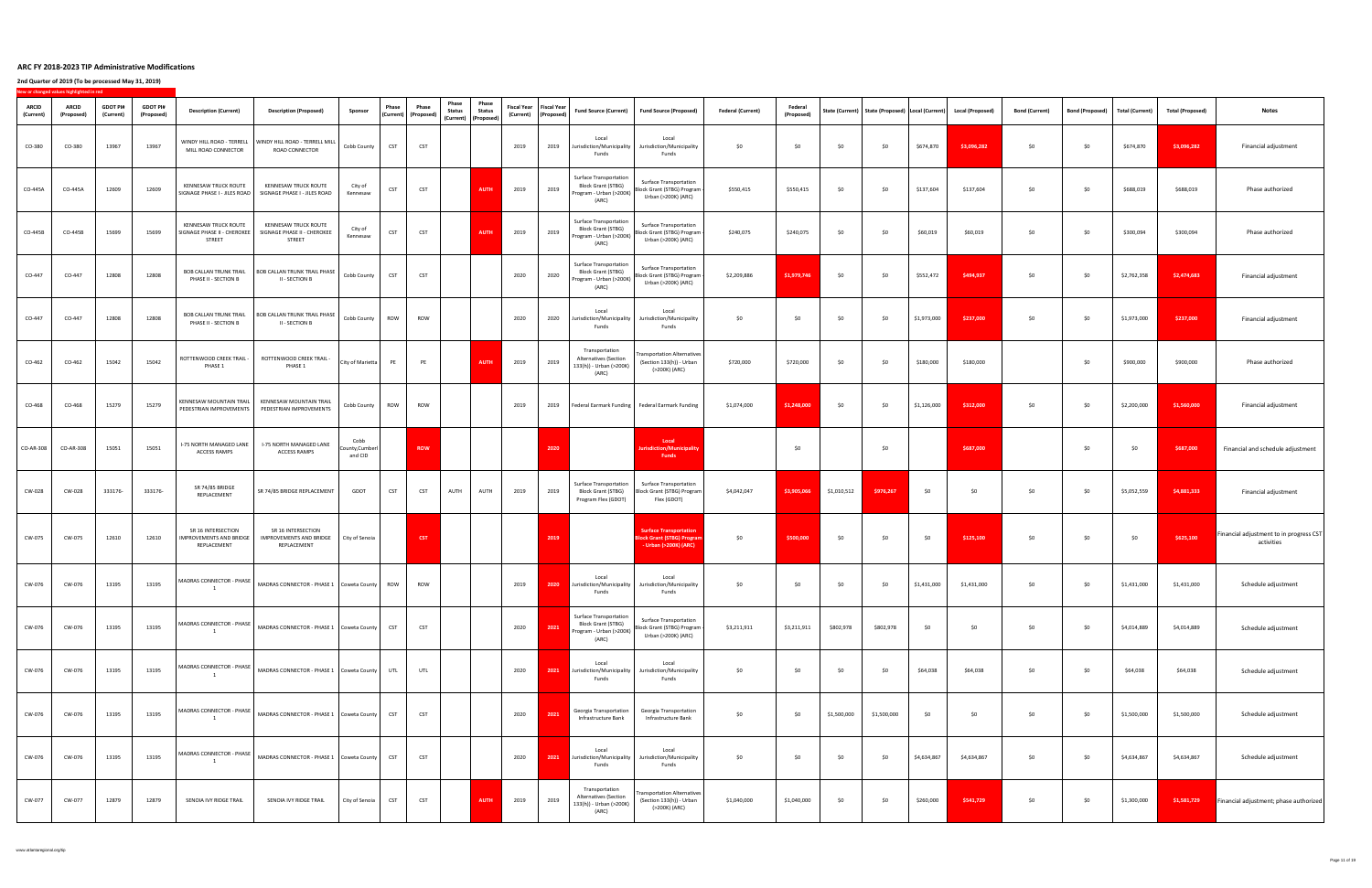# ARC FY 2018-2023 TIP Administrative Modifications

## 2nd Quarter of 2019 (To be processed May 31, 2019)

New or changed values highlighted in red

| ARCID (Current) | ARCID (Proposed) | GDOT PI# (Current) | GDOT PI# (Proposed) | Description (Current) | Description (Proposed) | Sponsor | Phase (Current) | Phase (Proposed) | Phase Status (Current) | Phase Status (Proposed) | Fiscal Year (Current) | Fiscal Year (Proposed) | Fund Source (Current) | Fund Source (Proposed) | Federal (Current) | Federal (Proposed) | State (Current) | State (Proposed) | Local (Current) | Local (Proposed) | Bond (Current) | Bond (Proposed) | Total (Current) | Total (Proposed) | Notes |
|---|---|---|---|---|---|---|---|---|---|---|---|---|---|---|---|---|---|---|---|---|---|---|---|---|---|
| CO-380 | CO-380 | 13967 | 13967 | WINDY HILL ROAD - TERRELL MILL ROAD CONNECTOR | WINDY HILL ROAD - TERRELL MILL ROAD CONNECTOR | Cobb County | CST | CST | | | 2019 | 2019 | Local Jurisdiction/Municipality Funds | Local Jurisdiction/Municipality Funds | $0 | $0 | $0 | $0 | $674,870 | $3,096,282 | $0 | $0 | $674,870 | $3,096,282 | Financial adjustment |
| CO-445A | CO-445A | 12609 | 12609 | KENNESAW TRUCK ROUTE SIGNAGE PHASE I - JILES ROAD | KENNESAW TRUCK ROUTE SIGNAGE PHASE I - JILES ROAD | City of Kennesaw | CST | CST | | AUTH | 2019 | 2019 | Surface Transportation Block Grant (STBG) Program - Urban (>200K) (ARC) | Surface Transportation Block Grant (STBG) Program - Urban (>200K) (ARC) | $550,415 | $550,415 | $0 | $0 | $137,604 | $137,604 | $0 | $0 | $688,019 | $688,019 | Phase authorized |
| CO-445B | CO-445B | 15699 | 15699 | KENNESAW TRUCK ROUTE SIGNAGE PHASE II - CHEROKEE STREET | KENNESAW TRUCK ROUTE SIGNAGE PHASE II - CHEROKEE STREET | City of Kennesaw | CST | CST | | AUTH | 2019 | 2019 | Surface Transportation Block Grant (STBG) Program - Urban (>200K) (ARC) | Surface Transportation Block Grant (STBG) Program - Urban (>200K) (ARC) | $240,075 | $240,075 | $0 | $0 | $60,019 | $60,019 | $0 | $0 | $300,094 | $300,094 | Phase authorized |
| CO-447 | CO-447 | 12808 | 12808 | BOB CALLAN TRUNK TRAIL PHASE II - SECTION B | BOB CALLAN TRUNK TRAIL PHASE II - SECTION B | Cobb County | CST | CST | | | 2020 | 2020 | Surface Transportation Block Grant (STBG) Program - Urban (>200K) (ARC) | Surface Transportation Block Grant (STBG) Program - Urban (>200K) (ARC) | $2,209,886 | $1,979,746 | $0 | $0 | $552,472 | $494,937 | $0 | $0 | $2,762,358 | $2,474,683 | Financial adjustment |
| CO-447 | CO-447 | 12808 | 12808 | BOB CALLAN TRUNK TRAIL PHASE II - SECTION B | BOB CALLAN TRUNK TRAIL PHASE II - SECTION B | Cobb County | ROW | ROW | | | 2020 | 2020 | Local Jurisdiction/Municipality Funds | Local Jurisdiction/Municipality Funds | $0 | $0 | $0 | $0 | $1,973,000 | $237,000 | $0 | $0 | $1,973,000 | $237,000 | Financial adjustment |
| CO-462 | CO-462 | 15042 | 15042 | ROTTENWOOD CREEK TRAIL - PHASE 1 | ROTTENWOOD CREEK TRAIL - PHASE 1 | City of Marietta | PE | PE | | AUTH | 2019 | 2019 | Transportation Alternatives (Section 133(h)) - Urban (>200K) (ARC) | Transportation Alternatives (Section 133(h)) - Urban (>200K) (ARC) | $720,000 | $720,000 | $0 | $0 | $180,000 | $180,000 | | $0 | $900,000 | $900,000 | Phase authorized |
| CO-468 | CO-468 | 15279 | 15279 | KENNESAW MOUNTAIN TRAIL PEDESTRIAN IMPROVEMENTS | KENNESAW MOUNTAIN TRAIL PEDESTRIAN IMPROVEMENTS | Cobb County | ROW | ROW | | | 2019 | 2019 | Federal Earmark Funding | Federal Earmark Funding | $1,074,000 | $1,248,000 | $0 | $0 | $1,126,000 | $312,000 | $0 | $0 | $2,200,000 | $1,560,000 | Financial adjustment |
| CO-AR-308 | CO-AR-308 | 15051 | 15051 | I-75 NORTH MANAGED LANE ACCESS RAMPS | I-75 NORTH MANAGED LANE ACCESS RAMPS | Cobb County/Cumberland CID | | ROW | | | | 2020 | | Local Jurisdiction/Municipality Funds | | $0 | | $0 | | $687,000 | | $0 | $0 | $687,000 | Financial and schedule adjustment |
| CW-028 | CW-028 | 333176- | 333176- | SR 74/85 BRIDGE REPLACEMENT | SR 74/85 BRIDGE REPLACEMENT | GDOT | CST | CST | AUTH | AUTH | 2019 | 2019 | Surface Transportation Block Grant (STBG) Program Flex (GDOT) | Surface Transportation Block Grant (STBG) Program Flex (GDOT) | $4,042,047 | $3,905,066 | $1,010,512 | $976,267 | $0 | $0 | $0 | $0 | $5,052,559 | $4,881,333 | Financial adjustment |
| CW-075 | CW-075 | 12610 | 12610 | SR 16 INTERSECTION IMPROVEMENTS AND BRIDGE REPLACEMENT | SR 16 INTERSECTION IMPROVEMENTS AND BRIDGE REPLACEMENT | City of Senoia | | CST | | | | 2019 | | Surface Transportation Block Grant (STBG) Program - Urban (>200K) (ARC) | $0 | $500,000 | $0 | $0 | $0 | $125,100 | $0 | $0 | $0 | $625,100 | Financial adjustment to in progress CST activities |
| CW-076 | CW-076 | 13195 | 13195 | MADRAS CONNECTOR - PHASE 1 | MADRAS CONNECTOR - PHASE 1 | Coweta County | ROW | ROW | | | 2019 | 2020 | Local Jurisdiction/Municipality Funds | Local Jurisdiction/Municipality Funds | $0 | $0 | $0 | $0 | $1,431,000 | $1,431,000 | $0 | $0 | $1,431,000 | $1,431,000 | Schedule adjustment |
| CW-076 | CW-076 | 13195 | 13195 | MADRAS CONNECTOR - PHASE 1 | MADRAS CONNECTOR - PHASE 1 | Coweta County | CST | CST | | | 2020 | 2021 | Surface Transportation Block Grant (STBG) Program - Urban (>200K) (ARC) | Surface Transportation Block Grant (STBG) Program - Urban (>200K) (ARC) | $3,211,911 | $3,211,911 | $802,978 | $802,978 | $0 | $0 | $0 | $0 | $4,014,889 | $4,014,889 | Schedule adjustment |
| CW-076 | CW-076 | 13195 | 13195 | MADRAS CONNECTOR - PHASE 1 | MADRAS CONNECTOR - PHASE 1 | Coweta County | UTL | UTL | | | 2020 | 2021 | Local Jurisdiction/Municipality Funds | Local Jurisdiction/Municipality Funds | $0 | $0 | $0 | $0 | $64,038 | $64,038 | $0 | $0 | $64,038 | $64,038 | Schedule adjustment |
| CW-076 | CW-076 | 13195 | 13195 | MADRAS CONNECTOR - PHASE 1 | MADRAS CONNECTOR - PHASE 1 | Coweta County | CST | CST | | | 2020 | 2021 | Georgia Transportation Infrastructure Bank | Georgia Transportation Infrastructure Bank | $0 | $0 | $1,500,000 | $1,500,000 | $0 | $0 | $0 | $0 | $1,500,000 | $1,500,000 | Schedule adjustment |
| CW-076 | CW-076 | 13195 | 13195 | MADRAS CONNECTOR - PHASE 1 | MADRAS CONNECTOR - PHASE 1 | Coweta County | CST | CST | | | 2020 | 2021 | Local Jurisdiction/Municipality Funds | Local Jurisdiction/Municipality Funds | $0 | $0 | $0 | $0 | $4,634,867 | $4,634,867 | $0 | $0 | $4,634,867 | $4,634,867 | Schedule adjustment |
| CW-077 | CW-077 | 12879 | 12879 | SENOIA IVY RIDGE TRAIL | SENOIA IVY RIDGE TRAIL | City of Senoia | CST | CST | | AUTH | 2019 | 2019 | Transportation Alternatives (Section 133(h)) - Urban (>200K) (ARC) | Transportation Alternatives (Section 133(h)) - Urban (>200K) (ARC) | $1,040,000 | $1,040,000 | $0 | $0 | $260,000 | $541,729 | $0 | $0 | $1,300,000 | $1,581,729 | Financial adjustment; phase authorized |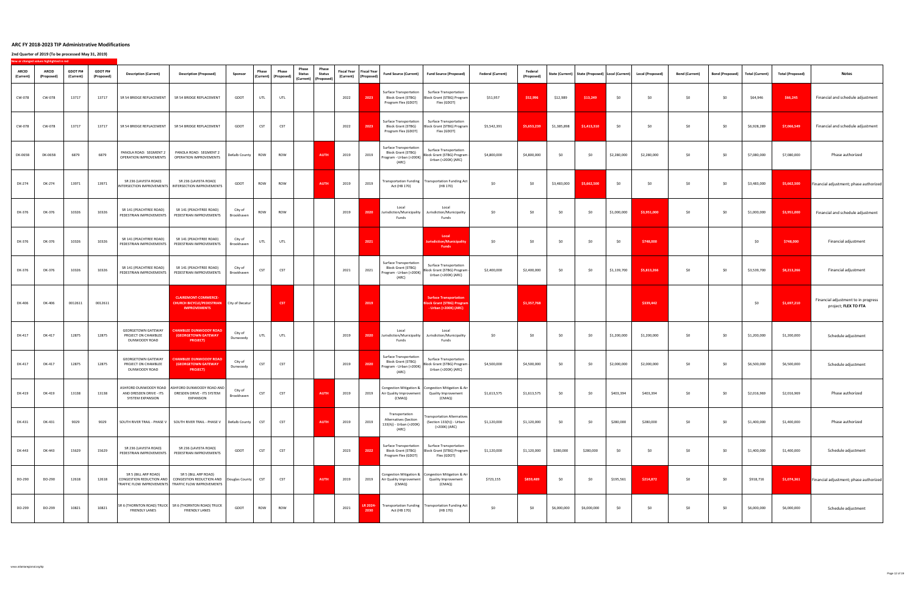# ARC FY 2018-2023 TIP Administrative Modifications

## 2nd Quarter of 2019 (To be processed May 31, 2019)

New or changed values highlighted in red

| ARCID (Current) | ARCID (Proposed) | GDOT PI# (Current) | GDOT PI# (Proposed) | Description (Current) | Description (Proposed) | Sponsor | Phase (Current) | Phase (Proposed) | Phase Status (Current) | Phase Status (Proposed) | Fiscal Year (Current) | Fiscal Year (Proposed) | Fund Source (Current) | Fund Source (Proposed) | Federal (Current) | Federal (Proposed) | State (Current) | State (Proposed) | Local (Current) | Local (Proposed) | Bond (Current) | Bond (Proposed) | Total (Current) | Total (Proposed) | Notes |
|---|---|---|---|---|---|---|---|---|---|---|---|---|---|---|---|---|---|---|---|---|---|---|---|---|---|
| CW-078 | CW-078 | 13717 | 13717 | SR 54 BRIDGE REPLACEMENT | SR 54 BRIDGE REPLACEMENT | GDOT | UTL | UTL | | | 2022 | 2023 | Surface Transportation Block Grant (STBG) Program Flex (GDOT) | Surface Transportation Block Grant (STBG) Program Flex (GDOT) | $51,957 | $52,996 | $12,989 | $13,249 | $0 | $0 | $0 | $0 | $64,946 | $66,245 | Financial and schedule adjustment |
| CW-078 | CW-078 | 13717 | 13717 | SR 54 BRIDGE REPLACEMENT | SR 54 BRIDGE REPLACEMENT | GDOT | CST | CST | | | 2022 | 2023 | Surface Transportation Block Grant (STBG) Program Flex (GDOT) | Surface Transportation Block Grant (STBG) Program Flex (GDOT) | $5,542,391 | $5,653,239 | $1,385,898 | $1,413,310 | $0 | $0 | $0 | $0 | $6,928,289 | $7,066,549 | Financial and schedule adjustment |
| DK-065B | DK-065B | 6879 | 6879 | PANOLA ROAD: SEGMENT 2 OPERATION IMPROVEMENTS | PANOLA ROAD: SEGMENT 2 OPERATION IMPROVEMENTS | DeKalb County | ROW | ROW | | AUTH | 2019 | 2019 | Surface Transportation Block Grant (STBG) Program - Urban (>200K) (ARC) | Surface Transportation Block Grant (STBG) Program - Urban (>200K) (ARC) | $4,800,000 | $4,800,000 | $0 | $0 | $2,280,000 | $2,280,000 | $0 | $0 | $7,080,000 | $7,080,000 | Phase authorized |
| DK-274 | DK-274 | 13971 | 13971 | SR 236 (LAVISTA ROAD) INTERSECTION IMPROVEMENTS | SR 236 (LAVISTA ROAD) INTERSECTION IMPROVEMENTS | GDOT | ROW | ROW | | AUTH | 2019 | 2019 | Transportation Funding Act (HB 170) | Transportation Funding Act (HB 170) | $0 | $0 | $3,483,000 | $5,662,500 | $0 | $0 | $0 | $0 | $3,483,000 | $5,662,500 | Financial adjustment; phase authorized |
| DK-376 | DK-376 | 10326 | 10326 | SR 141 (PEACHTREE ROAD) PEDESTRIAN IMPROVEMENTS | SR 141 (PEACHTREE ROAD) PEDESTRIAN IMPROVEMENTS | City of Brookhaven | ROW | ROW | | | 2019 | 2020 | Local Jurisdiction/Municipality Funds | Local Jurisdiction/Municipality Funds | $0 | $0 | $0 | $0 | $1,000,000 | $3,951,000 | $0 | $0 | $1,000,000 | $3,951,000 | Financial and schedule adjustment |
| DK-376 | DK-376 | 10326 | 10326 | SR 141 (PEACHTREE ROAD) PEDESTRIAN IMPROVEMENTS | SR 141 (PEACHTREE ROAD) PEDESTRIAN IMPROVEMENTS | City of Brookhaven | UTL | UTL | | | | 2021 | | Local Jurisdiction/Municipality Funds | $0 | $0 | $0 | $0 | $0 | $748,000 | | | $0 | $748,000 | Financial adjustment |
| DK-376 | DK-376 | 10326 | 10326 | SR 141 (PEACHTREE ROAD) PEDESTRIAN IMPROVEMENTS | SR 141 (PEACHTREE ROAD) PEDESTRIAN IMPROVEMENTS | City of Brookhaven | CST | CST | | | 2021 | 2021 | Surface Transportation Block Grant (STBG) Program - Urban (>200K) (ARC) | Surface Transportation Block Grant (STBG) Program - Urban (>200K) (ARC) | $2,400,000 | $2,400,000 | $0 | $0 | $1,139,700 | $5,813,266 | $0 | $0 | $3,539,700 | $8,213,266 | Financial adjustment |
| DK-406 | DK-406 | 0012611 | 0012611 | | CLAIREMONT-COMMERCE-CHURCH BICYCLE/PEDESTRIAN IMPROVEMENTS | City of Decatur | | CST | | | | 2019 | | Surface Transportation Block Grant (STBG) Program - Urban (>200K) (ARC) | | $1,357,768 | | | | $339,442 | | | $0 | $1,697,210 | Financial adjustment to in progress project; FLEX TO FTA |
| DK-417 | DK-417 | 12875 | 12875 | GEORGETOWN GATEWAY PROJECT ON CHAMBLEE DUNWOODY ROAD | CHAMBLEE DUNWOODY ROAD (GEORGETOWN GATEWAY PROJECT) | City of Dunwoody | UTL | UTL | | | 2019 | 2020 | Local Jurisdiction/Municipality Funds | Local Jurisdiction/Municipality Funds | $0 | $0 | $0 | $0 | $1,200,000 | $1,200,000 | $0 | $0 | $1,200,000 | $1,200,000 | Schedule adjustment |
| DK-417 | DK-417 | 12875 | 12875 | GEORGETOWN GATEWAY PROJECT ON CHAMBLEE DUNWOODY ROAD | CHAMBLEE DUNWOODY ROAD (GEORGETOWN GATEWAY PROJECT) | City of Dunwoody | CST | CST | | | 2019 | 2020 | Surface Transportation Block Grant (STBG) Program - Urban (>200K) (ARC) | Surface Transportation Block Grant (STBG) Program - Urban (>200K) (ARC) | $4,500,000 | $4,500,000 | $0 | $0 | $2,000,000 | $2,000,000 | $0 | $0 | $6,500,000 | $6,500,000 | Schedule adjustment |
| DK-419 | DK-419 | 13138 | 13138 | ASHFORD DUNWOODY ROAD AND DRESDEN DRIVE - ITS SYSTEM EXPANSION | ASHFORD DUNWOODY ROAD AND DRESDEN DRIVE - ITS SYSTEM EXPANSION | City of Brookhaven | CST | CST | | AUTH | 2019 | 2019 | Congestion Mitigation & Air Quality Improvement (CMAQ) | Congestion Mitigation & Air Quality Improvement (CMAQ) | $1,613,575 | $1,613,575 | $0 | $0 | $403,394 | $403,394 | $0 | $0 | $2,016,969 | $2,016,969 | Phase authorized |
| DK-431 | DK-431 | 9029 | 9029 | SOUTH RIVER TRAIL - PHASE V | SOUTH RIVER TRAIL - PHASE V | DeKalb County | CST | CST | | AUTH | 2019 | 2019 | Transportation Alternatives (Section 133(h)) - Urban (>200K) (ARC) | Transportation Alternatives (Section 133(h)) - Urban (>200K) (ARC) | $1,120,000 | $1,120,000 | $0 | $0 | $280,000 | $280,000 | $0 | $0 | $1,400,000 | $1,400,000 | Phase authorized |
| DK-443 | DK-443 | 15629 | 15629 | SR 236 (LAVISTA ROAD) PEDESTRIAN IMPROVEMENTS | SR 236 (LAVISTA ROAD) PEDESTRIAN IMPROVEMENTS | GDOT | CST | CST | | | 2023 | 2022 | Surface Transportation Block Grant (STBG) Program Flex (GDOT) | Surface Transportation Block Grant (STBG) Program Flex (GDOT) | $1,120,000 | $1,120,000 | $280,000 | $280,000 | $0 | $0 | $0 | $0 | $1,400,000 | $1,400,000 | Schedule adjustment |
| DO-290 | DO-290 | 12618 | 12618 | SR 5 (BILL ARP ROAD) CONGESTION REDUCTION AND TRAFFIC FLOW IMPROVEMENTS | SR 5 (BILL ARP ROAD) CONGESTION REDUCTION AND TRAFFIC FLOW IMPROVEMENTS | Douglas County | CST | CST | | AUTH | 2019 | 2019 | Congestion Mitigation & Air Quality Improvement (CMAQ) | Congestion Mitigation & Air Quality Improvement (CMAQ) | $723,155 | $859,489 | $0 | $0 | $195,561 | $214,872 | $0 | $0 | $918,716 | $1,074,361 | Financial adjustment; phase authorized |
| DO-299 | DO-299 | 10821 | 10821 | SR 6 (THORNTON ROAD) TRUCK FRIENDLY LANES | SR 6 (THORNTON ROAD) TRUCK FRIENDLY LANES | GDOT | ROW | ROW | | | 2021 | LR 2024-2030 | Transportation Funding Act (HB 170) | Transportation Funding Act (HB 170) | $0 | $0 | $6,000,000 | $6,000,000 | $0 | $0 | $0 | $0 | $6,000,000 | $6,000,000 | Schedule adjustment |

www.atlantaregional.org/tip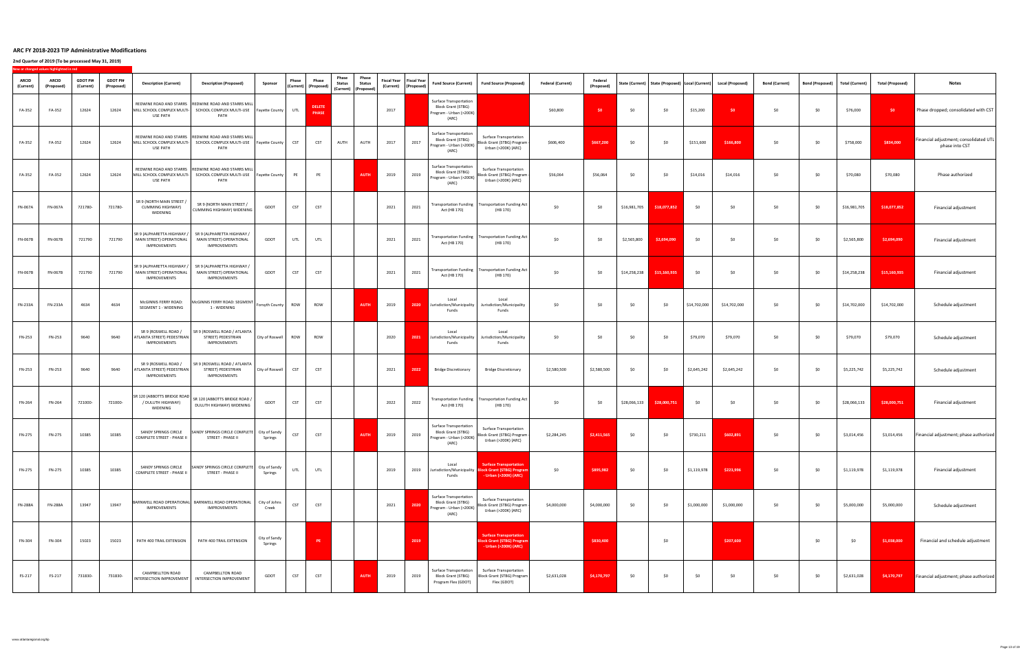# ARC FY 2018-2023 TIP Administrative Modifications

## 2nd Quarter of 2019 (To be processed May 31, 2019)

New or changed values highlighted in red

| ARCID (Current) | ARCID (Proposed) | GDOT PI# (Current) | GDOT PI# (Proposed) | Description (Current) | Description (Proposed) | Sponsor | Phase (Current) | Phase (Proposed) | Phase Status (Current) | Phase Status (Proposed) | Fiscal Year (Current) | Fiscal Year (Proposed) | Fund Source (Current) | Fund Source (Proposed) | Federal (Current) | Federal (Proposed) | State (Current) | State (Proposed) | Local (Current) | Local (Proposed) | Bond (Current) | Bond (Proposed) | Total (Current) | Total (Proposed) | Notes |
|---|---|---|---|---|---|---|---|---|---|---|---|---|---|---|---|---|---|---|---|---|---|---|---|---|---|
| FA-352 | FA-352 | 12624 | 12624 | REDWINE ROAD AND STARRS MILL SCHOOL COMPLEX MULTI-USE PATH | REDWINE ROAD AND STARRS MILL SCHOOL COMPLEX MULTI-USE PATH | Fayette County | UTL | DELETE PHASE | | | 2017 | | Surface Transportation Block Grant (STBG) Program - Urban (>200K) (ARC) | | $60,800 | $0 | $0 | $0 | $15,200 | $0 | $0 | $0 | $76,000 | $0 | Phase dropped; consolidated with CST |
| FA-352 | FA-352 | 12624 | 12624 | REDWINE ROAD AND STARRS MILL SCHOOL COMPLEX MULTI-USE PATH | REDWINE ROAD AND STARRS MILL SCHOOL COMPLEX MULTI-USE PATH | Fayette County | CST | CST | AUTH | AUTH | 2017 | 2017 | Surface Transportation Block Grant (STBG) Program - Urban (>200K) (ARC) | Surface Transportation Block Grant (STBG) Program - Urban (>200K) (ARC) | $606,400 | $667,200 | $0 | $0 | $151,600 | $166,800 | $0 | $0 | $758,000 | $834,000 | Financial adjustment; consolidated UTL phase into CST |
| FA-352 | FA-352 | 12624 | 12624 | REDWINE ROAD AND STARRS MILL SCHOOL COMPLEX MULTI-USE PATH | REDWINE ROAD AND STARRS MILL SCHOOL COMPLEX MULTI-USE PATH | Fayette County | PE | PE | | AUTH | 2019 | 2019 | Surface Transportation Block Grant (STBG) Program - Urban (>200K) (ARC) | Surface Transportation Block Grant (STBG) Program - Urban (>200K) (ARC) | $56,064 | $56,064 | $0 | $0 | $14,016 | $14,016 | $0 | $0 | $70,080 | $70,080 | Phase authorized |
| FN-067A | FN-067A | 721780- | 721780- | SR 9 (NORTH MAIN STREET / CUMMING HIGHWAY) WIDENING | SR 9 (NORTH MAIN STREET / CUMMING HIGHWAY) WIDENING | GDOT | CST | CST | | | 2021 | 2021 | Transportation Funding Act (HB 170) | Transportation Funding Act (HB 170) | $0 | $0 | $16,981,705 | $18,077,852 | $0 | $0 | $0 | $0 | $16,981,705 | $18,077,852 | Financial adjustment |
| FN-067B | FN-067B | 721790 | 721790 | SR 9 (ALPHARETTA HIGHWAY / MAIN STREET) OPERATIONAL IMPROVEMENTS | SR 9 (ALPHARETTA HIGHWAY / MAIN STREET) OPERATIONAL IMPROVEMENTS | GDOT | UTL | UTL | | | 2021 | 2021 | Transportation Funding Act (HB 170) | Transportation Funding Act (HB 170) | $0 | $0 | $2,565,800 | $2,694,090 | $0 | $0 | $0 | $0 | $2,565,800 | $2,694,090 | Financial adjustment |
| FN-067B | FN-067B | 721790 | 721790 | SR 9 (ALPHARETTA HIGHWAY / MAIN STREET) OPERATIONAL IMPROVEMENTS | SR 9 (ALPHARETTA HIGHWAY / MAIN STREET) OPERATIONAL IMPROVEMENTS | GDOT | CST | CST | | | 2021 | 2021 | Transportation Funding Act (HB 170) | Transportation Funding Act (HB 170) | $0 | $0 | $14,258,238 | $15,160,935 | $0 | $0 | $0 | $0 | $14,258,238 | $15,160,935 | Financial adjustment |
| FN-233A | FN-233A | 4634 | 4634 | McGINNIS FERRY ROAD: SEGMENT 1 - WIDENING | McGINNIS FERRY ROAD: SEGMENT 1 - WIDENING | Forsyth County | ROW | ROW | | AUTH | 2019 | 2020 | Local Jurisdiction/Municipality Funds | Local Jurisdiction/Municipality Funds | $0 | $0 | $0 | $0 | $14,702,000 | $14,702,000 | $0 | $0 | $14,702,000 | $14,702,000 | Schedule adjustment |
| FN-253 | FN-253 | 9640 | 9640 | SR 9 (ROSWELL ROAD / ATLANTA STREET) PEDESTRIAN IMPROVEMENTS | SR 9 (ROSWELL ROAD / ATLANTA STREET) PEDESTRIAN IMPROVEMENTS | City of Roswell | ROW | ROW | | | 2020 | 2021 | Local Jurisdiction/Municipality Funds | Local Jurisdiction/Municipality Funds | $0 | $0 | $0 | $0 | $79,070 | $79,070 | $0 | $0 | $79,070 | $79,070 | Schedule adjustment |
| FN-253 | FN-253 | 9640 | 9640 | SR 9 (ROSWELL ROAD / ATLANTA STREET) PEDESTRIAN IMPROVEMENTS | SR 9 (ROSWELL ROAD / ATLANTA STREET) PEDESTRIAN IMPROVEMENTS | City of Roswell | CST | CST | | | 2021 | 2022 | Bridge Discretionary | Bridge Discretionary | $2,580,500 | $2,580,500 | $0 | $0 | $2,645,242 | $2,645,242 | $0 | $0 | $5,225,742 | $5,225,742 | Schedule adjustment |
| FN-264 | FN-264 | 721000- | 721000- | SR 120 (ABBOTTS BRIDGE ROAD / DULUTH HIGHWAY) WIDENING | SR 120 (ABBOTTS BRIDGE ROAD / DULUTH HIGHWAY) WIDENING | GDOT | CST | CST | | | 2022 | 2022 | Transportation Funding Act (HB 170) | Transportation Funding Act (HB 170) | $0 | $0 | $28,066,133 | $28,000,751 | $0 | $0 | $0 | $0 | $28,066,133 | $28,000,751 | Financial adjustment |
| FN-275 | FN-275 | 10385 | 10385 | SANDY SPRINGS CIRCLE COMPLETE STREET - PHASE II | SANDY SPRINGS CIRCLE COMPLETE STREET - PHASE II | City of Sandy Springs | CST | CST | | AUTH | 2019 | 2019 | Surface Transportation Block Grant (STBG) Program - Urban (>200K) (ARC) | Surface Transportation Block Grant (STBG) Program - Urban (>200K) (ARC) | $2,284,245 | $2,411,565 | $0 | $0 | $730,211 | $602,891 | $0 | $0 | $3,014,456 | $3,014,456 | Financial adjustment; phase authorized |
| FN-275 | FN-275 | 10385 | 10385 | SANDY SPRINGS CIRCLE COMPLETE STREET - PHASE II | SANDY SPRINGS CIRCLE COMPLETE STREET - PHASE II | City of Sandy Springs | UTL | UTL | | | 2019 | 2019 | Local Jurisdiction/Municipality Funds | Surface Transportation Block Grant (STBG) Program - Urban (>200K) (ARC) | $0 | $895,982 | $0 | $0 | $1,119,978 | $223,996 | $0 | $0 | $1,119,978 | $1,119,978 | Financial adjustment |
| FN-288A | FN-288A | 13947 | 13947 | BARNWELL ROAD OPERATIONAL IMPROVEMENTS | BARNWELL ROAD OPERATIONAL IMPROVEMENTS | City of Johns Creek | CST | CST | | | 2021 | 2020 | Surface Transportation Block Grant (STBG) Program - Urban (>200K) (ARC) | Surface Transportation Block Grant (STBG) Program - Urban (>200K) (ARC) | $4,000,000 | $4,000,000 | $0 | $0 | $1,000,000 | $1,000,000 | $0 | $0 | $5,000,000 | $5,000,000 | Schedule adjustment |
| FN-304 | FN-304 | 15023 | 15023 | PATH 400 TRAIL EXTENSION | PATH 400 TRAIL EXTENSION | City of Sandy Springs | | PE | | | | 2019 | | Surface Transportation Block Grant (STBG) Program - Urban (>200K) (ARC) | | $830,400 | | $0 | | $207,600 | | $0 | $0 | $1,038,000 | Financial and schedule adjustment |
| FS-217 | FS-217 | 731830- | 731830- | CAMPBELLTON ROAD INTERSECTION IMPROVEMENT | CAMPBELLTON ROAD INTERSECTION IMPROVEMENT | GDOT | CST | CST | | AUTH | 2019 | 2019 | Surface Transportation Block Grant (STBG) Program Flex (GDOT) | Surface Transportation Block Grant (STBG) Program Flex (GDOT) | $2,631,028 | $4,170,797 | $0 | $0 | $0 | $0 | $0 | $0 | $2,631,028 | $4,170,797 | Financial adjustment; phase authorized |

www.atlantaregional.org/tip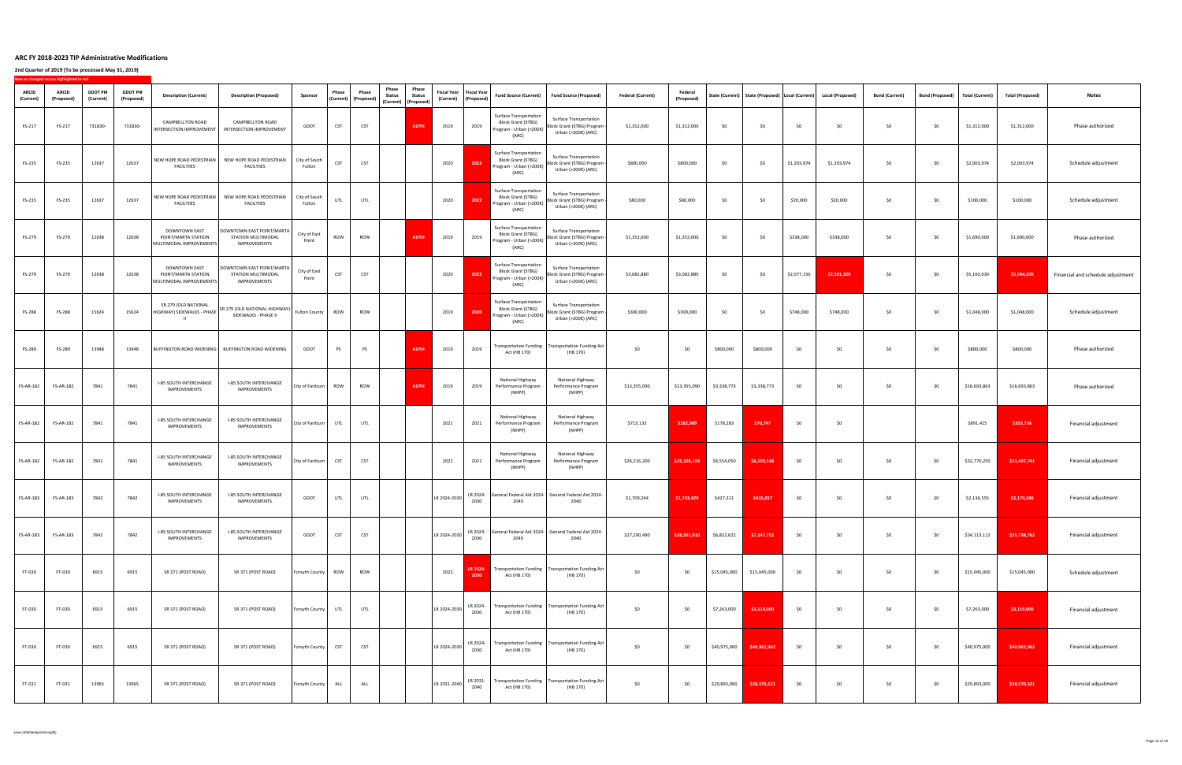# ARC FY 2018-2023 TIP Administrative Modifications

## 2nd Quarter of 2019 (To be processed May 31, 2019)

New or changed values highlighted in red

| ARCID (Current) | ARCID (Proposed) | GDOT PI# (Current) | GDOT PI# (Proposed) | Description (Current) | Description (Proposed) | Sponsor | Phase (Current) | Phase (Proposed) | Phase Status (Current) | Phase Status (Proposed) | Fiscal Year (Current) | Fiscal Year (Proposed) | Fund Source (Current) | Fund Source (Proposed) | Federal (Current) | Federal (Proposed) | State (Current) | State (Proposed) | Local (Current) | Local (Proposed) | Bond (Current) | Bond (Proposed) | Total (Current) | Total (Proposed) | Notes |
|---|---|---|---|---|---|---|---|---|---|---|---|---|---|---|---|---|---|---|---|---|---|---|---|---|---|
| FS-217 | FS-217 | 731830- | 731830- | CAMPBELLTON ROAD INTERSECTION IMPROVEMENT | CAMPBELLTON ROAD INTERSECTION IMPROVEMENT | GDOT | CST | CST | | AUTH | 2019 | 2019 | Surface Transportation Block Grant (STBG) Program - Urban (>200K) (ARC) | Surface Transportation Block Grant (STBG) Program - Urban (>200K) (ARC) | $1,312,000 | $1,312,000 | $0 | $0 | $0 | $0 | $0 | $0 | $1,312,000 | $1,312,000 | Phase authorized |
| FS-235 | FS-235 | 12637 | 12637 | NEW HOPE ROAD PEDESTRIAN FACILITIES | NEW HOPE ROAD PEDESTRIAN FACILITIES | City of South Fulton | CST | CST | | | 2020 | 2022 | Surface Transportation Block Grant (STBG) Program - Urban (>200K) (ARC) | Surface Transportation Block Grant (STBG) Program - Urban (>200K) (ARC) | $800,000 | $800,000 | $0 | $0 | $1,203,974 | $1,203,974 | $0 | $0 | $2,003,974 | $2,003,974 | Schedule adjustment |
| FS-235 | FS-235 | 12637 | 12637 | NEW HOPE ROAD PEDESTRIAN FACILITIES | NEW HOPE ROAD PEDESTRIAN FACILITIES | City of South Fulton | UTL | UTL | | | 2020 | 2022 | Surface Transportation Block Grant (STBG) Program - Urban (>200K) (ARC) | Surface Transportation Block Grant (STBG) Program - Urban (>200K) (ARC) | $80,000 | $80,000 | $0 | $0 | $20,000 | $20,000 | $0 | $0 | $100,000 | $100,000 | Schedule adjustment |
| FS-279 | FS-279 | 12638 | 12638 | DOWNTOWN EAST POINT/MARTA STATION MULTIMODAL IMPROVEMENTS | DOWNTOWN EAST POINT/MARTA STATION MULTIMODAL IMPROVEMENTS | City of East Point | ROW | ROW | | AUTH | 2019 | 2019 | Surface Transportation Block Grant (STBG) Program - Urban (>200K) (ARC) | Surface Transportation Block Grant (STBG) Program - Urban (>200K) (ARC) | $1,352,000 | $1,352,000 | $0 | $0 | $338,000 | $338,000 | $0 | $0 | $1,690,000 | $1,690,000 | Phase authorized |
| FS-279 | FS-279 | 12638 | 12638 | DOWNTOWN EAST POINT/MARTA STATION MULTIMODAL IMPROVEMENTS | DOWNTOWN EAST POINT/MARTA STATION MULTIMODAL IMPROVEMENTS | City of East Point | CST | CST | | | 2020 | 2022 | Surface Transportation Block Grant (STBG) Program - Urban (>200K) (ARC) | Surface Transportation Block Grant (STBG) Program - Urban (>200K) (ARC) | $3,082,880 | $3,082,880 | $0 | $0 | $2,077,150 | $2,561,320 | $0 | $0 | $5,160,030 | $5,644,200 | Financial and schedule adjustment |
| FS-288 | FS-288 | 15624 | 15624 | SR 279 (OLD NATIONAL HIGHWAY) SIDEWALKS - PHASE II | SR 279 (OLD NATIONAL HIGHWAY) SIDEWALKS - PHASE II | Fulton County | ROW | ROW | | | 2019 | 2020 | Surface Transportation Block Grant (STBG) Program - Urban (>200K) (ARC) | Surface Transportation Block Grant (STBG) Program - Urban (>200K) (ARC) | $300,000 | $300,000 | $0 | $0 | $748,000 | $748,000 | $0 | $0 | $1,048,000 | $1,048,000 | Schedule adjustment |
| FS-289 | FS-289 | 13948 | 13948 | BUFFINGTON ROAD WIDENING | BUFFINGTON ROAD WIDENING | GDOT | PE | PE | | AUTH | 2019 | 2019 | Transportation Funding Act (HB 170) | Transportation Funding Act (HB 170) | $0 | $0 | $800,000 | $800,000 | $0 | $0 | $0 | $0 | $800,000 | $800,000 | Phase authorized |
| FS-AR-182 | FS-AR-182 | 7841 | 7841 | I-85 SOUTH INTERCHANGE IMPROVEMENTS | I-85 SOUTH INTERCHANGE IMPROVEMENTS | City of Fairburn | ROW | ROW | | AUTH | 2019 | 2019 | National Highway Performance Program (NHPP) | National Highway Performance Program (NHPP) | $13,355,090 | $13,355,090 | $3,338,773 | $3,338,773 | $0 | $0 | $0 | $0 | $16,693,863 | $16,693,863 | Phase authorized |
| FS-AR-182 | FS-AR-182 | 7841 | 7841 | I-85 SOUTH INTERCHANGE IMPROVEMENTS | I-85 SOUTH INTERCHANGE IMPROVEMENTS | City of Fairburn | UTL | UTL | | | 2021 | 2021 | National Highway Performance Program (NHPP) | National Highway Performance Program (NHPP) | $713,132 | $282,989 | $178,283 | $70,747 | $0 | $0 | | | $891,415 | $353,736 | Financial adjustment |
| FS-AR-182 | FS-AR-182 | 7841 | 7841 | I-85 SOUTH INTERCHANGE IMPROVEMENTS | I-85 SOUTH INTERCHANGE IMPROVEMENTS | City of Fairburn | CST | CST | | | 2021 | 2021 | National Highway Performance Program (NHPP) | National Highway Performance Program (NHPP) | $26,216,200 | $25,198,193 | $6,554,050 | $6,299,548 | $0 | $0 | $0 | $0 | $32,770,250 | $31,497,741 | Financial adjustment |
| FS-AR-183 | FS-AR-183 | 7842 | 7842 | I-85 SOUTH INTERCHANGE IMPROVEMENTS | I-85 SOUTH INTERCHANGE IMPROVEMENTS | GDOT | UTL | UTL | | | LR 2024-2030 | LR 2024-2030 | General Federal Aid 2024-2040 | General Federal Aid 2024-2040 | $1,709,244 | $1,743,429 | $427,311 | $435,857 | $0 | $0 | $0 | $0 | $2,136,555 | $2,179,286 | Financial adjustment |
| FS-AR-183 | FS-AR-183 | 7842 | 7842 | I-85 SOUTH INTERCHANGE IMPROVEMENTS | I-85 SOUTH INTERCHANGE IMPROVEMENTS | GDOT | CST | CST | | | LR 2024-2030 | LR 2024-2030 | General Federal Aid 2024-2040 | General Federal Aid 2024-2040 | $27,290,490 | $28,591,010 | $6,822,622 | $7,147,752 | $0 | $0 | $0 | $0 | $34,113,112 | $35,738,762 | Financial adjustment |
| FT-030 | FT-030 | 6915 | 6915 | SR 371 (POST ROAD) | SR 371 (POST ROAD) | Forsyth County | ROW | ROW | | | 2022 | LR 2024-2030 | Transportation Funding Act (HB 170) | Transportation Funding Act (HB 170) | $0 | $0 | $15,045,000 | $15,045,000 | $0 | $0 | $0 | $0 | $15,045,000 | $15,045,000 | Schedule adjustment |
| FT-030 | FT-030 | 6915 | 6915 | SR 371 (POST ROAD) | SR 371 (POST ROAD) | Forsyth County | UTL | UTL | | | LR 2024-2030 | LR 2024-2030 | Transportation Funding Act (HB 170) | Transportation Funding Act (HB 170) | $0 | $0 | $7,263,000 | $3,119,000 | $0 | $0 | $0 | $0 | $7,263,000 | $3,119,000 | Financial adjustment |
| FT-030 | FT-030 | 6915 | 6915 | SR 371 (POST ROAD) | SR 371 (POST ROAD) | Forsyth County | CST | CST | | | LR 2024-2030 | LR 2024-2030 | Transportation Funding Act (HB 170) | Transportation Funding Act (HB 170) | $0 | $0 | $40,975,000 | $40,962,962 | $0 | $0 | $0 | $0 | $40,975,000 | $40,962,962 | Financial adjustment |
| FT-031 | FT-031 | 13965 | 13965 | SR 371 (POST ROAD) | SR 371 (POST ROAD) | Forsyth County | ALL | ALL | | | LR 2031-2040 | LR 2031-2040 | Transportation Funding Act (HB 170) | Transportation Funding Act (HB 170) | $0 | $0 | $29,893,000 | $38,570,521 | $0 | $0 | $0 | $0 | $29,893,000 | $38,570,521 | Financial adjustment |

www.atlantaregional.org/tip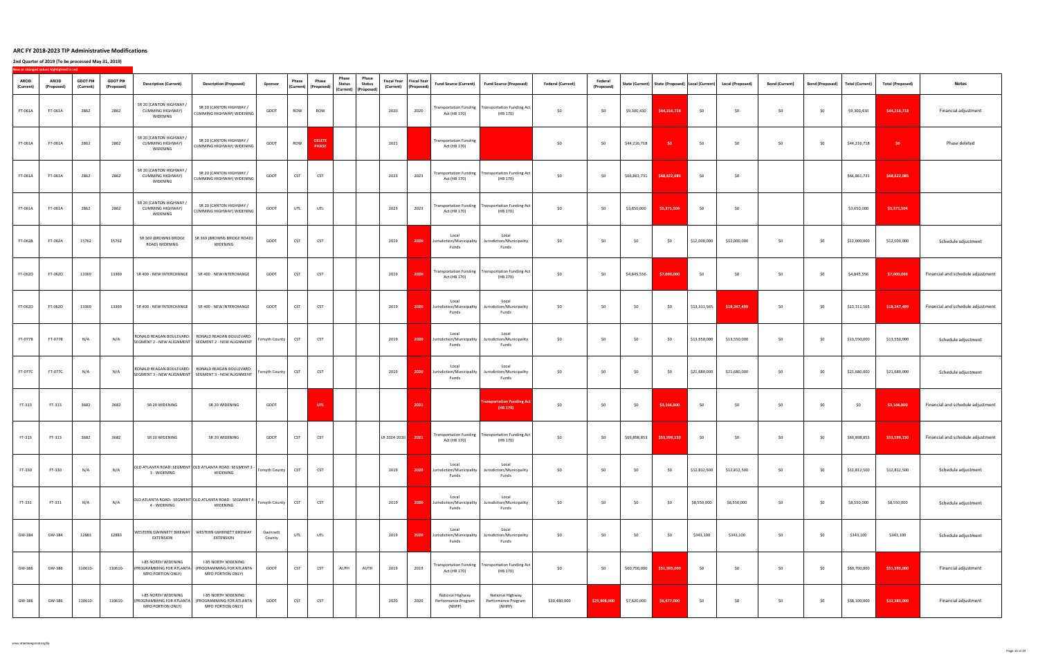## ARC FY 2018-2023 TIP Administrative Modifications

**2nd Quarter of 2019 (To be processed May 31, 2019)**

New or changed values highlighted in red

| ARCID (Current) | ARCID (Proposed) | GDOT PI# (Current) | GDOT PI# (Proposed) | Description (Current) | Description (Proposed) | Sponsor | Phase (Current) | Phase (Proposed) | Phase Status (Current) | Phase Status (Proposed) | Fiscal Year (Current) | Fiscal Year (Proposed) | Fund Source (Current) | Fund Source (Proposed) | Federal (Current) | Federal (Proposed) | State (Current) | State (Proposed) | Local (Current) | Local (Proposed) | Bond (Current) | Bond (Proposed) | Total (Current) | Total (Proposed) | Notes |
|---|---|---|---|---|---|---|---|---|---|---|---|---|---|---|---|---|---|---|---|---|---|---|---|---|---|
| FT-061A | FT-061A | 2862 | 2862 | SR 20 (CANTON HIGHWAY / CUMMING HIGHWAY) WIDENING | SR 20 (CANTON HIGHWAY / CUMMING HIGHWAY) WIDENING | GDOT | ROW | ROW | | | 2020 | 2020 | Transportation Funding Act (HB 170) | Transportation Funding Act (HB 170) | $0 | $0 | $9,300,430 | $44,216,718 | $0 | $0 | $0 | $0 | $9,300,430 | $44,216,718 | Financial adjustment |
| FT-061A | FT-061A | 2862 | 2862 | SR 20 (CANTON HIGHWAY / CUMMING HIGHWAY) WIDENING | SR 20 (CANTON HIGHWAY / CUMMING HIGHWAY) WIDENING | GDOT | ROW | DELETE PHASE | | | 2021 | | Transportation Funding Act (HB 170) | | $0 | $0 | $44,216,718 | $0 | $0 | $0 | $0 | $0 | $44,216,718 | $0 | Phase deleted |
| FT-061A | FT-061A | 2862 | 2862 | SR 20 (CANTON HIGHWAY / CUMMING HIGHWAY) WIDENING | SR 20 (CANTON HIGHWAY / CUMMING HIGHWAY) WIDENING | GDOT | CST | CST | | | 2023 | 2023 | Transportation Funding Act (HB 170) | Transportation Funding Act (HB 170) | $0 | $0 | $66,861,731 | $68,622,085 | $0 | $0 | | | $66,861,731 | $68,622,085 | |
| FT-061A | FT-061A | 2862 | 2862 | SR 20 (CANTON HIGHWAY / CUMMING HIGHWAY) WIDENING | SR 20 (CANTON HIGHWAY / CUMMING HIGHWAY) WIDENING | GDOT | UTL | UTL | | | 2023 | 2023 | Transportation Funding Act (HB 170) | Transportation Funding Act (HB 170) | $0 | $0 | $3,650,000 | $5,371,504 | $0 | $0 | | | $3,650,000 | $5,371,504 | |
| FT-062A | FT-062A | 15762 | 15762 | SR 369 (BROWNS BRIDGE ROAD) WIDENING | SR 369 (BROWNS BRIDGE ROAD) WIDENING | GDOT | CST | CST | | | 2019 | 2020 | Local Jurisdiction/Municipality Funds | Local Jurisdiction/Municipality Funds | $0 | $0 | $0 | $0 | $12,000,000 | $12,000,000 | $0 | $0 | $12,000,000 | $12,000,000 | Schedule adjustment |
| FT-062D | FT-062D | 13369 | 13369 | SR 400 - NEW INTERCHANGE | SR 400 - NEW INTERCHANGE | GDOT | CST | CST | | | 2019 | 2020 | Transportation Funding Act (HB 170) | Transportation Funding Act (HB 170) | $0 | $0 | $4,845,556 | $7,000,000 | $0 | $0 | $0 | $0 | $4,845,556 | $7,000,000 | Financial and schedule adjustment |
| FT-062D | FT-062D | 13369 | 13369 | SR 400 - NEW INTERCHANGE | SR 400 - NEW INTERCHANGE | GDOT | CST | CST | | | 2019 | 2020 | Local Jurisdiction/Municipality Funds | Local Jurisdiction/Municipality Funds | $0 | $0 | $0 | $0 | $13,311,565 | $18,247,499 | $0 | $0 | $13,311,565 | $18,247,499 | Financial and schedule adjustment |
| FT-077B | FT-077B | N/A | N/A | RONALD REAGAN BOULEVARD: SEGMENT 2 - NEW ALIGNMENT | RONALD REAGAN BOULEVARD: SEGMENT 2 - NEW ALIGNMENT | Forsyth County | CST | CST | | | 2019 | 2020 | Local Jurisdiction/Municipality Funds | Local Jurisdiction/Municipality Funds | $0 | $0 | $0 | $0 | $13,550,000 | $13,550,000 | $0 | $0 | $13,550,000 | $13,550,000 | Schedule adjustment |
| FT-077C | FT-077C | N/A | N/A | RONALD REAGAN BOULEVARD: SEGMENT 3 - NEW ALIGNMENT | RONALD REAGAN BOULEVARD: SEGMENT 3 - NEW ALIGNMENT | Forsyth County | CST | CST | | | 2019 | 2020 | Local Jurisdiction/Municipality Funds | Local Jurisdiction/Municipality Funds | $0 | $0 | $0 | $0 | $21,680,000 | $21,680,000 | $0 | $0 | $21,680,000 | $21,680,000 | Schedule adjustment |
| FT-313 | FT-313 | 3682 | 3682 | SR 20 WIDENING | SR 20 WIDENING | GDOT | | UTL | | | | 2021 | | Transportation Funding Act (HB 170) | $0 | $0 | $0 | $3,166,800 | $0 | $0 | $0 | $0 | $0 | $3,166,800 | Financial and schedule adjustment |
| FT-313 | FT-313 | 3682 | 3682 | SR 20 WIDENING | SR 20 WIDENING | GDOT | CST | CST | | | LR 2024-2030 | 2021 | Transportation Funding Act (HB 170) | Transportation Funding Act (HB 170) | $0 | $0 | $69,898,853 | $53,599,150 | $0 | $0 | $0 | $0 | $69,898,853 | $53,599,150 | Financial and schedule adjustment |
| FT-330 | FT-330 | N/A | N/A | OLD ATLANTA ROAD: SEGMENT 3 - WIDENING | OLD ATLANTA ROAD: SEGMENT 3 - WIDENING | Forsyth County | CST | CST | | | 2019 | 2020 | Local Jurisdiction/Municipality Funds | Local Jurisdiction/Municipality Funds | $0 | $0 | $0 | $0 | $12,812,500 | $12,812,500 | $0 | $0 | $12,812,500 | $12,812,500 | Schedule adjustment |
| FT-331 | FT-331 | N/A | N/A | OLD ATLANTA ROAD: SEGMENT 4 - WIDENING | OLD ATLANTA ROAD: SEGMENT 4 - WIDENING | Forsyth County | CST | CST | | | 2019 | 2020 | Local Jurisdiction/Municipality Funds | Local Jurisdiction/Municipality Funds | $0 | $0 | $0 | $0 | $8,550,000 | $8,550,000 | $0 | $0 | $8,550,000 | $8,550,000 | Schedule adjustment |
| GW-384 | GW-384 | 12883 | 12883 | WESTERN GWINNETT BIKEWAY EXTENSION | WESTERN GWINNETT BIKEWAY EXTENSION | Gwinnett County | UTL | UTL | | | 2019 | 2020 | Local Jurisdiction/Municipality Funds | Local Jurisdiction/Municipality Funds | $0 | $0 | $0 | $0 | $343,100 | $343,100 | $0 | $0 | $343,100 | $343,100 | Schedule adjustment |
| GW-386 | GW-386 | 110610- | 110610- | I-85 NORTH WIDENING (PROGRAMMING FOR ATLANTA MPO PORTION ONLY) | I-85 NORTH WIDENING (PROGRAMMING FOR ATLANTA MPO PORTION ONLY) | GDOT | CST | CST | AUTH | AUTH | 2019 | 2019 | Transportation Funding Act (HB 170) | Transportation Funding Act (HB 170) | $0 | $0 | $60,700,000 | $51,595,000 | $0 | $0 | $0 | $0 | $60,700,000 | $51,595,000 | Financial adjustment |
| GW-386 | GW-386 | 110610- | 110610- | I-85 NORTH WIDENING (PROGRAMMING FOR ATLANTA MPO PORTION ONLY) | I-85 NORTH WIDENING (PROGRAMMING FOR ATLANTA MPO PORTION ONLY) | GDOT | CST | CST | | | 2020 | 2020 | National Highway Performance Program (NHPP) | National Highway Performance Program (NHPP) | $30,480,000 | $25,908,000 | $7,620,000 | $6,477,000 | $0 | $0 | $0 | $0 | $38,100,000 | $32,385,000 | Financial adjustment |

www.atlantaregional.org/tip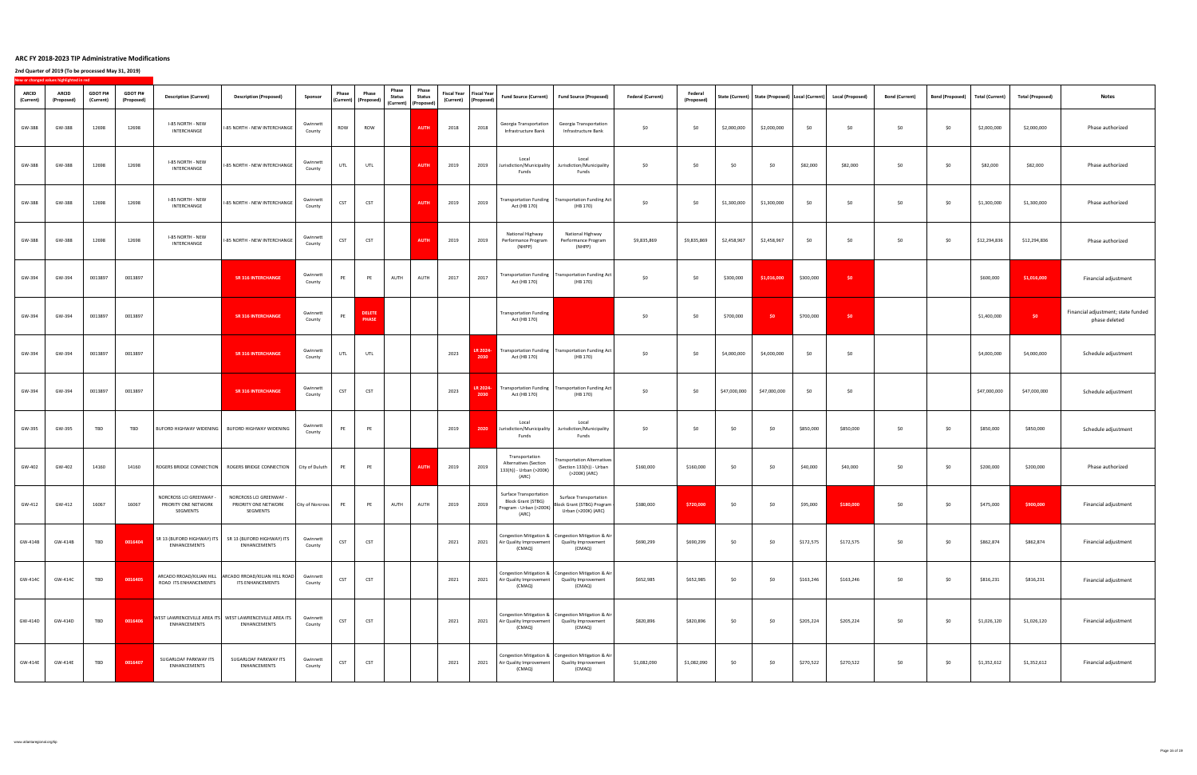# ARC FY 2018-2023 TIP Administrative Modifications

## 2nd Quarter of 2019 (To be processed May 31, 2019)

New or changed values highlighted in red

| ARCID (Current) | ARCID (Proposed) | GDOT PI# (Current) | GDOT PI# (Proposed) | Description (Current) | Description (Proposed) | Sponsor | Phase (Current) | Phase (Proposed) | Phase Status (Current) | Phase Status (Proposed) | Fiscal Year (Current) | Fiscal Year (Proposed) | Fund Source (Current) | Fund Source (Proposed) | Federal (Current) | Federal (Proposed) | State (Current) | State (Proposed) | Local (Current) | Local (Proposed) | Bond (Current) | Bond (Proposed) | Total (Current) | Total (Proposed) | Notes |
|---|---|---|---|---|---|---|---|---|---|---|---|---|---|---|---|---|---|---|---|---|---|---|---|---|---|
| GW-388 | GW-388 | 12698 | 12698 | I-85 NORTH - NEW INTERCHANGE | I-85 NORTH - NEW INTERCHANGE | Gwinnett County | ROW | ROW | | AUTH | 2018 | 2018 | Georgia Transportation Infrastructure Bank | Georgia Transportation Infrastructure Bank | $0 | $0 | $2,000,000 | $2,000,000 | $0 | $0 | $0 | $0 | $2,000,000 | $2,000,000 | Phase authorized |
| GW-388 | GW-388 | 12698 | 12698 | I-85 NORTH - NEW INTERCHANGE | I-85 NORTH - NEW INTERCHANGE | Gwinnett County | UTL | UTL | | AUTH | 2019 | 2019 | Local Jurisdiction/Municipality Funds | Local Jurisdiction/Municipality Funds | $0 | $0 | $0 | $0 | $82,000 | $82,000 | $0 | $0 | $82,000 | $82,000 | Phase authorized |
| GW-388 | GW-388 | 12698 | 12698 | I-85 NORTH - NEW INTERCHANGE | I-85 NORTH - NEW INTERCHANGE | Gwinnett County | CST | CST | | AUTH | 2019 | 2019 | Transportation Funding Act (HB 170) | Transportation Funding Act (HB 170) | $0 | $0 | $1,300,000 | $1,300,000 | $0 | $0 | $0 | $0 | $1,300,000 | $1,300,000 | Phase authorized |
| GW-388 | GW-388 | 12698 | 12698 | I-85 NORTH - NEW INTERCHANGE | I-85 NORTH - NEW INTERCHANGE | Gwinnett County | CST | CST | | AUTH | 2019 | 2019 | National Highway Performance Program (NHPP) | National Highway Performance Program (NHPP) | $9,835,869 | $9,835,869 | $2,458,967 | $2,458,967 | $0 | $0 | $0 | $0 | $12,294,836 | $12,294,836 | Phase authorized |
| GW-394 | GW-394 | 0013897 | 0013897 | | SR 316 INTERCHANGE | Gwinnett County | PE | PE | AUTH | AUTH | 2017 | 2017 | Transportation Funding Act (HB 170) | Transportation Funding Act (HB 170) | $0 | $0 | $300,000 | $1,016,000 | $300,000 | $0 | | | $600,000 | $1,016,000 | Financial adjustment |
| GW-394 | GW-394 | 0013897 | 0013897 | | SR 316 INTERCHANGE | Gwinnett County | PE | DELETE PHASE | | | | | Transportation Funding Act (HB 170) | | $0 | $0 | $700,000 | $0 | $700,000 | $0 | | | $1,400,000 | $0 | Financial adjustment; state funded phase deleted |
| GW-394 | GW-394 | 0013897 | 0013897 | | SR 316 INTERCHANGE | Gwinnett County | UTL | UTL | | | 2023 | LR 2024-2030 | Transportation Funding Act (HB 170) | Transportation Funding Act (HB 170) | $0 | $0 | $4,000,000 | $4,000,000 | $0 | $0 | | | $4,000,000 | $4,000,000 | Schedule adjustment |
| GW-394 | GW-394 | 0013897 | 0013897 | | SR 316 INTERCHANGE | Gwinnett County | CST | CST | | | 2023 | LR 2024-2030 | Transportation Funding Act (HB 170) | Transportation Funding Act (HB 170) | $0 | $0 | $47,000,000 | $47,000,000 | $0 | $0 | | | $47,000,000 | $47,000,000 | Schedule adjustment |
| GW-395 | GW-395 | TBD | TBD | BUFORD HIGHWAY WIDENING | BUFORD HIGHWAY WIDENING | Gwinnett County | PE | PE | | | 2019 | 2020 | Local Jurisdiction/Municipality Funds | Local Jurisdiction/Municipality Funds | $0 | $0 | $0 | $0 | $850,000 | $850,000 | $0 | $0 | $850,000 | $850,000 | Schedule adjustment |
| GW-402 | GW-402 | 14160 | 14160 | ROGERS BRIDGE CONNECTION | ROGERS BRIDGE CONNECTION | City of Duluth | PE | PE | | AUTH | 2019 | 2019 | Transportation Alternatives (Section 133(h)) - Urban (>200K) (ARC) | Transportation Alternatives (Section 133(h)) - Urban (>200K) (ARC) | $160,000 | $160,000 | $0 | $0 | $40,000 | $40,000 | $0 | $0 | $200,000 | $200,000 | Phase authorized |
| GW-412 | GW-412 | 16067 | 16067 | NORCROSS LCI GREENWAY - PRIORITY ONE NETWORK SEGMENTS | NORCROSS LCI GREENWAY - PRIORITY ONE NETWORK SEGMENTS | City of Norcross | PE | PE | AUTH | AUTH | 2019 | 2019 | Surface Transportation Block Grant (STBG) Program - Urban (>200K) (ARC) | Surface Transportation Block Grant (STBG) Program - Urban (>200K) (ARC) | $380,000 | $720,000 | $0 | $0 | $95,000 | $180,000 | $0 | $0 | $475,000 | $900,000 | Financial adjustment |
| GW-414B | GW-414B | TBD | 0016404 | SR 13 (BUFORD HIGHWAY) ITS ENHANCEMENTS | SR 13 (BUFORD HIGHWAY) ITS ENHANCEMENTS | Gwinnett County | CST | CST | | | 2021 | 2021 | Congestion Mitigation & Air Quality Improvement (CMAQ) | Congestion Mitigation & Air Quality Improvement (CMAQ) | $690,299 | $690,299 | $0 | $0 | $172,575 | $172,575 | $0 | $0 | $862,874 | $862,874 | Financial adjustment |
| GW-414C | GW-414C | TBD | 0016405 | ARCADO RROAD/KILIAN HILL ROAD ITS ENHANCEMENTS | ARCADO RROAD/KILIAN HILL ROAD ITS ENHANCEMENTS | Gwinnett County | CST | CST | | | 2021 | 2021 | Congestion Mitigation & Air Quality Improvement (CMAQ) | Congestion Mitigation & Air Quality Improvement (CMAQ) | $652,985 | $652,985 | $0 | $0 | $163,246 | $163,246 | $0 | $0 | $816,231 | $816,231 | Financial adjustment |
| GW-414D | GW-414D | TBD | 0016406 | WEST LAWRENCEVILLE AREA ITS ENHANCEMENTS | WEST LAWRENCEVILLE AREA ITS ENHANCEMENTS | Gwinnett County | CST | CST | | | 2021 | 2021 | Congestion Mitigation & Air Quality Improvement (CMAQ) | Congestion Mitigation & Air Quality Improvement (CMAQ) | $820,896 | $820,896 | $0 | $0 | $205,224 | $205,224 | $0 | $0 | $1,026,120 | $1,026,120 | Financial adjustment |
| GW-414E | GW-414E | TBD | 0016407 | SUGARLOAF PARKWAY ITS ENHANCEMENTS | SUGARLOAF PARKWAY ITS ENHANCEMENTS | Gwinnett County | CST | CST | | | 2021 | 2021 | Congestion Mitigation & Air Quality Improvement (CMAQ) | Congestion Mitigation & Air Quality Improvement (CMAQ) | $1,082,090 | $1,082,090 | $0 | $0 | $270,522 | $270,522 | $0 | $0 | $1,352,612 | $1,352,612 | Financial adjustment |

www.atlantaregional.org/tip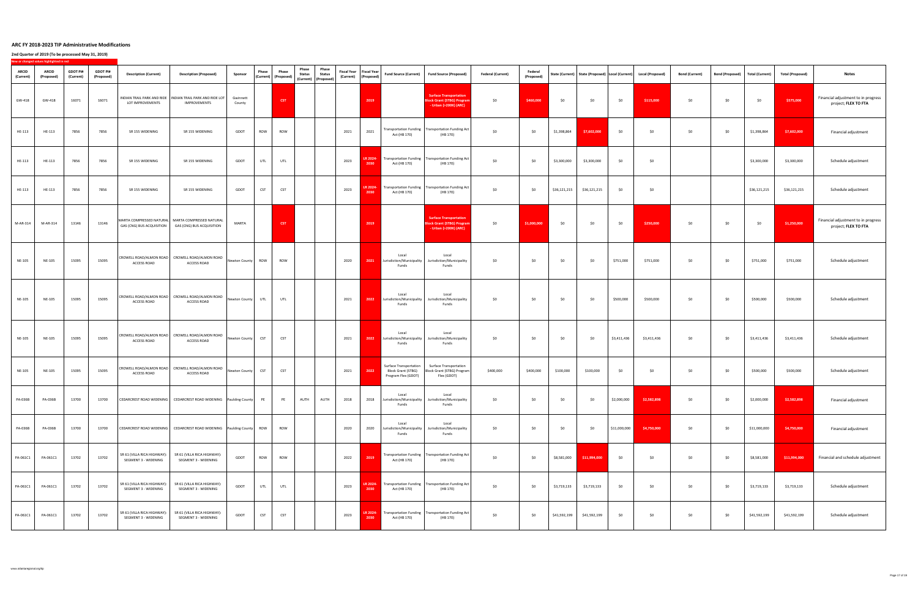# ARC FY 2018-2023 TIP Administrative Modifications

## 2nd Quarter of 2019 (To be processed May 31, 2019)

New or changed values highlighted in red

| ARCID (Current) | ARCID (Proposed) | GDOT PI# (Current) | GDOT PI# (Proposed) | Description (Current) | Description (Proposed) | Sponsor | Phase (Current) | Phase (Proposed) | Phase Status (Current) | Phase Status (Proposed) | Fiscal Year (Current) | Fiscal Year (Proposed) | Fund Source (Current) | Fund Source (Proposed) | Federal (Current) | Federal (Proposed) | State (Current) | State (Proposed) | Local (Current) | Local (Proposed) | Bond (Current) | Bond (Proposed) | Total (Current) | Total (Proposed) | Notes |
|---|---|---|---|---|---|---|---|---|---|---|---|---|---|---|---|---|---|---|---|---|---|---|---|---|---|
| GW-418 | GW-418 | 16071 | 16071 | INDIAN TRAIL PARK AND RIDE LOT IMPROVEMENTS | INDIAN TRAIL PARK AND RIDE LOT IMPROVEMENTS | Gwinnett County | | CST | | | | 2019 | | Surface Transportation Block Grant (STBG) Program - Urban (>200K) (ARC) | $0 | $460,000 | $0 | $0 | $0 | $115,000 | $0 | $0 | $0 | $575,000 | Financial adjustment to in progress project; **FLEX TO FTA** |
| HE-113 | HE-113 | 7856 | 7856 | SR 155 WIDENING | SR 155 WIDENING | GDOT | ROW | ROW | | | 2021 | 2021 | Transportation Funding Act (HB 170) | Transportation Funding Act (HB 170) | $0 | $0 | $1,398,864 | $7,602,000 | $0 | $0 | $0 | $0 | $1,398,864 | $7,602,000 | Financial adjustment |
| HE-113 | HE-113 | 7856 | 7856 | SR 155 WIDENING | SR 155 WIDENING | GDOT | UTL | UTL | | | 2023 | LR 2024-2030 | Transportation Funding Act (HB 170) | Transportation Funding Act (HB 170) | $0 | $0 | $3,300,000 | $3,300,000 | $0 | $0 | | | $3,300,000 | $3,300,000 | Schedule adjustment |
| HE-113 | HE-113 | 7856 | 7856 | SR 155 WIDENING | SR 155 WIDENING | GDOT | CST | CST | | | 2023 | LR 2024-2030 | Transportation Funding Act (HB 170) | Transportation Funding Act (HB 170) | $0 | $0 | $36,121,215 | $36,121,215 | $0 | $0 | | | $36,121,215 | $36,121,215 | Schedule adjustment |
| M-AR-314 | M-AR-314 | 13146 | 13146 | MARTA COMPRESSED NATURAL GAS (CNG) BUS ACQUISITION | MARTA COMPRESSED NATURAL GAS (CNG) BUS ACQUISITION | MARTA | | CST | | | | 2019 | | Surface Transportation Block Grant (STBG) Program - Urban (>200K) (ARC) | $0 | $1,000,000 | $0 | $0 | $0 | $250,000 | $0 | $0 | $0 | $1,250,000 | Financial adjustment to in progress project; **FLEX TO FTA** |
| NE-105 | NE-105 | 15095 | 15095 | CROWELL ROAD/ALMON ROAD ACCESS ROAD | CROWELL ROAD/ALMON ROAD ACCESS ROAD | Newton County | ROW | ROW | | | 2020 | 2021 | Local Jurisdiction/Municipality Funds | Local Jurisdiction/Municipality Funds | $0 | $0 | $0 | $0 | $751,000 | $751,000 | $0 | $0 | $751,000 | $751,000 | Schedule adjustment |
| NE-105 | NE-105 | 15095 | 15095 | CROWELL ROAD/ALMON ROAD ACCESS ROAD | CROWELL ROAD/ALMON ROAD ACCESS ROAD | Newton County | UTL | UTL | | | 2021 | 2022 | Local Jurisdiction/Municipality Funds | Local Jurisdiction/Municipality Funds | $0 | $0 | $0 | $0 | $500,000 | $500,000 | $0 | $0 | $500,000 | $500,000 | Schedule adjustment |
| NE-105 | NE-105 | 15095 | 15095 | CROWELL ROAD/ALMON ROAD ACCESS ROAD | CROWELL ROAD/ALMON ROAD ACCESS ROAD | Newton County | CST | CST | | | 2021 | 2022 | Local Jurisdiction/Municipality Funds | Local Jurisdiction/Municipality Funds | $0 | $0 | $0 | $0 | $3,411,436 | $3,411,436 | $0 | $0 | $3,411,436 | $3,411,436 | Schedule adjustment |
| NE-105 | NE-105 | 15095 | 15095 | CROWELL ROAD/ALMON ROAD ACCESS ROAD | CROWELL ROAD/ALMON ROAD ACCESS ROAD | Newton County | CST | CST | | | 2021 | 2022 | Surface Transportation Block Grant (STBG) Program Flex (GDOT) | Surface Transportation Block Grant (STBG) Program Flex (GDOT) | $400,000 | $400,000 | $100,000 | $100,000 | $0 | $0 | $0 | $0 | $500,000 | $500,000 | Schedule adjustment |
| PA-036B | PA-036B | 13700 | 13700 | CEDARCREST ROAD WIDENING | CEDARCREST ROAD WIDENING | Paulding County | PE | PE | AUTH | AUTH | 2018 | 2018 | Local Jurisdiction/Municipality Funds | Local Jurisdiction/Municipality Funds | $0 | $0 | $0 | $0 | $2,000,000 | $2,582,898 | $0 | $0 | $2,000,000 | $2,582,898 | Financial adjustment |
| PA-036B | PA-036B | 13700 | 13700 | CEDARCREST ROAD WIDENING | CEDARCREST ROAD WIDENING | Paulding County | ROW | ROW | | | 2020 | 2020 | Local Jurisdiction/Municipality Funds | Local Jurisdiction/Municipality Funds | $0 | $0 | $0 | $0 | $11,000,000 | $4,750,000 | $0 | $0 | $11,000,000 | $4,750,000 | Financial adjustment |
| PA-061C1 | PA-061C1 | 13702 | 13702 | SR 61 (VILLA RICA HIGHWAY): SEGMENT 3 - WIDENING | SR 61 (VILLA RICA HIGHWAY): SEGMENT 3 - WIDENING | GDOT | ROW | ROW | | | 2022 | 2019 | Transportation Funding Act (HB 170) | Transportation Funding Act (HB 170) | $0 | $0 | $8,581,000 | $11,994,000 | $0 | $0 | $0 | $0 | $8,581,000 | $11,994,000 | Financial and schedule adjustment |
| PA-061C1 | PA-061C1 | 13702 | 13702 | SR 61 (VILLA RICA HIGHWAY): SEGMENT 3 - WIDENING | SR 61 (VILLA RICA HIGHWAY): SEGMENT 3 - WIDENING | GDOT | UTL | UTL | | | 2023 | LR 2024-2030 | Transportation Funding Act (HB 170) | Transportation Funding Act (HB 170) | $0 | $0 | $3,719,133 | $3,719,133 | $0 | $0 | $0 | $0 | $3,719,133 | $3,719,133 | Schedule adjustment |
| PA-061C1 | PA-061C1 | 13702 | 13702 | SR 61 (VILLA RICA HIGHWAY): SEGMENT 3 - WIDENING | SR 61 (VILLA RICA HIGHWAY): SEGMENT 3 - WIDENING | GDOT | CST | CST | | | 2023 | LR 2024-2030 | Transportation Funding Act (HB 170) | Transportation Funding Act (HB 170) | $0 | $0 | $41,592,199 | $41,592,199 | $0 | $0 | $0 | $0 | $41,592,199 | $41,592,199 | Schedule adjustment |

www.atlantaregional.org/tip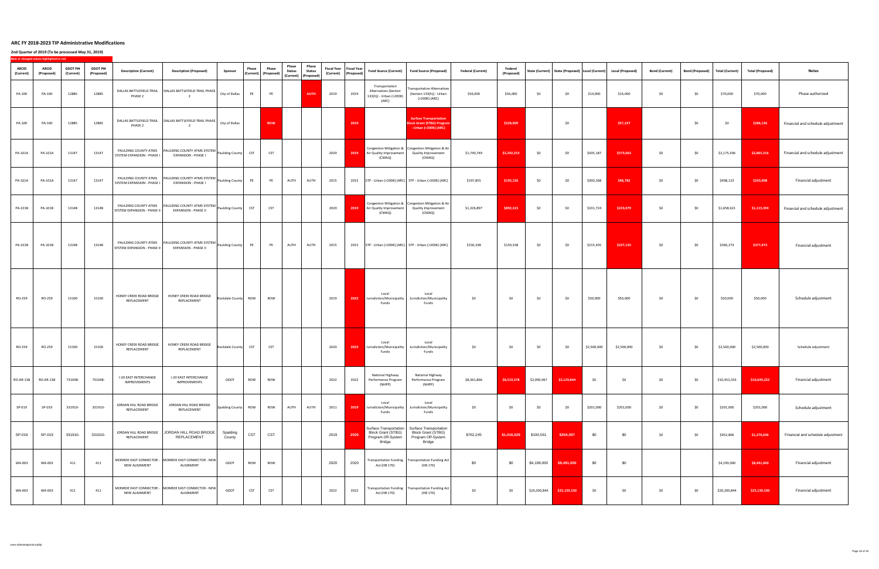**ARC FY 2018-2023 TIP Administrative Modifications**

**2nd Quarter of 2019 (To be processed May 31, 2019)**

New or changed values highlighted in red

| ARCID (Current) | ARCID (Proposed) | GDOT PI# (Current) | GDOT PI# (Proposed) | Description (Current) | Description (Proposed) | Sponsor | Phase (Current) | Phase (Proposed) | Phase Status (Current) | Phase Status (Proposed) | Fiscal Year (Current) | Fiscal Year (Proposed) | Fund Source (Current) | Fund Source (Proposed) | Federal (Current) | Federal (Proposed) | State (Current) | State (Proposed) | Local (Current) | Local (Proposed) | Bond (Current) | Bond (Proposed) | Total (Current) | Total (Proposed) | Notes |
|---|---|---|---|---|---|---|---|---|---|---|---|---|---|---|---|---|---|---|---|---|---|---|---|---|---|
| PA-100 | PA-100 | 12885 | 12885 | DALLAS BATTLEFIELD TRAIL PHASE 2 | DALLAS BATTLEFIELD TRAIL PHASE 2 | City of Dallas | PE | PE | | AUTH | 2019 | 2019 | Transportation Alternatives (Section 133(h)) - Urban (>200K) (ARC) | Transportation Alternatives (Section 133(h)) - Urban (>200K) (ARC) | $56,000 | $56,000 | $0 | $0 | $14,000 | $14,000 | $0 | $0 | $70,000 | $70,000 | Phase authorized |
| PA-100 | PA-100 | 12885 | 12885 | DALLAS BATTLEFIELD TRAIL PHASE 2 | DALLAS BATTLEFIELD TRAIL PHASE 2 | City of Dallas | | ROW | | | | 2019 | | Surface Transportation Block Grant (STBG) Program - Urban (>200K) (ARC) | | $228,909 | | $0 | | $57,227 | | $0 | $0 | $286,136 | Financial and schedule adjustment |
| PA-101A | PA-101A | 13147 | 13147 | PAULDING COUNTY ATMS SYSTEM EXPANSION - PHASE I | PAULDING COUNTY ATMS SYSTEM EXPANSION - PHASE I | Paulding County | CST | CST | | | 2020 | 2019 | Congestion Mitigation & Air Quality Improvement (CMAQ) | Congestion Mitigation & Air Quality Improvement (CMAQ) | $1,740,749 | $2,292,253 | $0 | $0 | $435,187 | $573,063 | $0 | $0 | $2,175,936 | $2,865,316 | Financial and schedule adjustment |
| PA-101A | PA-101A | 13147 | 13147 | PAULDING COUNTY ATMS SYSTEM EXPANSION - PHASE I | PAULDING COUNTY ATMS SYSTEM EXPANSION - PHASE I | Paulding County | PE | PE | AUTH | AUTH | 2015 | 2015 | STP - Urban (>200K) (ARC) | STP - Urban (>200K) (ARC) | $197,855 | $195,126 | $0 | $0 | $300,268 | $48,782 | $0 | $0 | $498,123 | $243,908 | Financial adjustment |
| PA-101B | PA-101B | 13148 | 13148 | PAULDING COUNTY ATMS SYSTEM EXPANSION - PHASE II | PAULDING COUNTY ATMS SYSTEM EXPANSION - PHASE II | Paulding County | CST | CST | | | 2020 | 2019 | Congestion Mitigation & Air Quality Improvement (CMAQ) | Congestion Mitigation & Air Quality Improvement (CMAQ) | $1,326,897 | $892,315 | $0 | $0 | $331,724 | $223,079 | $0 | $0 | $1,658,621 | $1,115,394 | Financial and schedule adjustment |
| PA-101B | PA-101B | 13148 | 13148 | PAULDING COUNTY ATMS SYSTEM EXPANSION - PHASE II | PAULDING COUNTY ATMS SYSTEM EXPANSION - PHASE II | Paulding County | PE | PE | AUTH | AUTH | 2015 | 2015 | STP - Urban (>200K) (ARC) | STP - Urban (>200K) (ARC) | $150,338 | $150,338 | $0 | $0 | $215,935 | $227,135 | $0 | $0 | $366,273 | $377,473 | Financial adjustment |
| RO-259 | RO-259 | 15100 | 15100 | HONEY CREEK ROAD BRIDGE REPLACEMENT | HONEY CREEK ROAD BRIDGE REPLACEMENT | Rockdale County | ROW | ROW | | | 2019 | 2022 | Local Jurisdiction/Municipality Funds | Local Jurisdiction/Municipality Funds | $0 | $0 | $0 | $0 | $50,000 | $50,000 | $0 | $0 | $50,000 | $50,000 | Schedule adjustment |
| RO-259 | RO-259 | 15100 | 15100 | HONEY CREEK ROAD BRIDGE REPLACEMENT | HONEY CREEK ROAD BRIDGE REPLACEMENT | Rockdale County | CST | CST | | | 2020 | 2023 | Local Jurisdiction/Municipality Funds | Local Jurisdiction/Municipality Funds | $0 | $0 | $0 | $0 | $2,500,000 | $2,500,000 | $0 | $0 | $2,500,000 | $2,500,000 | Schedule adjustment |
| RO-AR-138 | RO-AR-138 | 731048- | 731048- | I-20 EAST INTERCHANGE IMPROVEMENTS | I-20 EAST INTERCHANGE IMPROVEMENTS | GDOT | ROW | ROW | | | 2022 | 2022 | National Highway Performance Program (NHPP) | National Highway Performance Program (NHPP) | $8,361,866 | $8,519,378 | $2,090,467 | $2,129,844 | $0 | $0 | $0 | $0 | $10,452,333 | $10,649,222 | Financial adjustment |
| SP-019 | SP-019 | 331910- | 331910- | JORDAN HILL ROAD BRIDGE REPLACEMENT | JORDAN HILL ROAD BRIDGE REPLACEMENT | Spalding County | ROW | ROW | AUTH | AUTH | 2011 | 2019 | Local Jurisdiction/Municipality Funds | Local Jurisdiction/Municipality Funds | $0 | $0 | $0 | $0 | $201,000 | $201,000 | $0 | $0 | $201,000 | $201,000 | Schedule adjustment |
| SP-019 | SP-019 | 331910- | 331910- | JORDAN HILL ROAD BRIDGE REPLACEMENT | JORDAN HILL ROAD BRIDGE REPLACEMENT | Spalding County | CST | CST | | | 2019 | 2020 | Surface Transportation Block Grant (STBG) Program Off-System Bridge | Surface Transportation Block Grant (STBG) Program Off-System Bridge | $762,245 | $1,016,029 | $190,561 | $254,007 | $0 | $0 | $0 | $0 | $952,806 | $1,270,036 | Financial and schedule adjustment |
| WA-003 | WA-003 | 411 | 411 | MONROE EAST CONNECTOR - NEW ALIGNMENT | MONROE EAST CONNECTOR - NEW ALIGNMENT | GDOT | ROW | ROW | | | 2020 | 2020 | Transportation Funding Act (HB 170) | Transportation Funding Act (HB 170) | $0 | $0 | $4,199,000 | $8,491,000 | $0 | $0 | | | $4,199,000 | $8,491,000 | Financial adjustment |
| WA-003 | WA-003 | 411 | 411 | MONROE EAST CONNECTOR - NEW ALIGNMENT | MONROE EAST CONNECTOR - NEW ALIGNMENT | GDOT | CST | CST | | | 2022 | 2022 | Transportation Funding Act (HB 170) | Transportation Funding Act (HB 170) | $0 | $0 | $20,200,844 | $25,139,530 | $0 | $0 | $0 | $0 | $20,200,844 | $25,139,530 | Financial adjustment |

www.atlantaregional.org/tip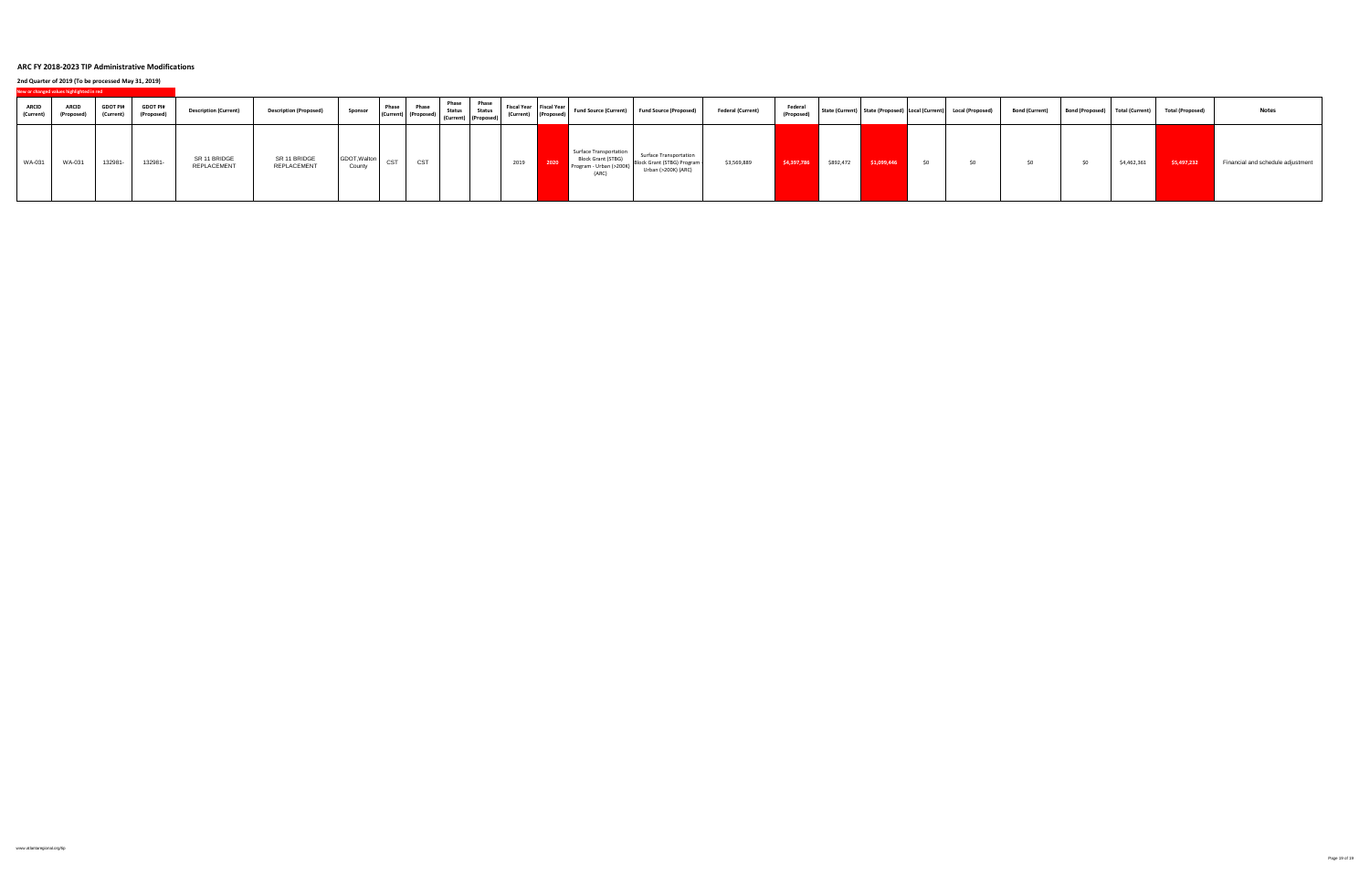## ARC FY 2018-2023 TIP Administrative Modifications

**2nd Quarter of 2019 (To be processed May 31, 2019)**

New or changed values highlighted in red

| ARCID (Current) | ARCID (Proposed) | GDOT PI# (Current) | GDOT PI# (Proposed) | Description (Current) | Description (Proposed) | Sponsor | Phase (Current) | Phase (Proposed) | Phase Status (Current) | Phase Status (Proposed) | Fiscal Year (Current) | Fiscal Year (Proposed) | Fund Source (Current) | Fund Source (Proposed) | Federal (Current) | Federal (Proposed) | State (Current) | State (Proposed) | Local (Current) | Local (Proposed) | Bond (Current) | Bond (Proposed) | Total (Current) | Total (Proposed) | Notes |
|---|---|---|---|---|---|---|---|---|---|---|---|---|---|---|---|---|---|---|---|---|---|---|---|---|---|
| WA-031 | WA-031 | 132981- | 132981- | SR 11 BRIDGE REPLACEMENT | SR 11 BRIDGE REPLACEMENT | GDOT,Walton County | CST | CST | | | 2019 | 2020 | Surface Transportation Block Grant (STBG) Program - Urban (>200K) (ARC) | Surface Transportation Block Grant (STBG) Program - Urban (>200K) (ARC) | $3,569,889 | $4,397,786 | $892,472 | $1,099,446 | $0 | $0 | $0 | $0 | $4,462,361 | $5,497,232 | Financial and schedule adjustment |

www.atlantaregional.org/tip